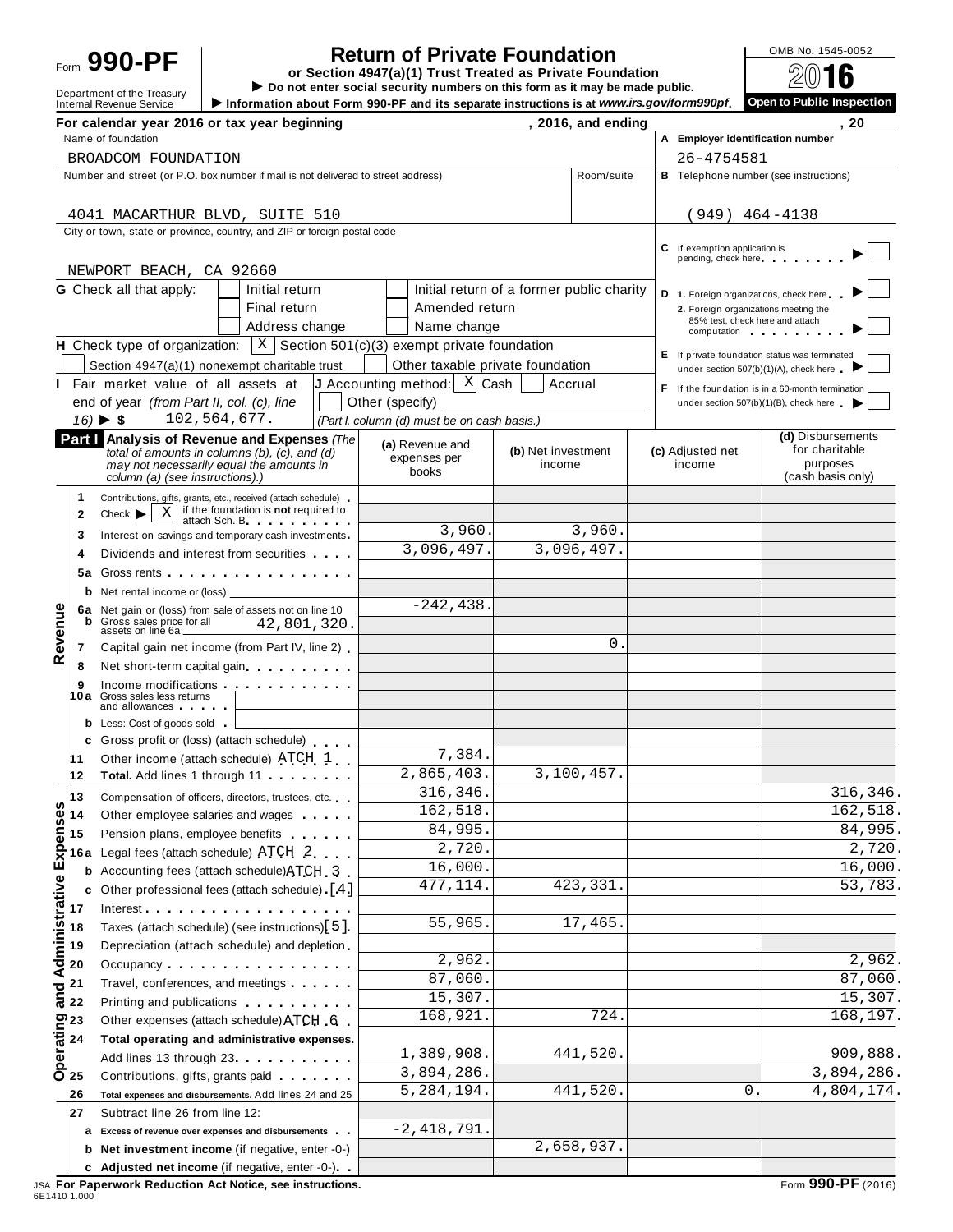Form **990-PF**

Department of the Treasury
Internal Revenue Service

# Return of Private Foundation

**or Section 4947(a)(1) Trust Treated as Private Foundation**

▶ **Do not enter social security numbers on this form as it may be made public.**

▶ **Information about Form 990-PF and its separate instructions is at** ***www.irs.gov/form990pf*****.**

OMB No. 1545-0052

**2016**

**Open to Public Inspection**

**For calendar year 2016 or tax year beginning , 2016, and ending , 20**

Name of foundation: BROADCOM FOUNDATION

**A** Employer identification number: 26-4754581

Number and street (or P.O. box number if mail is not delivered to street address): 4041 MACARTHUR BLVD, SUITE 510 — Room/suite:

**B** Telephone number (see instructions): (949) 464-4138

City or town, state or province, country, and ZIP or foreign postal code: NEWPORT BEACH, CA 92660

**C** If exemption application is pending, check here ▶ ☐

**G** Check all that apply: ☐ Initial return ☐ Initial return of a former public charity ☐ Final return ☐ Amended return ☐ Address change ☐ Name change

**D** 1. Foreign organizations, check here ▶ ☐
2. Foreign organizations meeting the 85% test, check here and attach computation ▶ ☐

**H** Check type of organization: ☒ Section 501(c)(3) exempt private foundation ☐ Section 4947(a)(1) nonexempt charitable trust ☐ Other taxable private foundation

**E** If private foundation status was terminated under section 507(b)(1)(A), check here ▶ ☐

**I** Fair market value of all assets at end of year *(from Part II, col. (c), line 16)* ▶ $ 102,564,677.

**J** Accounting method: ☒ Cash ☐ Accrual ☐ Other (specify) *(Part I, column (d) must be on cash basis.)*

**F** If the foundation is in a 60-month termination under section 507(b)(1)(B), check here ▶ ☐

**Part I** **Analysis of Revenue and Expenses** *(The total of amounts in columns (b), (c), and (d) may not necessarily equal the amounts in column (a) (see instructions).)*

| | Line | Description | (a) Revenue and expenses per books | (b) Net investment income | (c) Adjusted net income | (d) Disbursements for charitable purposes (cash basis only) |
|---|---|---|---|---|---|---|
| Revenue | 1 | Contributions, gifts, grants, etc., received (attach schedule) | | | | |
| | 2 | Check ▶ ☒ if the foundation is **not** required to attach Sch. B | | | | |
| | 3 | Interest on savings and temporary cash investments | 3,960. | 3,960. | | |
| | 4 | Dividends and interest from securities | 3,096,497. | 3,096,497. | | |
| | 5a | Gross rents | | | | |
| | b | Net rental income or (loss) | | | | |
| | 6a | Net gain or (loss) from sale of assets not on line 10 | -242,438. | | | |
| | b | Gross sales price for all assets on line 6a 42,801,320. | | | | |
| | 7 | Capital gain net income (from Part IV, line 2) | | 0. | | |
| | 8 | Net short-term capital gain | | | | |
| | 9 | Income modifications | | | | |
| | 10a | Gross sales less returns and allowances | | | | |
| | b | Less: Cost of goods sold | | | | |
| | c | Gross profit or (loss) (attach schedule) | | | | |
| | 11 | Other income (attach schedule) ATCH 1 | 7,384. | | | |
| | 12 | **Total.** Add lines 1 through 11 | 2,865,403. | 3,100,457. | | |
| Operating and Administrative Expenses | 13 | Compensation of officers, directors, trustees, etc. | 316,346. | | | 316,346. |
| | 14 | Other employee salaries and wages | 162,518. | | | 162,518. |
| | 15 | Pension plans, employee benefits | 84,995. | | | 84,995. |
| | 16a | Legal fees (attach schedule) ATCH 2 | 2,720. | | | 2,720. |
| | b | Accounting fees (attach schedule) ATCH 3 | 16,000. | | | 16,000. |
| | c | Other professional fees (attach schedule) [4] | 477,114. | 423,331. | | 53,783. |
| | 17 | Interest | | | | |
| | 18 | Taxes (attach schedule) (see instructions) [5] | 55,965. | 17,465. | | |
| | 19 | Depreciation (attach schedule) and depletion | | | | |
| | 20 | Occupancy | 2,962. | | | 2,962. |
| | 21 | Travel, conferences, and meetings | 87,060. | | | 87,060. |
| | 22 | Printing and publications | 15,307. | | | 15,307. |
| | 23 | Other expenses (attach schedule) ATCH 6 | 168,921. | 724. | | 168,197. |
| | 24 | **Total operating and administrative expenses.** Add lines 13 through 23 | 1,389,908. | 441,520. | | 909,888. |
| | 25 | Contributions, gifts, grants paid | 3,894,286. | | | 3,894,286. |
| | 26 | **Total expenses and disbursements.** Add lines 24 and 25 | 5,284,194. | 441,520. | 0. | 4,804,174. |
| | 27 | Subtract line 26 from line 12: | | | | |
| | a | **Excess of revenue over expenses and disbursements** | -2,418,791. | | | |
| | b | **Net investment income** (if negative, enter -0-) | | 2,658,937. | | |
| | c | **Adjusted net income** (if negative, enter -0-) | | | | |

JSA **For Paperwork Reduction Act Notice, see instructions.** Form **990-PF** (2016)
6E1410 1.000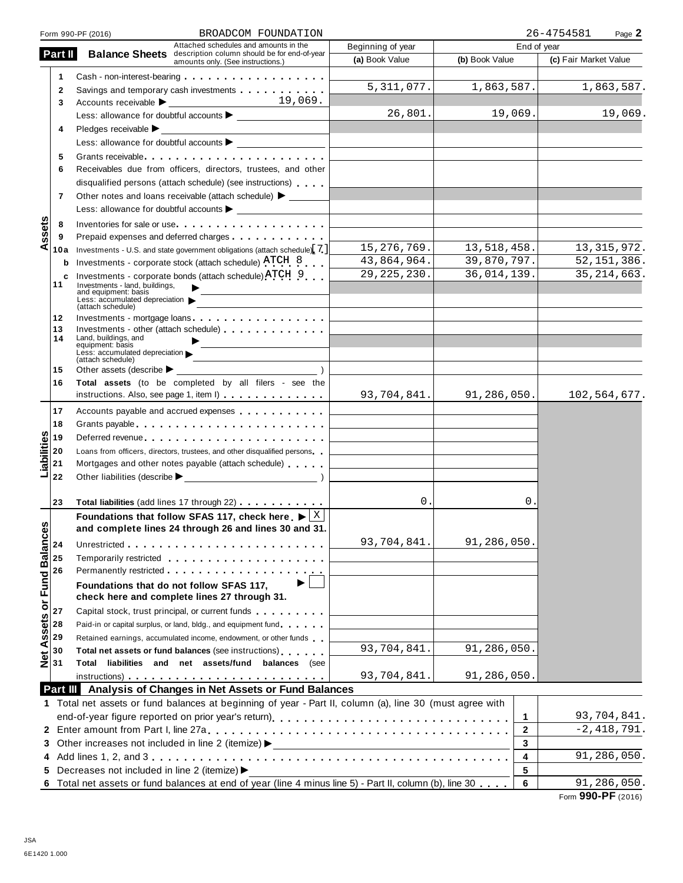Form 990-PF (2016) BROADCOM FOUNDATION 26-4754581 Page **2**

## Part II Balance Sheets

Attached schedules and amounts in the description column should be for end-of-year amounts only. (See instructions.)

| | | | Beginning of year | End of year | |
|---|---|---|---|---|---|
| | | | (a) Book Value | (b) Book Value | (c) Fair Market Value |
| **Assets** | 1 | Cash - non-interest-bearing | | | |
| | 2 | Savings and temporary cash investments | 5,311,077. | 1,863,587. | 1,863,587. |
| | 3 | Accounts receivable ▶ 19,069. | | | |
| | | Less: allowance for doubtful accounts ▶ | 26,801. | 19,069. | 19,069. |
| | 4 | Pledges receivable ▶ | | | |
| | | Less: allowance for doubtful accounts ▶ | | | |
| | 5 | Grants receivable | | | |
| | 6 | Receivables due from officers, directors, trustees, and other disqualified persons (attach schedule) (see instructions) | | | |
| | 7 | Other notes and loans receivable (attach schedule) ▶ | | | |
| | | Less: allowance for doubtful accounts ▶ | | | |
| | 8 | Inventories for sale or use | | | |
| | 9 | Prepaid expenses and deferred charges | | | |
| | 10a | Investments - U.S. and state government obligations (attach schedule) [7] | 15,276,769. | 13,518,458. | 13,315,972. |
| | b | Investments - corporate stock (attach schedule) ATCH 8 | 43,864,964. | 39,870,797. | 52,151,386. |
| | c | Investments - corporate bonds (attach schedule) ATCH 9 | 29,225,230. | 36,014,139. | 35,214,663. |
| | 11 | Investments - land, buildings, and equipment: basis ▶ | | | |
| | | Less: accumulated depreciation (attach schedule) ▶ | | | |
| | 12 | Investments - mortgage loans | | | |
| | 13 | Investments - other (attach schedule) | | | |
| | 14 | Land, buildings, and equipment: basis ▶ | | | |
| | | Less: accumulated depreciation (attach schedule) ▶ | | | |
| | 15 | Other assets (describe ▶ ) | | | |
| | 16 | **Total assets** (to be completed by all filers - see the instructions. Also, see page 1, item I) | 93,704,841. | 91,286,050. | 102,564,677. |
| **Liabilities** | 17 | Accounts payable and accrued expenses | | | |
| | 18 | Grants payable | | | |
| | 19 | Deferred revenue | | | |
| | 20 | Loans from officers, directors, trustees, and other disqualified persons | | | |
| | 21 | Mortgages and other notes payable (attach schedule) | | | |
| | 22 | Other liabilities (describe ▶ ) | | | |
| | 23 | **Total liabilities** (add lines 17 through 22) | 0. | 0. | |
| **Net Assets or Fund Balances** | | **Foundations that follow SFAS 117, check here** ▶ X **and complete lines 24 through 26 and lines 30 and 31.** | | | |
| | 24 | Unrestricted | 93,704,841. | 91,286,050. | |
| | 25 | Temporarily restricted | | | |
| | 26 | Permanently restricted | | | |
| | | **Foundations that do not follow SFAS 117, check here and complete lines 27 through 31.** ▶ ☐ | | | |
| | 27 | Capital stock, trust principal, or current funds | | | |
| | 28 | Paid-in or capital surplus, or land, bldg., and equipment fund | | | |
| | 29 | Retained earnings, accumulated income, endowment, or other funds | | | |
| | 30 | **Total net assets or fund balances** (see instructions) | 93,704,841. | 91,286,050. | |
| | 31 | **Total liabilities and net assets/fund balances** (see instructions) | 93,704,841. | 91,286,050. | |

## Part III Analysis of Changes in Net Assets or Fund Balances

| | | | |
|---|---|---|---|
| 1 | Total net assets or fund balances at beginning of year - Part II, column (a), line 30 (must agree with end-of-year figure reported on prior year's return) | 1 | 93,704,841. |
| 2 | Enter amount from Part I, line 27a | 2 | -2,418,791. |
| 3 | Other increases not included in line 2 (itemize) ▶ | 3 | |
| 4 | Add lines 1, 2, and 3 | 4 | 91,286,050. |
| 5 | Decreases not included in line 2 (itemize) ▶ | 5 | |
| 6 | Total net assets or fund balances at end of year (line 4 minus line 5) - Part II, column (b), line 30 | 6 | 91,286,050. |

Form **990-PF** (2016)

JSA
6E1420 1.000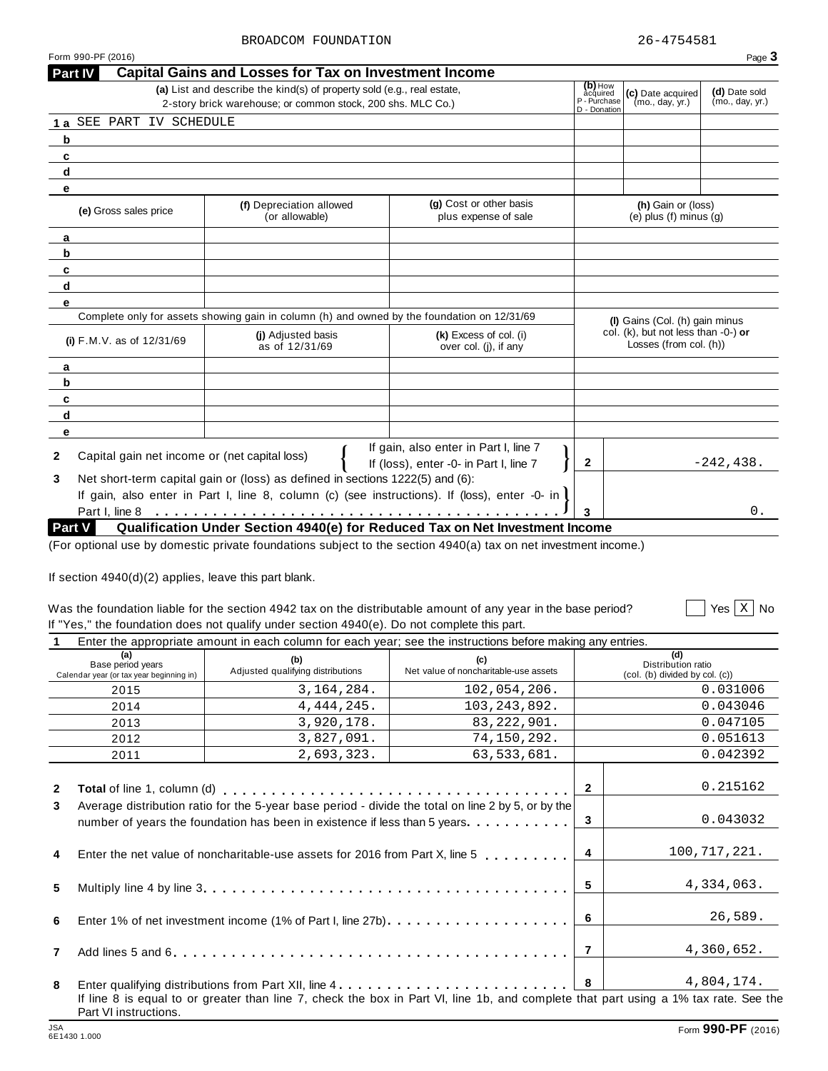BROADCOM FOUNDATION 26-4754581

Form 990-PF (2016)

## Part IV Capital Gains and Losses for Tax on Investment Income

| | (a) List and describe the kind(s) of property sold (e.g., real estate, 2-story brick warehouse; or common stock, 200 shs. MLC Co.) | (b) How acquired P - Purchase D - Donation | (c) Date acquired (mo., day, yr.) | (d) Date sold (mo., day, yr.) |
|---|---|---|---|---|
| 1 a | SEE PART IV SCHEDULE | | | |
| b | | | | |
| c | | | | |
| d | | | | |
| e | | | | |

| | (e) Gross sales price | (f) Depreciation allowed (or allowable) | (g) Cost or other basis plus expense of sale | (h) Gain or (loss) (e) plus (f) minus (g) |
|---|---|---|---|---|
| a | | | | |
| b | | | | |
| c | | | | |
| d | | | | |
| e | | | | |

Complete only for assets showing gain in column (h) and owned by the foundation on 12/31/69

| | (i) F.M.V. as of 12/31/69 | (j) Adjusted basis as of 12/31/69 | (k) Excess of col. (i) over col. (j), if any | (l) Gains (Col. (h) gain minus col. (k), but not less than -0-) or Losses (from col. (h)) |
|---|---|---|---|---|
| a | | | | |
| b | | | | |
| c | | | | |
| d | | | | |
| e | | | | |

| | | | | |
|---|---|---|---|---|
| 2 | Capital gain net income or (net capital loss) | If gain, also enter in Part I, line 7 / If (loss), enter -0- in Part I, line 7 | 2 | -242,438. |
| 3 | Net short-term capital gain or (loss) as defined in sections 1222(5) and (6): If gain, also enter in Part I, line 8, column (c) (see instructions). If (loss), enter -0- in Part I, line 8 | | 3 | 0. |

## Part V Qualification Under Section 4940(e) for Reduced Tax on Net Investment Income

(For optional use by domestic private foundations subject to the section 4940(a) tax on net investment income.)

If section 4940(d)(2) applies, leave this part blank.

Was the foundation liable for the section 4942 tax on the distributable amount of any year in the base period? ☐ Yes ☒ No

If "Yes," the foundation does not qualify under section 4940(e). Do not complete this part.

1 Enter the appropriate amount in each column for each year; see the instructions before making any entries.

| (a) Base period years Calendar year (or tax year beginning in) | (b) Adjusted qualifying distributions | (c) Net value of noncharitable-use assets | (d) Distribution ratio (col. (b) divided by col. (c)) |
|---|---|---|---|
| 2015 | 3,164,284. | 102,054,206. | 0.031006 |
| 2014 | 4,444,245. | 103,243,892. | 0.043046 |
| 2013 | 3,920,178. | 83,222,901. | 0.047105 |
| 2012 | 3,827,091. | 74,150,292. | 0.051613 |
| 2011 | 2,693,323. | 63,533,681. | 0.042392 |

| | | | |
|---|---|---|---|
| 2 | **Total** of line 1, column (d) | 2 | 0.215162 |
| 3 | Average distribution ratio for the 5-year base period - divide the total on line 2 by 5, or by the number of years the foundation has been in existence if less than 5 years | 3 | 0.043032 |
| 4 | Enter the net value of noncharitable-use assets for 2016 from Part X, line 5 | 4 | 100,717,221. |
| 5 | Multiply line 4 by line 3 | 5 | 4,334,063. |
| 6 | Enter 1% of net investment income (1% of Part I, line 27b) | 6 | 26,589. |
| 7 | Add lines 5 and 6 | 7 | 4,360,652. |
| 8 | Enter qualifying distributions from Part XII, line 4 | 8 | 4,804,174. |

If line 8 is equal to or greater than line 7, check the box in Part VI, line 1b, and complete that part using a 1% tax rate. See the Part VI instructions.

JSA 6E1430 1.000 Form **990-PF** (2016)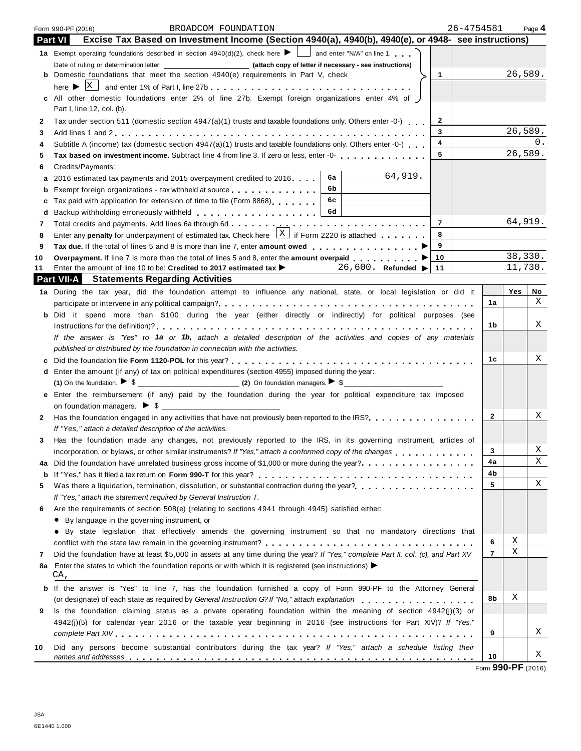Form 990-PF (2016) BROADCOM FOUNDATION 26-4754581 Page 4

## Part VI Excise Tax Based on Investment Income (Section 4940(a), 4940(b), 4940(e), or 4948- see instructions)

| | | | | |
|---|---|---|---|---|
| **1a** | Exempt operating foundations described in section 4940(d)(2), check here ▶ [ ] and enter "N/A" on line 1. Date of ruling or determination letter: ______ **(attach copy of letter if necessary - see instructions)** | | | |
| **b** | Domestic foundations that meet the section 4940(e) requirements in Part V, check here ▶ [X] and enter 1% of Part I, line 27b | | 1 | 26,589. |
| **c** | All other domestic foundations enter 2% of line 27b. Exempt foreign organizations enter 4% of Part I, line 12, col. (b). | | | |
| **2** | Tax under section 511 (domestic section 4947(a)(1) trusts and taxable foundations only. Others enter -0-) | | 2 | |
| **3** | Add lines 1 and 2 | | 3 | 26,589. |
| **4** | Subtitle A (income) tax (domestic section 4947(a)(1) trusts and taxable foundations only. Others enter -0-) | | 4 | 0. |
| **5** | **Tax based on investment income.** Subtract line 4 from line 3. If zero or less, enter -0- | | 5 | 26,589. |
| **6** | Credits/Payments: | | | |
| **a** | 2016 estimated tax payments and 2015 overpayment credited to 2016 | 6a 64,919. | | |
| **b** | Exempt foreign organizations - tax withheld at source | 6b | | |
| **c** | Tax paid with application for extension of time to file (Form 8868) | 6c | | |
| **d** | Backup withholding erroneously withheld | 6d | | |
| **7** | Total credits and payments. Add lines 6a through 6d | | 7 | 64,919. |
| **8** | Enter any **penalty** for underpayment of estimated tax. Check here [X] if Form 2220 is attached | | 8 | |
| **9** | **Tax due.** If the total of lines 5 and 8 is more than line 7, enter **amount owed** ▶ | | 9 | |
| **10** | **Overpayment.** If line 7 is more than the total of lines 5 and 8, enter the **amount overpaid** ▶ | | 10 | 38,330. |
| **11** | Enter the amount of line 10 to be: **Credited to 2017 estimated tax** ▶ 26,600. **Refunded** ▶ | | 11 | 11,730. |

## Part VII-A Statements Regarding Activities

| | | | Yes | No |
|---|---|---|---|---|
| **1a** | During the tax year, did the foundation attempt to influence any national, state, or local legislation or did it participate or intervene in any political campaign? | 1a | | X |
| **b** | Did it spend more than $100 during the year (either directly or indirectly) for political purposes (see Instructions for the definition)? | 1b | | X |
| | *If the answer is "Yes" to* ***1a*** *or* ***1b,*** *attach a detailed description of the activities and copies of any materials published or distributed by the foundation in connection with the activities.* | | | |
| **c** | Did the foundation file **Form 1120-POL** for this year? | 1c | | X |
| **d** | Enter the amount (if any) of tax on political expenditures (section 4955) imposed during the year: **(1)** On the foundation. ▶ $ ______ **(2)** On foundation managers. ▶ $ ______ | | | |
| **e** | Enter the reimbursement (if any) paid by the foundation during the year for political expenditure tax imposed on foundation managers. ▶ $ ______ | | | |
| **2** | Has the foundation engaged in any activities that have not previously been reported to the IRS? *If "Yes," attach a detailed description of the activities.* | 2 | | X |
| **3** | Has the foundation made any changes, not previously reported to the IRS, in its governing instrument, articles of incorporation, or bylaws, or other similar instruments? *If "Yes," attach a conformed copy of the changes* | 3 | | X |
| **4a** | Did the foundation have unrelated business gross income of $1,000 or more during the year? | 4a | | X |
| **b** | If "Yes," has it filed a tax return on **Form 990-T** for this year? | 4b | | |
| **5** | Was there a liquidation, termination, dissolution, or substantial contraction during the year? *If "Yes," attach the statement required by General Instruction T.* | 5 | | X |
| **6** | Are the requirements of section 508(e) (relating to sections 4941 through 4945) satisfied either: • By language in the governing instrument, or • By state legislation that effectively amends the governing instrument so that no mandatory directions that conflict with the state law remain in the governing instrument? | 6 | X | |
| **7** | Did the foundation have at least $5,000 in assets at any time during the year? *If "Yes," complete Part II, col. (c), and Part XV* | 7 | X | |
| **8a** | Enter the states to which the foundation reports or with which it is registered (see instructions) ▶ CA, | | | |
| **b** | If the answer is "Yes" to line 7, has the foundation furnished a copy of Form 990-PF to the Attorney General (or designate) of each state as required by *General Instruction G? If "No," attach explanation* | 8b | X | |
| **9** | Is the foundation claiming status as a private operating foundation within the meaning of section 4942(j)(3) or 4942(j)(5) for calendar year 2016 or the taxable year beginning in 2016 (see instructions for Part XIV)? *If "Yes," complete Part XIV* | 9 | | X |
| **10** | Did any persons become substantial contributors during the tax year? *If "Yes," attach a schedule listing their names and addresses* | 10 | | X |

Form **990-PF** (2016)

JSA
6E1440 1.000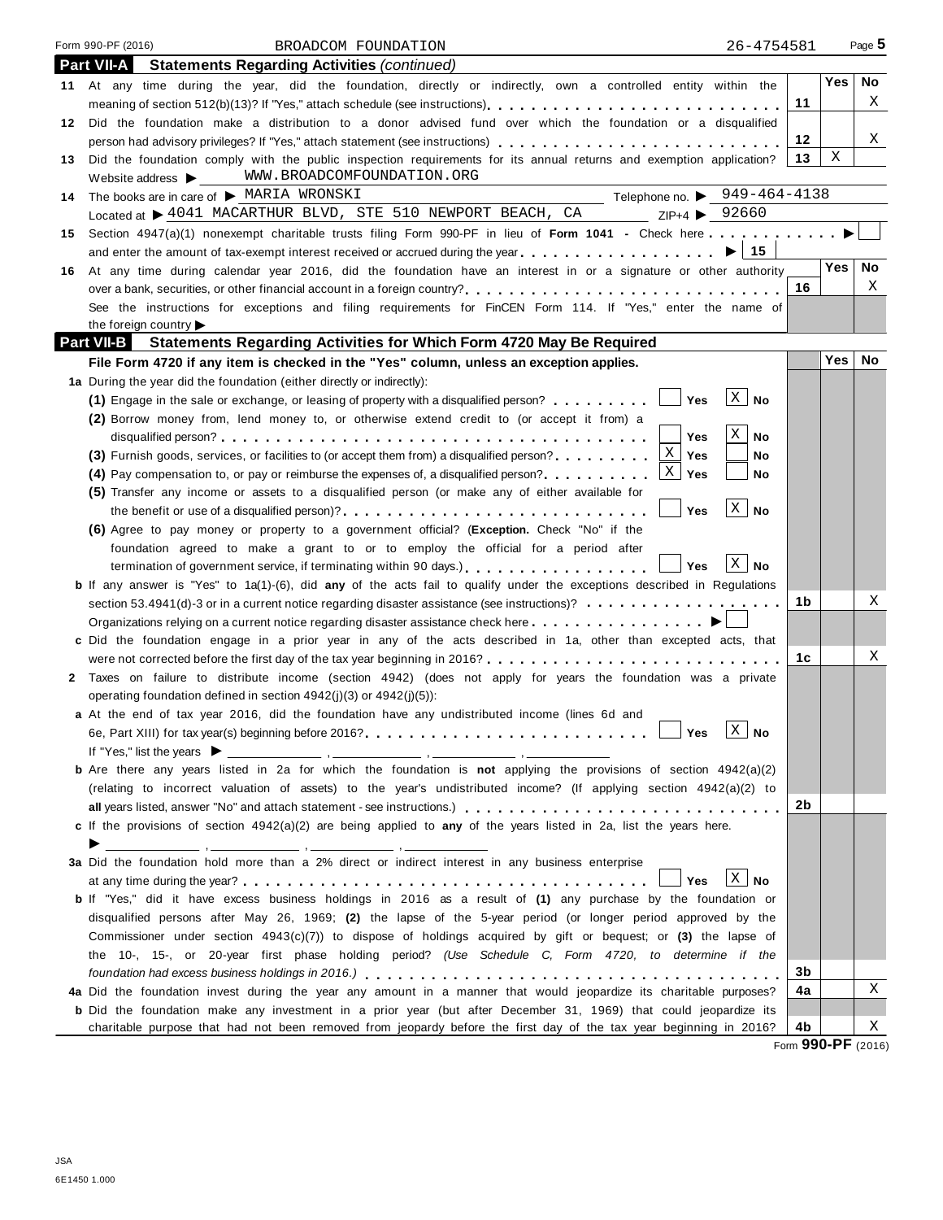Form 990-PF (2016) BROADCOM FOUNDATION 26-4754581

## Part VII-A Statements Regarding Activities *(continued)*

| | | | Yes | No |
|---|---|---|---|---|
| 11 | At any time during the year, did the foundation, directly or indirectly, own a controlled entity within the meaning of section 512(b)(13)? If "Yes," attach schedule (see instructions) | 11 | | X |
| 12 | Did the foundation make a distribution to a donor advised fund over which the foundation or a disqualified person had advisory privileges? If "Yes," attach statement (see instructions) | 12 | | X |
| 13 | Did the foundation comply with the public inspection requirements for its annual returns and exemption application? | 13 | X | |

Website address ▶ WWW.BROADCOMFOUNDATION.ORG

14 The books are in care of ▶ MARIA WRONSKI Telephone no. ▶ 949-464-4138

Located at ▶ 4041 MACARTHUR BLVD, STE 510 NEWPORT BEACH, CA ZIP+4 ▶ 92660

15 Section 4947(a)(1) nonexempt charitable trusts filing Form 990-PF in lieu of **Form 1041** - Check here ▶ ☐

and enter the amount of tax-exempt interest received or accrued during the year ▶ | 15 |

| | | | Yes | No |
|---|---|---|---|---|
| 16 | At any time during calendar year 2016, did the foundation have an interest in or a signature or other authority over a bank, securities, or other financial account in a foreign country? | 16 | | X |
| | See the instructions for exceptions and filing requirements for FinCEN Form 114. If "Yes," enter the name of the foreign country ▶ | | | |

## Part VII-B Statements Regarding Activities for Which Form 4720 May Be Required

**File Form 4720 if any item is checked in the "Yes" column, unless an exception applies.**

| | | | Yes | No |
|---|---|---|---|---|
| **1a** | During the year did the foundation (either directly or indirectly): | | | |
| | **(1)** Engage in the sale or exchange, or leasing of property with a disqualified person? ☐ Yes ☒ No | | | |
| | **(2)** Borrow money from, lend money to, or otherwise extend credit to (or accept it from) a disqualified person? ☐ Yes ☒ No | | | |
| | **(3)** Furnish goods, services, or facilities to (or accept them from) a disqualified person? ☒ Yes ☐ No | | | |
| | **(4)** Pay compensation to, or pay or reimburse the expenses of, a disqualified person? ☒ Yes ☐ No | | | |
| | **(5)** Transfer any income or assets to a disqualified person (or make any of either available for the benefit or use of a disqualified person)? ☐ Yes ☒ No | | | |
| | **(6)** Agree to pay money or property to a government official? (**Exception.** Check "No" if the foundation agreed to make a grant to or to employ the official for a period after termination of government service, if terminating within 90 days.) ☐ Yes ☒ No | | | |
| **b** | If any answer is "Yes" to 1a(1)-(6), did **any** of the acts fail to qualify under the exceptions described in Regulations section 53.4941(d)-3 or in a current notice regarding disaster assistance (see instructions)? | 1b | | X |
| | Organizations relying on a current notice regarding disaster assistance check here ▶ ☐ | | | |
| **c** | Did the foundation engage in a prior year in any of the acts described in 1a, other than excepted acts, that were not corrected before the first day of the tax year beginning in 2016? | 1c | | X |
| **2** | Taxes on failure to distribute income (section 4942) (does not apply for years the foundation was a private operating foundation defined in section 4942(j)(3) or 4942(j)(5)): | | | |
| **a** | At the end of tax year 2016, did the foundation have any undistributed income (lines 6d and 6e, Part XIII) for tax year(s) beginning before 2016? ☐ Yes ☒ No | | | |
| | If "Yes," list the years ▶ ______ , ______ , ______ , ______ | | | |
| **b** | Are there any years listed in 2a for which the foundation is **not** applying the provisions of section 4942(a)(2) (relating to incorrect valuation of assets) to the year's undistributed income? (If applying section 4942(a)(2) to **all** years listed, answer "No" and attach statement - see instructions.) | 2b | | |
| **c** | If the provisions of section 4942(a)(2) are being applied to **any** of the years listed in 2a, list the years here. ▶ ______ , ______ , ______ , ______ | | | |
| **3a** | Did the foundation hold more than a 2% direct or indirect interest in any business enterprise at any time during the year? ☐ Yes ☒ No | | | |
| **b** | If "Yes," did it have excess business holdings in 2016 as a result of **(1)** any purchase by the foundation or disqualified persons after May 26, 1969; **(2)** the lapse of the 5-year period (or longer period approved by the Commissioner under section 4943(c)(7)) to dispose of holdings acquired by gift or bequest; or **(3)** the lapse of the 10-, 15-, or 20-year first phase holding period? *(Use Schedule C, Form 4720, to determine if the foundation had excess business holdings in 2016.)* | 3b | | |
| **4a** | Did the foundation invest during the year any amount in a manner that would jeopardize its charitable purposes? | 4a | | X |
| **b** | Did the foundation make any investment in a prior year (but after December 31, 1969) that could jeopardize its charitable purpose that had not been removed from jeopardy before the first day of the tax year beginning in 2016? | 4b | | X |

Form **990-PF** (2016)

JSA
6E1450 1.000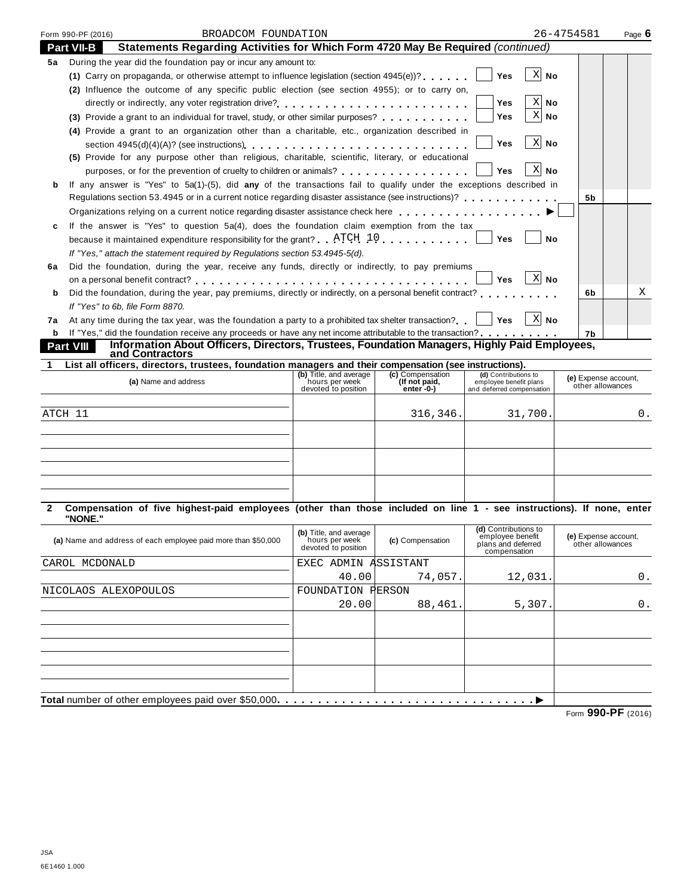Form 990-PF (2016) BROADCOM FOUNDATION 26-4754581

**Part VII-B Statements Regarding Activities for Which Form 4720 May Be Required** *(continued)*

**5a** During the year did the foundation pay or incur any amount to:

**(1)** Carry on propaganda, or otherwise attempt to influence legislation (section 4945(e))? . . . . . . ☐ Yes ☒ No

**(2)** Influence the outcome of any specific public election (see section 4955); or to carry on, directly or indirectly, any voter registration drive? . . . . . . . . . . . . . . . . . . . . . . . ☐ Yes ☒ No

**(3)** Provide a grant to an individual for travel, study, or other similar purposes? . . . . . . . . . . . ☐ Yes ☒ No

**(4)** Provide a grant to an organization other than a charitable, etc., organization described in section 4945(d)(4)(A)? (see instructions) . . . . . . . . . . . . . . . . . . . . . . . . . ☐ Yes ☒ No

**(5)** Provide for any purpose other than religious, charitable, scientific, literary, or educational purposes, or for the prevention of cruelty to children or animals? . . . . . . . . . . . . . . . ☐ Yes ☒ No

**b** If any answer is "Yes" to 5a(1)-(5), did **any** of the transactions fail to qualify under the exceptions described in Regulations section 53.4945 or in a current notice regarding disaster assistance (see instructions)? . . . . . . . . . . . . **5b**

Organizations relying on a current notice regarding disaster assistance check here . . . . . . . . . . . . . . . . . . ▶ ☐

**c** If the answer is "Yes" to question 5a(4), does the foundation claim exemption from the tax because it maintained expenditure responsibility for the grant? . . ATCH 10 . . . . . . . . . . ☐ Yes ☐ No

*If "Yes," attach the statement required by Regulations section 53.4945-5(d).*

**6a** Did the foundation, during the year, receive any funds, directly or indirectly, to pay premiums on a personal benefit contract? . . . . . . . . . . . . . . . . . . . . . . . . . . . . . . . . ☐ Yes ☒ No

**b** Did the foundation, during the year, pay premiums, directly or indirectly, on a personal benefit contract? . . . . . . . . . . **6b** No: X

*If "Yes" to 6b, file Form 8870.*

**7a** At any time during the tax year, was the foundation a party to a prohibited tax shelter transaction? . . ☐ Yes ☒ No

**b** If "Yes," did the foundation receive any proceeds or have any net income attributable to the transaction? . . . . . . . . . . **7b**

**Part VIII Information About Officers, Directors, Trustees, Foundation Managers, Highly Paid Employees, and Contractors**

**1 List all officers, directors, trustees, foundation managers and their compensation (see instructions).**

| (a) Name and address | (b) Title, and average hours per week devoted to position | (c) Compensation (If not paid, enter -0-) | (d) Contributions to employee benefit plans and deferred compensation | (e) Expense account, other allowances |
|---|---|---|---|---|
| ATCH 11 | | 316,346. | 31,700. | 0. |
| | | | | |
| | | | | |
| | | | | |

**2 Compensation of five highest-paid employees (other than those included on line 1 - see instructions). If none, enter "NONE."**

| (a) Name and address of each employee paid more than $50,000 | (b) Title, and average hours per week devoted to position | (c) Compensation | (d) Contributions to employee benefit plans and deferred compensation | (e) Expense account, other allowances |
|---|---|---|---|---|
| CAROL MCDONALD | EXEC ADMIN ASSISTANT<br>40.00 | 74,057. | 12,031. | 0. |
| NICOLAOS ALEXOPOULOS | FOUNDATION PERSON<br>20.00 | 88,461. | 5,307. | 0. |
| | | | | |
| | | | | |
| | | | | |

**Total** number of other employees paid over $50,000 . . . . . . . . . . . . . . . . . . . . . . . . . . . . . . . ▶

Form **990-PF** (2016)

JSA
6E1460 1.000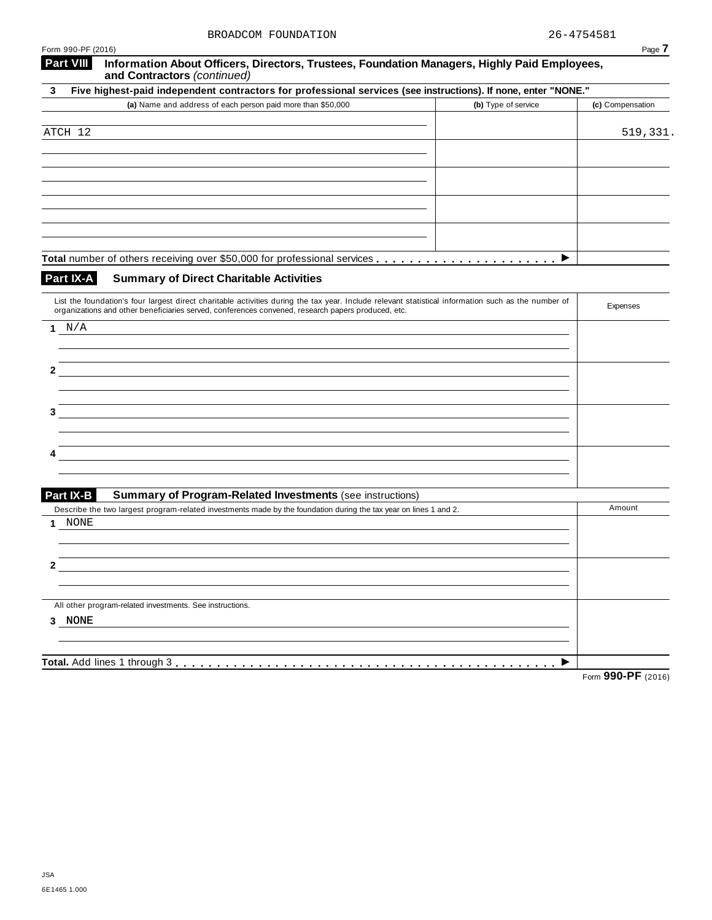BROADCOM FOUNDATION 26-4754581

Form 990-PF (2016)

## Part VIII Information About Officers, Directors, Trustees, Foundation Managers, Highly Paid Employees, and Contractors *(continued)*

**3 Five highest-paid independent contractors for professional services (see instructions). If none, enter "NONE."**

| (a) Name and address of each person paid more than $50,000 | (b) Type of service | (c) Compensation |
|---|---|---|
| ATCH 12 | | 519,331. |
| | | |
| | | |
| | | |
| | | |
| **Total** number of others receiving over $50,000 for professional services ▶ | | |

## Part IX-A Summary of Direct Charitable Activities

| List the foundation's four largest direct charitable activities during the tax year. Include relevant statistical information such as the number of organizations and other beneficiaries served, conferences convened, research papers produced, etc. | Expenses |
|---|---|
| 1 N/A | |
| 2 | |
| 3 | |
| 4 | |

## Part IX-B Summary of Program-Related Investments (see instructions)

| Describe the two largest program-related investments made by the foundation during the tax year on lines 1 and 2. | Amount |
|---|---|
| 1 NONE | |
| 2 | |
| All other program-related investments. See instructions. | |
| 3 NONE | |
| **Total.** Add lines 1 through 3 ▶ | |

Form **990-PF** (2016)

JSA
6E1465 1.000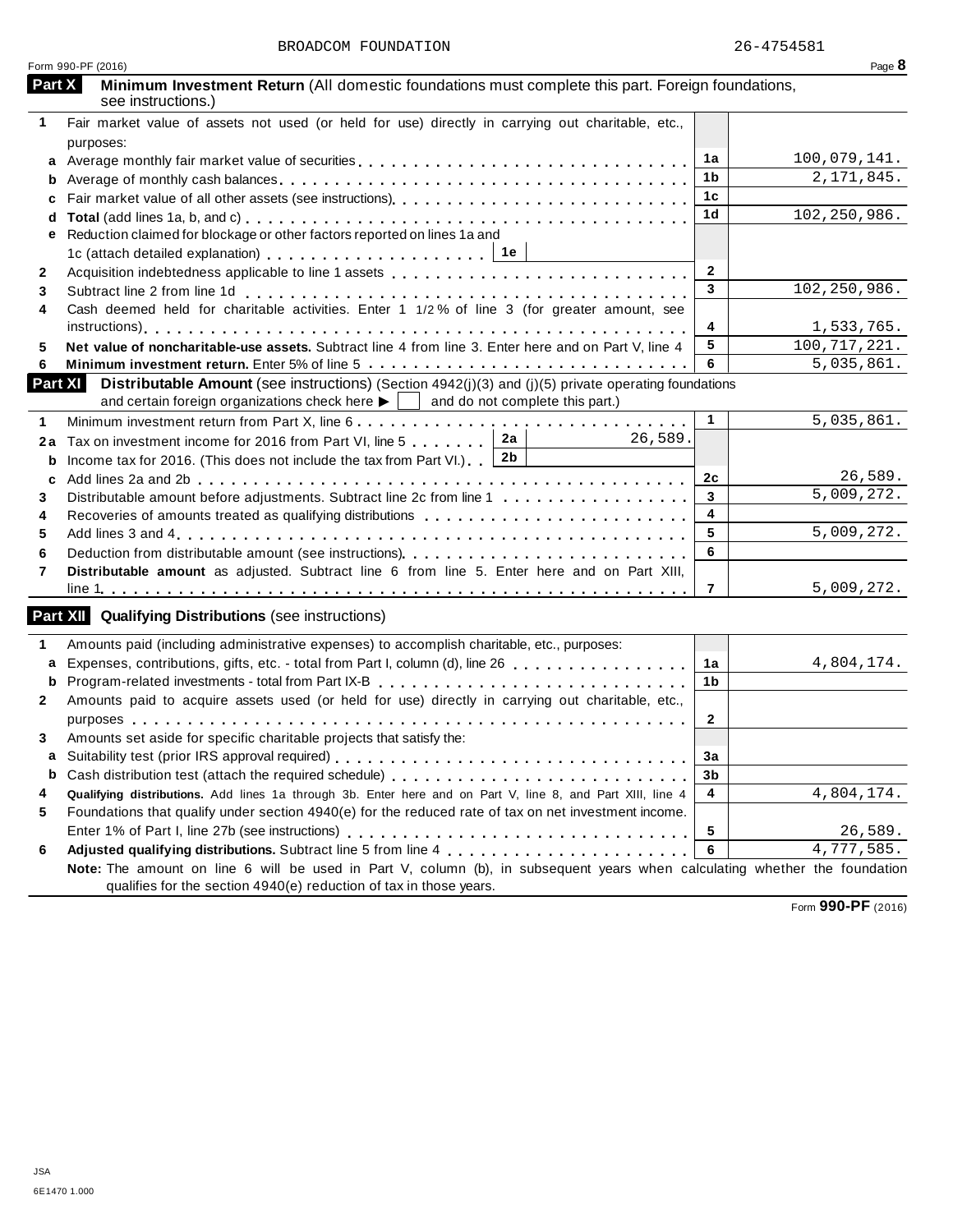BROADCOM FOUNDATION 26-4754581

Form 990-PF (2016)

## Part X Minimum Investment Return (All domestic foundations must complete this part. Foreign foundations, see instructions.)

| | | | |
|---|---|---|---|
| 1 | Fair market value of assets not used (or held for use) directly in carrying out charitable, etc., purposes: | | |
| a | Average monthly fair market value of securities | 1a | 100,079,141. |
| b | Average of monthly cash balances | 1b | 2,171,845. |
| c | Fair market value of all other assets (see instructions) | 1c | |
| d | **Total** (add lines 1a, b, and c) | 1d | 102,250,986. |
| e | Reduction claimed for blockage or other factors reported on lines 1a and 1c (attach detailed explanation) 1e | | |
| 2 | Acquisition indebtedness applicable to line 1 assets | 2 | |
| 3 | Subtract line 2 from line 1d | 3 | 102,250,986. |
| 4 | Cash deemed held for charitable activities. Enter 1 1/2 % of line 3 (for greater amount, see instructions) | 4 | 1,533,765. |
| 5 | **Net value of noncharitable-use assets.** Subtract line 4 from line 3. Enter here and on Part V, line 4 | 5 | 100,717,221. |
| 6 | **Minimum investment return.** Enter 5% of line 5 | 6 | 5,035,861. |

## Part XI Distributable Amount (see instructions) (Section 4942(j)(3) and (j)(5) private operating foundations and certain foreign organizations check here ▶ ☐ and do not complete this part.)

| | | | | | |
|---|---|---|---|---|---|
| 1 | Minimum investment return from Part X, line 6 | | | 1 | 5,035,861. |
| 2a | Tax on investment income for 2016 from Part VI, line 5 | 2a | 26,589. | | |
| b | Income tax for 2016. (This does not include the tax from Part VI.) | 2b | | | |
| c | Add lines 2a and 2b | | | 2c | 26,589. |
| 3 | Distributable amount before adjustments. Subtract line 2c from line 1 | | | 3 | 5,009,272. |
| 4 | Recoveries of amounts treated as qualifying distributions | | | 4 | |
| 5 | Add lines 3 and 4 | | | 5 | 5,009,272. |
| 6 | Deduction from distributable amount (see instructions) | | | 6 | |
| 7 | **Distributable amount** as adjusted. Subtract line 6 from line 5. Enter here and on Part XIII, line 1 | | | 7 | 5,009,272. |

## Part XII Qualifying Distributions (see instructions)

| | | | |
|---|---|---|---|
| 1 | Amounts paid (including administrative expenses) to accomplish charitable, etc., purposes: | | |
| a | Expenses, contributions, gifts, etc. - total from Part I, column (d), line 26 | 1a | 4,804,174. |
| b | Program-related investments - total from Part IX-B | 1b | |
| 2 | Amounts paid to acquire assets used (or held for use) directly in carrying out charitable, etc., purposes | 2 | |
| 3 | Amounts set aside for specific charitable projects that satisfy the: | | |
| a | Suitability test (prior IRS approval required) | 3a | |
| b | Cash distribution test (attach the required schedule) | 3b | |
| 4 | **Qualifying distributions.** Add lines 1a through 3b. Enter here and on Part V, line 8, and Part XIII, line 4 | 4 | 4,804,174. |
| 5 | Foundations that qualify under section 4940(e) for the reduced rate of tax on net investment income. Enter 1% of Part I, line 27b (see instructions) | 5 | 26,589. |
| 6 | **Adjusted qualifying distributions.** Subtract line 5 from line 4 | 6 | 4,777,585. |

**Note:** The amount on line 6 will be used in Part V, column (b), in subsequent years when calculating whether the foundation qualifies for the section 4940(e) reduction of tax in those years.

Form **990-PF** (2016)

JSA
6E1470 1.000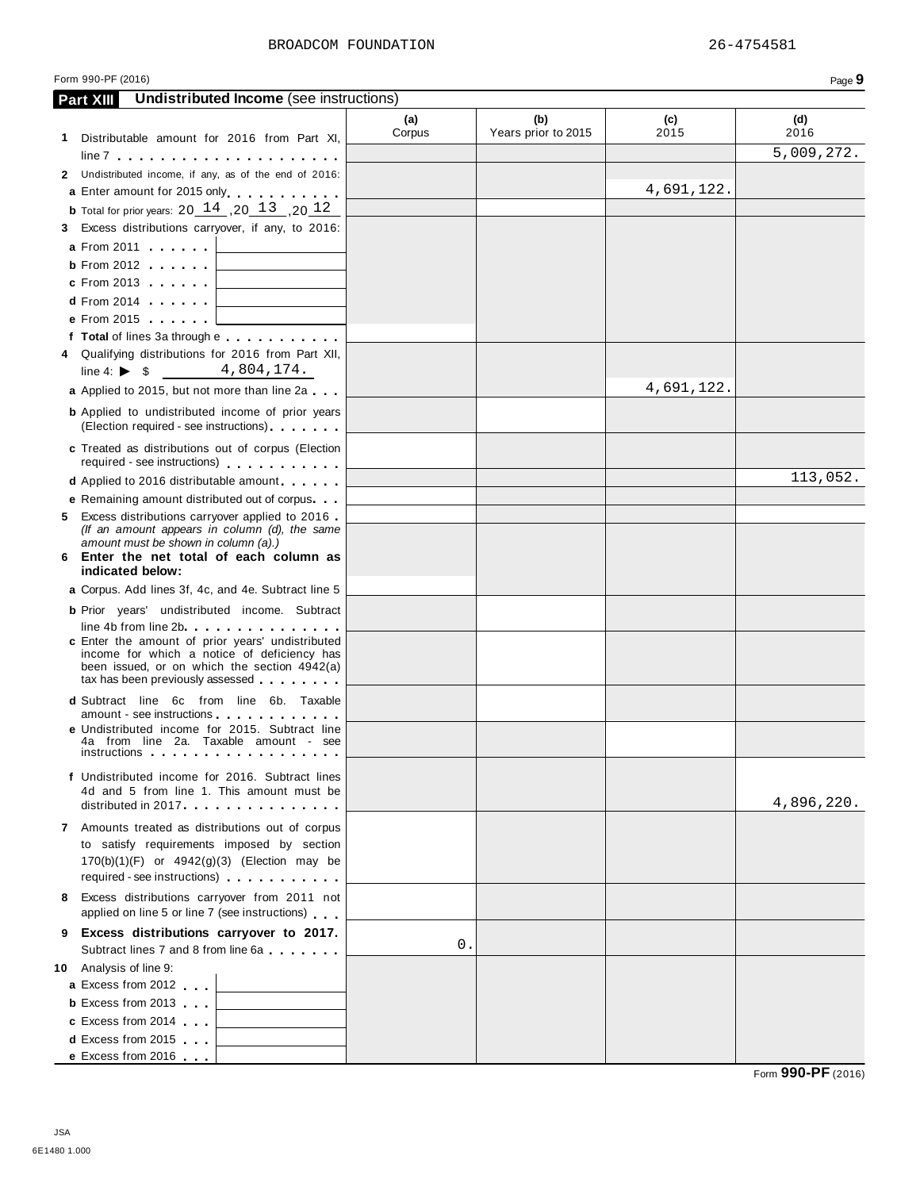BROADCOM FOUNDATION 26-4754581

Form 990-PF (2016)

## Part XIII Undistributed Income (see instructions)

| | (a) Corpus | (b) Years prior to 2015 | (c) 2015 | (d) 2016 |
|---|---|---|---|---|
| **1** Distributable amount for 2016 from Part XI, line 7 | | | | 5,009,272. |
| **2** Undistributed income, if any, as of the end of 2016: | | | | |
| **a** Enter amount for 2015 only | | | 4,691,122. | |
| **b** Total for prior years: 20 14 ,20 13 ,20 12 | | | | |
| **3** Excess distributions carryover, if any, to 2016: | | | | |
| **a** From 2011 | | | | |
| **b** From 2012 | | | | |
| **c** From 2013 | | | | |
| **d** From 2014 | | | | |
| **e** From 2015 | | | | |
| **f Total** of lines 3a through e | | | | |
| **4** Qualifying distributions for 2016 from Part XII, line 4: ▶ $ 4,804,174. | | | | |
| **a** Applied to 2015, but not more than line 2a | | | 4,691,122. | |
| **b** Applied to undistributed income of prior years (Election required - see instructions) | | | | |
| **c** Treated as distributions out of corpus (Election required - see instructions) | | | | |
| **d** Applied to 2016 distributable amount | | | | 113,052. |
| **e** Remaining amount distributed out of corpus | | | | |
| **5** Excess distributions carryover applied to 2016 *(If an amount appears in column (d), the same amount must be shown in column (a).)* | | | | |
| **6 Enter the net total of each column as indicated below:** | | | | |
| **a** Corpus. Add lines 3f, 4c, and 4e. Subtract line 5 | | | | |
| **b** Prior years' undistributed income. Subtract line 4b from line 2b | | | | |
| **c** Enter the amount of prior years' undistributed income for which a notice of deficiency has been issued, or on which the section 4942(a) tax has been previously assessed | | | | |
| **d** Subtract line 6c from line 6b. Taxable amount - see instructions | | | | |
| **e** Undistributed income for 2015. Subtract line 4a from line 2a. Taxable amount - see instructions | | | | |
| **f** Undistributed income for 2016. Subtract lines 4d and 5 from line 1. This amount must be distributed in 2017 | | | | 4,896,220. |
| **7** Amounts treated as distributions out of corpus to satisfy requirements imposed by section 170(b)(1)(F) or 4942(g)(3) (Election may be required - see instructions) | | | | |
| **8** Excess distributions carryover from 2011 not applied on line 5 or line 7 (see instructions) | | | | |
| **9 Excess distributions carryover to 2017.** Subtract lines 7 and 8 from line 6a | 0. | | | |
| **10** Analysis of line 9: | | | | |
| **a** Excess from 2012 | | | | |
| **b** Excess from 2013 | | | | |
| **c** Excess from 2014 | | | | |
| **d** Excess from 2015 | | | | |
| **e** Excess from 2016 | | | | |

Form **990-PF** (2016)

JSA
6E1480 1.000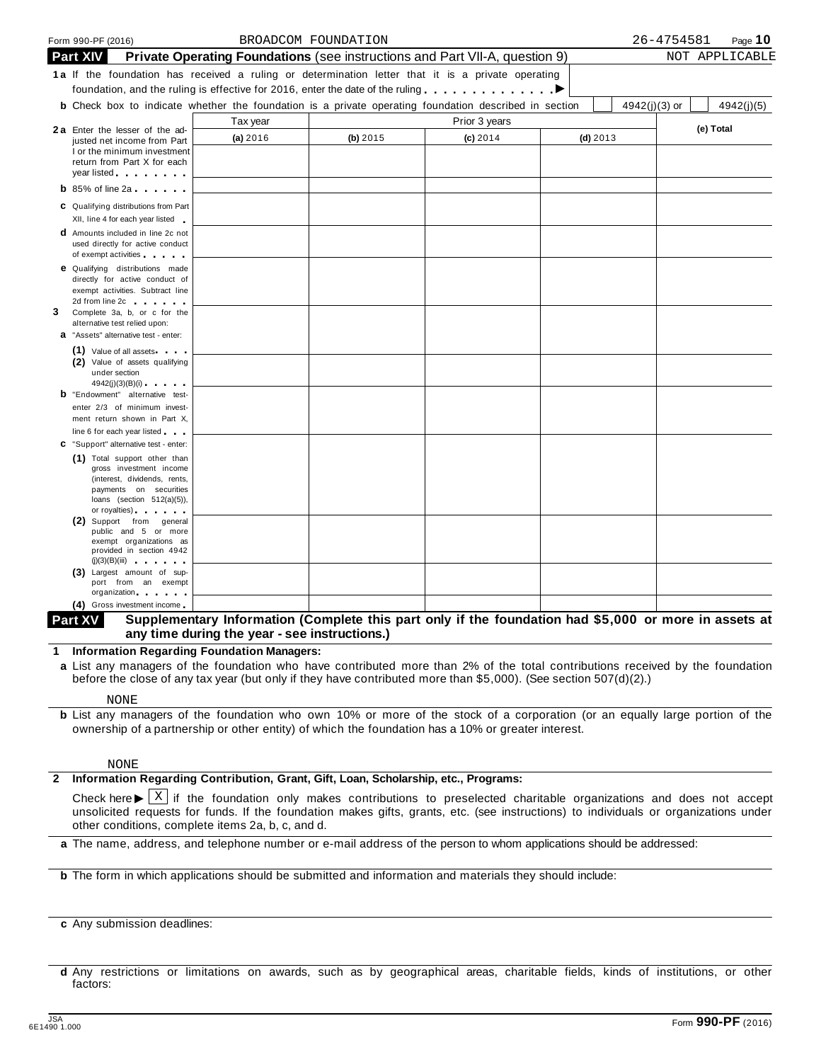Form 990-PF (2016) BROADCOM FOUNDATION 26-4754581

## Part XIV Private Operating Foundations (see instructions and Part VII-A, question 9) NOT APPLICABLE

**1a** If the foundation has received a ruling or determination letter that it is a private operating foundation, and the ruling is effective for 2016, enter the date of the ruling . . . . . . . . . . . . . ▶

**b** Check box to indicate whether the foundation is a private operating foundation described in section [ ] 4942(j)(3) or [ ] 4942(j)(5)

| | Tax year | Prior 3 years | | | (e) Total |
|---|---|---|---|---|---|
| | (a) 2016 | (b) 2015 | (c) 2014 | (d) 2013 | |
| **2a** Enter the lesser of the adjusted net income from Part I or the minimum investment return from Part X for each year listed | | | | | |
| **b** 85% of line 2a | | | | | |
| **c** Qualifying distributions from Part XII, line 4 for each year listed | | | | | |
| **d** Amounts included in line 2c not used directly for active conduct of exempt activities | | | | | |
| **e** Qualifying distributions made directly for active conduct of exempt activities. Subtract line 2d from line 2c | | | | | |
| **3** Complete 3a, b, or c for the alternative test relied upon: | | | | | |
| **a** "Assets" alternative test - enter: | | | | | |
| (1) Value of all assets | | | | | |
| (2) Value of assets qualifying under section 4942(j)(3)(B)(i) | | | | | |
| **b** "Endowment" alternative test-enter 2/3 of minimum investment return shown in Part X, line 6 for each year listed | | | | | |
| **c** "Support" alternative test - enter: | | | | | |
| (1) Total support other than gross investment income (interest, dividends, rents, payments on securities loans (section 512(a)(5)), or royalties) | | | | | |
| (2) Support from general public and 5 or more exempt organizations as provided in section 4942(j)(3)(B)(iii) | | | | | |
| (3) Largest amount of support from an exempt organization | | | | | |
| (4) Gross investment income | | | | | |

## Part XV Supplementary Information (Complete this part only if the foundation had $5,000 or more in assets at any time during the year - see instructions.)

**1 Information Regarding Foundation Managers:**

**a** List any managers of the foundation who have contributed more than 2% of the total contributions received by the foundation before the close of any tax year (but only if they have contributed more than $5,000). (See section 507(d)(2).)

NONE

**b** List any managers of the foundation who own 10% or more of the stock of a corporation (or an equally large portion of the ownership of a partnership or other entity) of which the foundation has a 10% or greater interest.

NONE

**2 Information Regarding Contribution, Grant, Gift, Loan, Scholarship, etc., Programs:**

Check here ▶ [X] if the foundation only makes contributions to preselected charitable organizations and does not accept unsolicited requests for funds. If the foundation makes gifts, grants, etc. (see instructions) to individuals or organizations under other conditions, complete items 2a, b, c, and d.

**a** The name, address, and telephone number or e-mail address of the person to whom applications should be addressed:

**b** The form in which applications should be submitted and information and materials they should include:

**c** Any submission deadlines:

**d** Any restrictions or limitations on awards, such as by geographical areas, charitable fields, kinds of institutions, or other factors:

JSA 6E1490 1.000 Form **990-PF** (2016)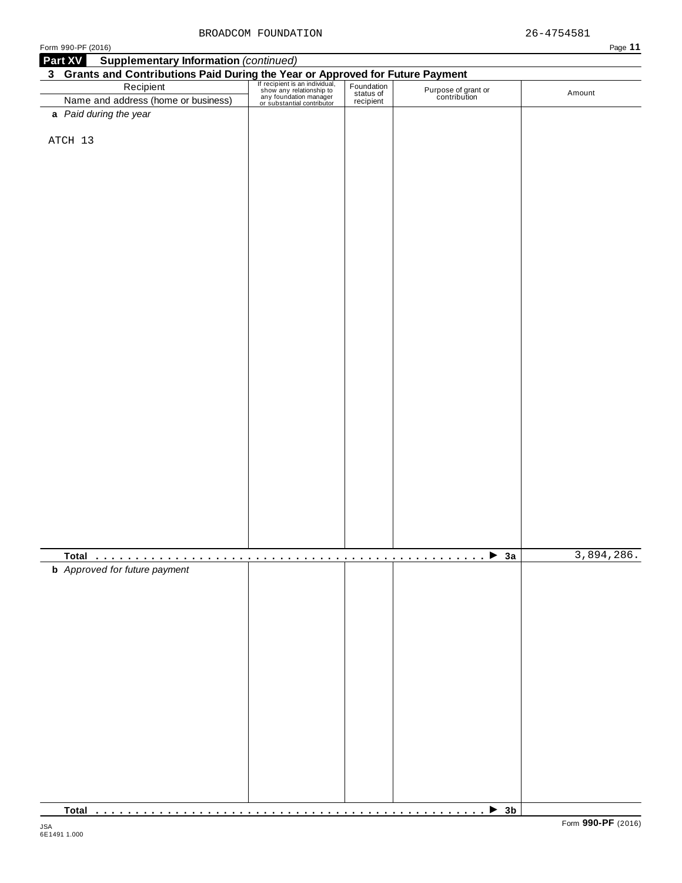BROADCOM FOUNDATION 26-4754581

Form 990-PF (2016)

**Part XV Supplementary Information** *(continued)*

**3 Grants and Contributions Paid During the Year or Approved for Future Payment**

| Recipient<br>Name and address (home or business) | If recipient is an individual, show any relationship to any foundation manager or substantial contributor | Foundation status of recipient | Purpose of grant or contribution | Amount |
|---|---|---|---|---|
| **a** *Paid during the year* | | | | |
| ATCH 13 | | | | |
| **Total** . . . . . . . . . . . . . . . . . . . . . . . . . . . . . . . . . ▶ **3a** | | | | 3,894,286. |
| **b** *Approved for future payment* | | | | |
| **Total** . . . . . . . . . . . . . . . . . . . . . . . . . . . . . . . . . ▶ **3b** | | | | |

JSA
6E1491 1.000

Form **990-PF** (2016)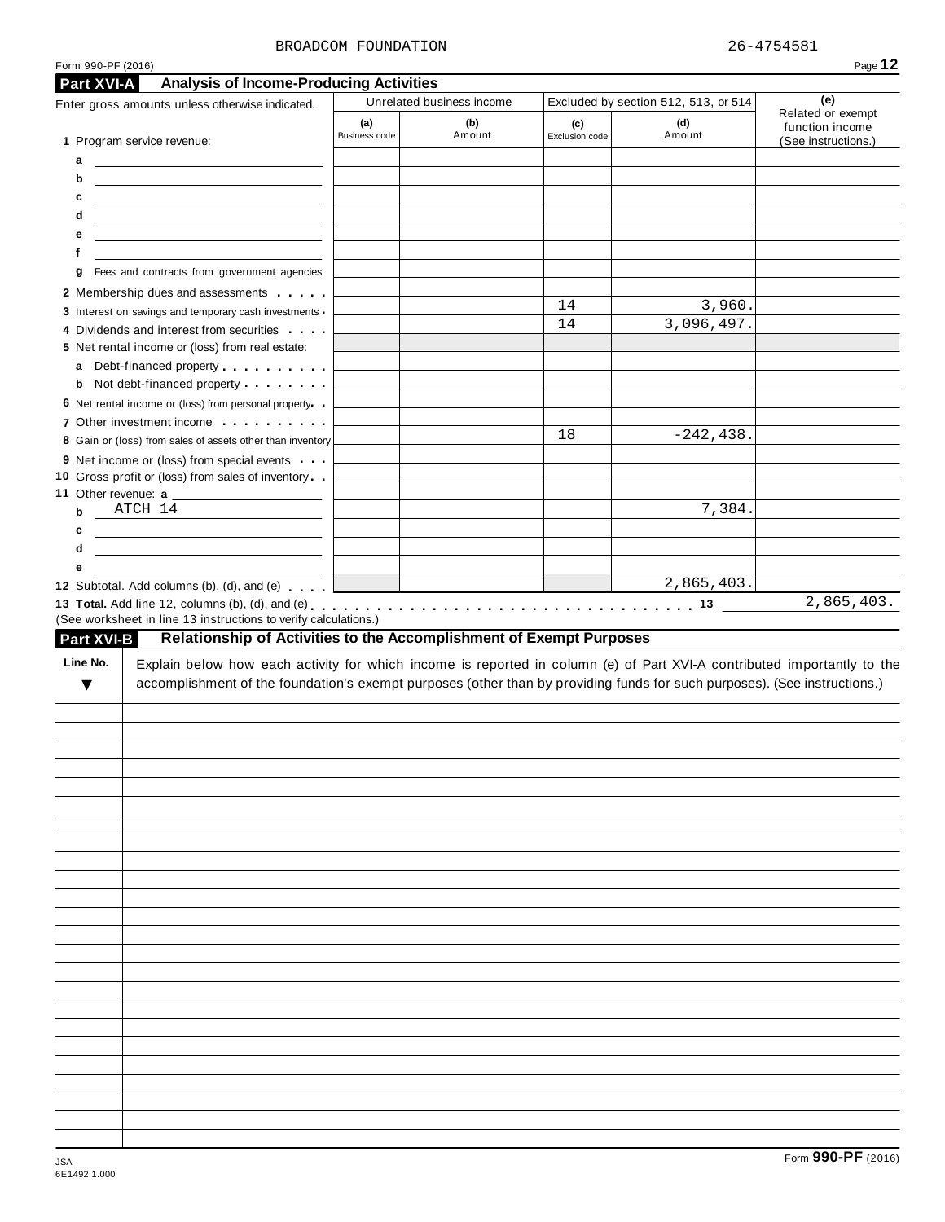BROADCOM FOUNDATION 26-4754581

Form 990-PF (2016)

## Part XVI-A Analysis of Income-Producing Activities

| Enter gross amounts unless otherwise indicated. | Unrelated business income | | Excluded by section 512, 513, or 514 | | (e) Related or exempt function income (See instructions.) |
|---|---|---|---|---|---|
| | (a) Business code | (b) Amount | (c) Exclusion code | (d) Amount | |
| **1** Program service revenue: | | | | | |
| a | | | | | |
| b | | | | | |
| c | | | | | |
| d | | | | | |
| e | | | | | |
| f | | | | | |
| g Fees and contracts from government agencies | | | | | |
| **2** Membership dues and assessments | | | | | |
| **3** Interest on savings and temporary cash investments | | | 14 | 3,960. | |
| **4** Dividends and interest from securities | | | 14 | 3,096,497. | |
| **5** Net rental income or (loss) from real estate: | | | | | |
| a Debt-financed property | | | | | |
| b Not debt-financed property | | | | | |
| **6** Net rental income or (loss) from personal property | | | | | |
| **7** Other investment income | | | | | |
| **8** Gain or (loss) from sales of assets other than inventory | | | 18 | -242,438. | |
| **9** Net income or (loss) from special events | | | | | |
| **10** Gross profit or (loss) from sales of inventory | | | | | |
| **11** Other revenue: a | | | | | |
| b ATCH 14 | | | | 7,384. | |
| c | | | | | |
| d | | | | | |
| e | | | | | |
| **12** Subtotal. Add columns (b), (d), and (e) | | | | 2,865,403. | |

**13 Total.** Add line 12, columns (b), (d), and (e) . . . . . . . . . . **13** 2,865,403.

(See worksheet in line 13 instructions to verify calculations.)

## Part XVI-B Relationship of Activities to the Accomplishment of Exempt Purposes

| Line No. ▼ | Explain below how each activity for which income is reported in column (e) of Part XVI-A contributed importantly to the accomplishment of the foundation's exempt purposes (other than by providing funds for such purposes). (See instructions.) |
|---|---|
| | |

JSA
6E1492 1.000

Form **990-PF** (2016)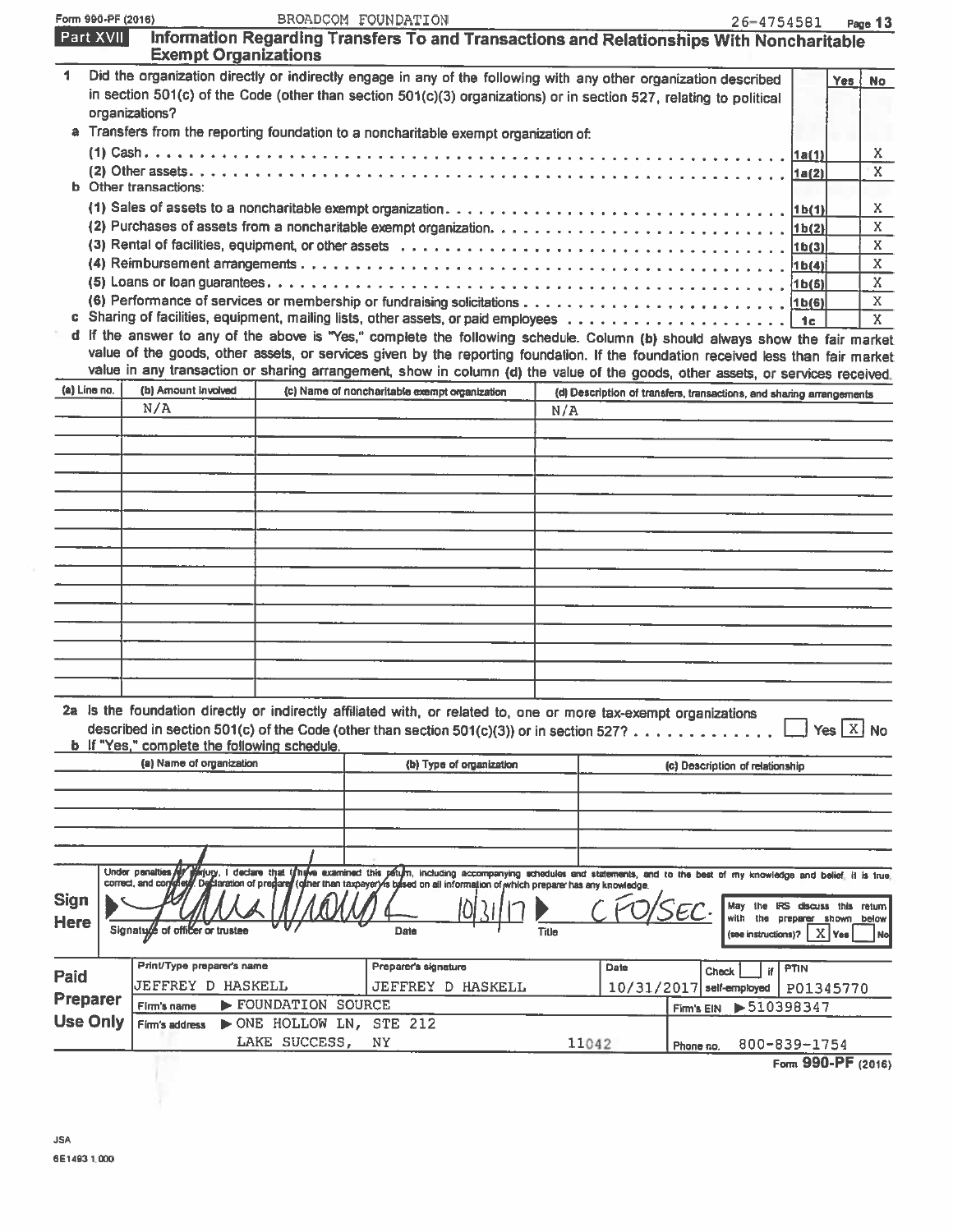## Part XVII Information Regarding Transfers To and Transactions and Relationships With Noncharitable Exempt Organizations

1 Did the organization directly or indirectly engage in any of the following with any other organization described in section 501(c) of the Code (other than section 501(c)(3) organizations) or in section 527, relating to political organizations?

| | | Yes | No |
|---|---|---|---|
| a Transfers from the reporting foundation to a noncharitable exempt organization of: | | | |
| (1) Cash | 1a(1) | | X |
| (2) Other assets | 1a(2) | | X |
| b Other transactions: | | | |
| (1) Sales of assets to a noncharitable exempt organization | 1b(1) | | X |
| (2) Purchases of assets from a noncharitable exempt organization | 1b(2) | | X |
| (3) Rental of facilities, equipment, or other assets | 1b(3) | | X |
| (4) Reimbursement arrangements | 1b(4) | | X |
| (5) Loans or loan guarantees | 1b(5) | | X |
| (6) Performance of services or membership or fundraising solicitations | 1b(6) | | X |
| c Sharing of facilities, equipment, mailing lists, other assets, or paid employees | 1c | | X |

d If the answer to any of the above is "Yes," complete the following schedule. Column (b) should always show the fair market value of the goods, other assets, or services given by the reporting foundation. If the foundation received less than fair market value in any transaction or sharing arrangement, show in column (d) the value of the goods, other assets, or services received.

| (a) Line no. | (b) Amount involved | (c) Name of noncharitable exempt organization | (d) Description of transfers, transactions, and sharing arrangements |
|---|---|---|---|
| | N/A | | N/A |

2a Is the foundation directly or indirectly affiliated with, or related to, one or more tax-exempt organizations described in section 501(c) of the Code (other than section 501(c)(3)) or in section 527? ☐ Yes ☒ No

b If "Yes," complete the following schedule.

| (a) Name of organization | (b) Type of organization | (c) Description of relationship |
|---|---|---|
| | | |

**Sign Here**

Under penalties of perjury, I declare that I have examined this return, including accompanying schedules and statements, and to the best of my knowledge and belief, it is true, correct, and complete. Declaration of preparer (other than taxpayer) is based on all information of which preparer has any knowledge.

Signature of officer or trustee: [signature] Date: 10/31/17 Title: CFO/SEC.

May the IRS discuss this return with the preparer shown below (see instructions)? ☒ Yes ☐ No

**Paid Preparer Use Only**

| Print/Type preparer's name | Preparer's signature | Date | Check ☐ if self-employed | PTIN |
|---|---|---|---|---|
| JEFFREY D HASKELL | JEFFREY D HASKELL | 10/31/2017 | | P01345770 |

Firm's name ▶ FOUNDATION SOURCE — Firm's EIN ▶ 510398347

Firm's address ▶ ONE HOLLOW LN, STE 212, LAKE SUCCESS, NY 11042 — Phone no. 800-839-1754

Form 990-PF (2016)

JSA
6E1493 1.000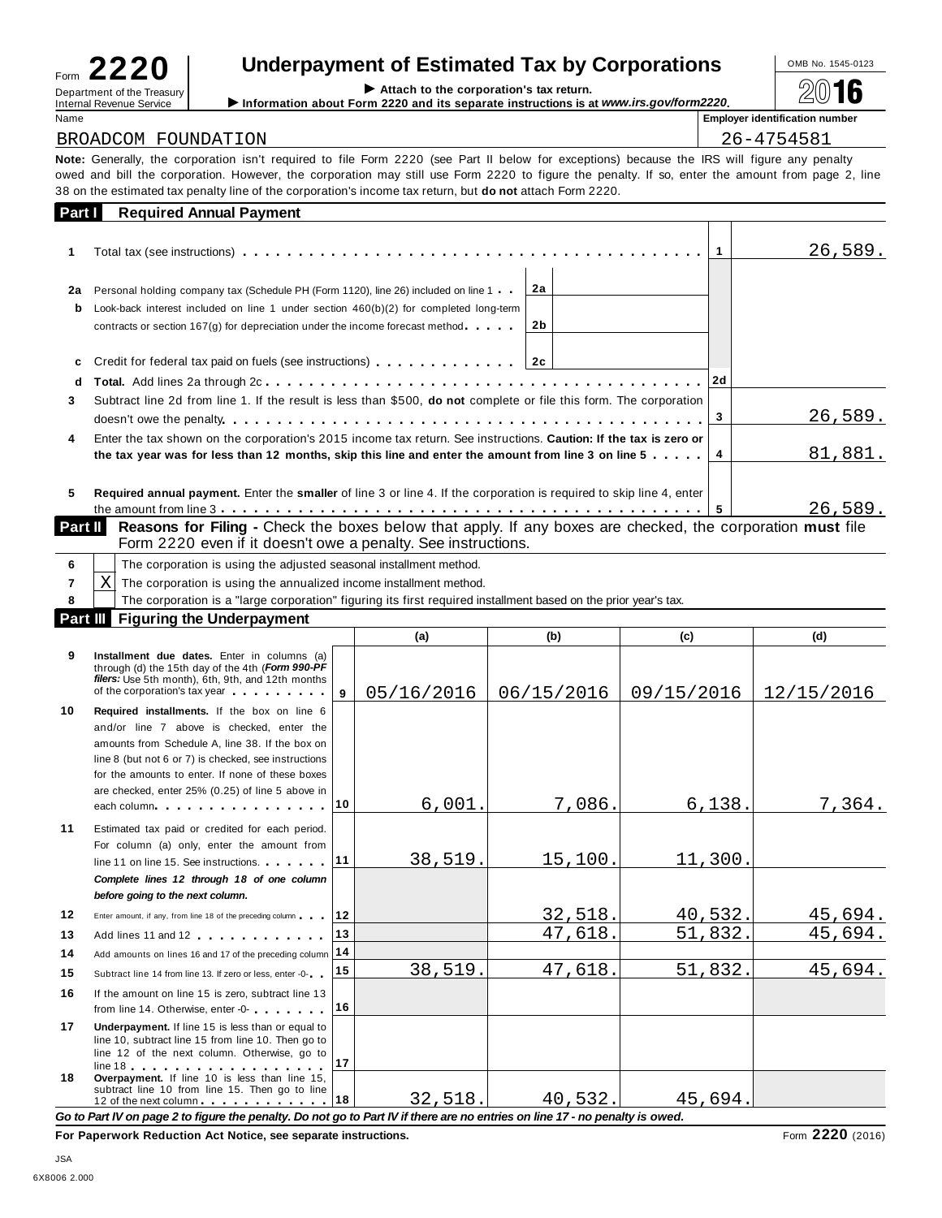# Form 2220 — Underpayment of Estimated Tax by Corporations

Department of the Treasury
Internal Revenue Service

▶ Attach to the corporation's tax return.
▶ Information about Form 2220 and its separate instructions is at *www.irs.gov/form2220*.

OMB No. 1545-0123

**2016**

| Name | Employer identification number |
|---|---|
| BROADCOM FOUNDATION | 26-4754581 |

**Note:** Generally, the corporation isn't required to file Form 2220 (see Part II below for exceptions) because the IRS will figure any penalty owed and bill the corporation. However, the corporation may still use Form 2220 to figure the penalty. If so, enter the amount from page 2, line 38 on the estimated tax penalty line of the corporation's income tax return, but **do not** attach Form 2220.

## Part I — Required Annual Payment

| Line | Description | | | Line | Amount |
|---|---|---|---|---|---|
| 1 | Total tax (see instructions) | | | 1 | 26,589. |
| 2a | Personal holding company tax (Schedule PH (Form 1120), line 26) included on line 1 | 2a | | | |
| b | Look-back interest included on line 1 under section 460(b)(2) for completed long-term contracts or section 167(g) for depreciation under the income forecast method | 2b | | | |
| c | Credit for federal tax paid on fuels (see instructions) | 2c | | | |
| d | **Total.** Add lines 2a through 2c | | | 2d | |
| 3 | Subtract line 2d from line 1. If the result is less than $500, **do not** complete or file this form. The corporation doesn't owe the penalty | | | 3 | 26,589. |
| 4 | Enter the tax shown on the corporation's 2015 income tax return. See instructions. **Caution: If the tax is zero or the tax year was for less than 12 months, skip this line and enter the amount from line 3 on line 5** | | | 4 | 81,881. |
| 5 | **Required annual payment.** Enter the **smaller** of line 3 or line 4. If the corporation is required to skip line 4, enter the amount from line 3 | | | 5 | 26,589. |

## Part II — Reasons for Filing - Check the boxes below that apply. If any boxes are checked, the corporation **must** file Form 2220 even if it doesn't owe a penalty. See instructions.

| Line | Check | Description |
|---|---|---|
| 6 | | The corporation is using the adjusted seasonal installment method. |
| 7 | X | The corporation is using the annualized income installment method. |
| 8 | | The corporation is a "large corporation" figuring its first required installment based on the prior year's tax. |

## Part III — Figuring the Underpayment

| Line | Description | | (a) | (b) | (c) | (d) |
|---|---|---|---|---|---|---|
| 9 | **Installment due dates.** Enter in columns (a) through (d) the 15th day of the 4th (***Form 990-PF filers:*** Use 5th month), 6th, 9th, and 12th months of the corporation's tax year | 9 | 05/16/2016 | 06/15/2016 | 09/15/2016 | 12/15/2016 |
| 10 | **Required installments.** If the box on line 6 and/or line 7 above is checked, enter the amounts from Schedule A, line 38. If the box on line 8 (but not 6 or 7) is checked, see instructions for the amounts to enter. If none of these boxes are checked, enter 25% (0.25) of line 5 above in each column | 10 | 6,001. | 7,086. | 6,138. | 7,364. |
| 11 | Estimated tax paid or credited for each period. For column (a) only, enter the amount from line 11 on line 15. See instructions. | 11 | 38,519. | 15,100. | 11,300. | |
| | ***Complete lines 12 through 18 of one column before going to the next column.*** | | | | | |
| 12 | Enter amount, if any, from line 18 of the preceding column | 12 | | 32,518. | 40,532. | 45,694. |
| 13 | Add lines 11 and 12 | 13 | | 47,618. | 51,832. | 45,694. |
| 14 | Add amounts on lines 16 and 17 of the preceding column | 14 | | | | |
| 15 | Subtract line 14 from line 13. If zero or less, enter -0- | 15 | 38,519. | 47,618. | 51,832. | 45,694. |
| 16 | If the amount on line 15 is zero, subtract line 13 from line 14. Otherwise, enter -0- | 16 | | | | |
| 17 | **Underpayment.** If line 15 is less than or equal to line 10, subtract line 15 from line 10. Then go to line 12 of the next column. Otherwise, go to line 18 | 17 | | | | |
| 18 | **Overpayment.** If line 10 is less than line 15, subtract line 10 from line 15. Then go to line 12 of the next column | 18 | 32,518. | 40,532. | 45,694. | |

***Go to Part IV on page 2 to figure the penalty. Do not go to Part IV if there are no entries on line 17 - no penalty is owed.***

**For Paperwork Reduction Act Notice, see separate instructions.** Form **2220** (2016)

JSA
6X8006 2.000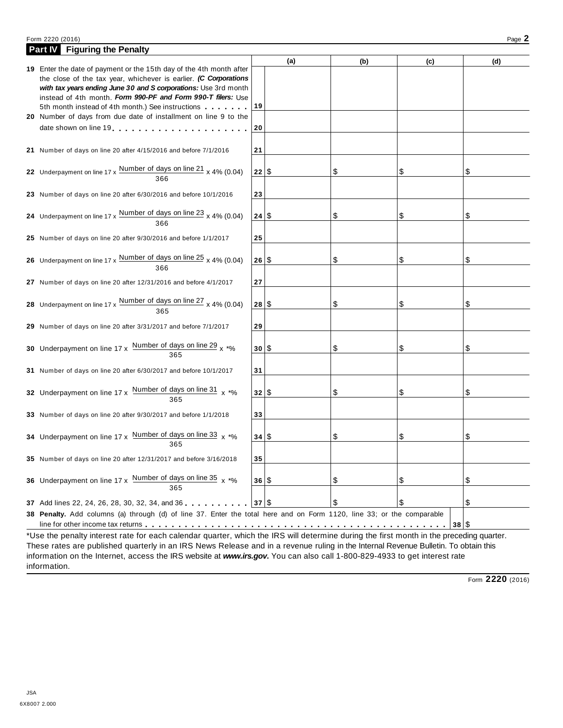## Part IV Figuring the Penalty

| | | | (a) | (b) | (c) | (d) |
|---|---|---|---|---|---|---|
| **19** | Enter the date of payment or the 15th day of the 4th month after the close of the tax year, whichever is earlier. ***(C Corporations with tax years ending June 30 and S corporations:*** Use 3rd month instead of 4th month. ***Form 990-PF and Form 990-T filers:*** Use 5th month instead of 4th month.) See instructions | 19 | | | | |
| **20** | Number of days from due date of installment on line 9 to the date shown on line 19 | 20 | | | | |
| **21** | Number of days on line 20 after 4/15/2016 and before 7/1/2016 | 21 | | | | |
| **22** | Underpayment on line 17 x $\frac{\text{Number of days on line 21}}{366}$ x 4% (0.04) | 22 | $ | $ | $ | $ |
| **23** | Number of days on line 20 after 6/30/2016 and before 10/1/2016 | 23 | | | | |
| **24** | Underpayment on line 17 x $\frac{\text{Number of days on line 23}}{366}$ x 4% (0.04) | 24 | $ | $ | $ | $ |
| **25** | Number of days on line 20 after 9/30/2016 and before 1/1/2017 | 25 | | | | |
| **26** | Underpayment on line 17 x $\frac{\text{Number of days on line 25}}{366}$ x 4% (0.04) | 26 | $ | $ | $ | $ |
| **27** | Number of days on line 20 after 12/31/2016 and before 4/1/2017 | 27 | | | | |
| **28** | Underpayment on line 17 x $\frac{\text{Number of days on line 27}}{365}$ x 4% (0.04) | 28 | $ | $ | $ | $ |
| **29** | Number of days on line 20 after 3/31/2017 and before 7/1/2017 | 29 | | | | |
| **30** | Underpayment on line 17 x $\frac{\text{Number of days on line 29}}{365}$ x *% | 30 | $ | $ | $ | $ |
| **31** | Number of days on line 20 after 6/30/2017 and before 10/1/2017 | 31 | | | | |
| **32** | Underpayment on line 17 x $\frac{\text{Number of days on line 31}}{365}$ x *% | 32 | $ | $ | $ | $ |
| **33** | Number of days on line 20 after 9/30/2017 and before 1/1/2018 | 33 | | | | |
| **34** | Underpayment on line 17 x $\frac{\text{Number of days on line 33}}{365}$ x *% | 34 | $ | $ | $ | $ |
| **35** | Number of days on line 20 after 12/31/2017 and before 3/16/2018 | 35 | | | | |
| **36** | Underpayment on line 17 x $\frac{\text{Number of days on line 35}}{365}$ x *% | 36 | $ | $ | $ | $ |
| **37** | Add lines 22, 24, 26, 28, 30, 32, 34, and 36 | 37 | $ | $ | $ | $ |

**38 Penalty.** Add columns (a) through (d) of line 37. Enter the total here and on Form 1120, line 33; or the comparable line for other income tax returns . . . **38** $

*Use the penalty interest rate for each calendar quarter, which the IRS will determine during the first month in the preceding quarter. These rates are published quarterly in an IRS News Release and in a revenue ruling in the Internal Revenue Bulletin. To obtain this information on the Internet, access the IRS website at ***www.irs.gov***. You can also call 1-800-829-4933 to get interest rate information.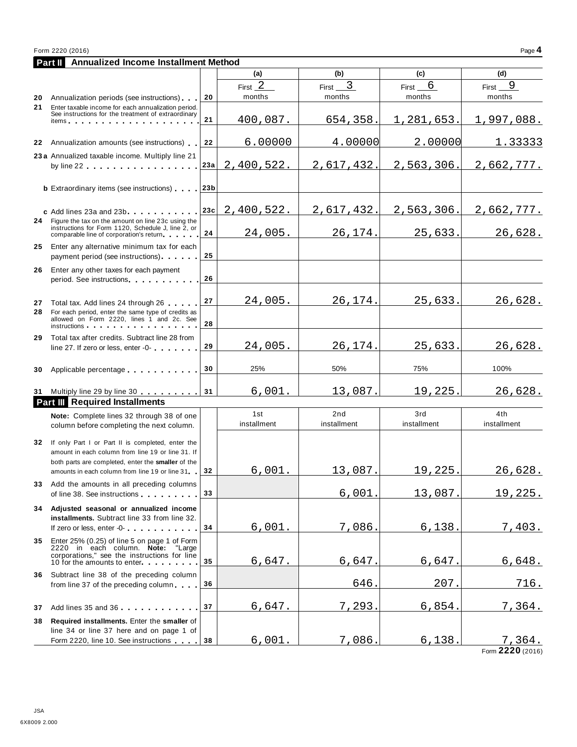Form 2220 (2016) Page **4**

## Part II Annualized Income Installment Method

| | | | (a) | (b) | (c) | (d) |
|---|---|---|---|---|---|---|
| **20** | Annualization periods (see instructions) | 20 | First 2 months | First 3 months | First 6 months | First 9 months |
| **21** | Enter taxable income for each annualization period. See instructions for the treatment of extraordinary items | 21 | 400,087. | 654,358. | 1,281,653. | 1,997,088. |
| **22** | Annualization amounts (see instructions) | 22 | 6.00000 | 4.00000 | 2.00000 | 1.33333 |
| **23a** | Annualized taxable income. Multiply line 21 by line 22 | 23a | 2,400,522. | 2,617,432. | 2,563,306. | 2,662,777. |
| **b** | Extraordinary items (see instructions) | 23b | | | | |
| **c** | Add lines 23a and 23b | 23c | 2,400,522. | 2,617,432. | 2,563,306. | 2,662,777. |
| **24** | Figure the tax on the amount on line 23c using the instructions for Form 1120, Schedule J, line 2, or comparable line of corporation's return | 24 | 24,005. | 26,174. | 25,633. | 26,628. |
| **25** | Enter any alternative minimum tax for each payment period (see instructions) | 25 | | | | |
| **26** | Enter any other taxes for each payment period. See instructions | 26 | | | | |
| **27** | Total tax. Add lines 24 through 26 | 27 | 24,005. | 26,174. | 25,633. | 26,628. |
| **28** | For each period, enter the same type of credits as allowed on Form 2220, lines 1 and 2c. See instructions | 28 | | | | |
| **29** | Total tax after credits. Subtract line 28 from line 27. If zero or less, enter -0- | 29 | 24,005. | 26,174. | 25,633. | 26,628. |
| **30** | Applicable percentage | 30 | 25% | 50% | 75% | 100% |
| **31** | Multiply line 29 by line 30 | 31 | 6,001. | 13,087. | 19,225. | 26,628. |

## Part III Required Installments

| | **Note:** Complete lines 32 through 38 of one column before completing the next column. | | 1st installment | 2nd installment | 3rd installment | 4th installment |
|---|---|---|---|---|---|---|
| **32** | If only Part I or Part II is completed, enter the amount in each column from line 19 or line 31. If both parts are completed, enter the **smaller** of the amounts in each column from line 19 or line 31 | 32 | 6,001. | 13,087. | 19,225. | 26,628. |
| **33** | Add the amounts in all preceding columns of line 38. See instructions | 33 | | 6,001. | 13,087. | 19,225. |
| **34** | **Adjusted seasonal or annualized income installments.** Subtract line 33 from line 32. If zero or less, enter -0- | 34 | 6,001. | 7,086. | 6,138. | 7,403. |
| **35** | Enter 25% (0.25) of line 5 on page 1 of Form 2220 in each column. **Note:** "Large corporations," see the instructions for line 10 for the amounts to enter | 35 | 6,647. | 6,647. | 6,647. | 6,648. |
| **36** | Subtract line 38 of the preceding column from line 37 of the preceding column | 36 | | 646. | 207. | 716. |
| **37** | Add lines 35 and 36 | 37 | 6,647. | 7,293. | 6,854. | 7,364. |
| **38** | **Required installments.** Enter the **smaller** of line 34 or line 37 here and on page 1 of Form 2220, line 10. See instructions | 38 | 6,001. | 7,086. | 6,138. | 7,364. |

Form **2220** (2016)

JSA
6X8009 2.000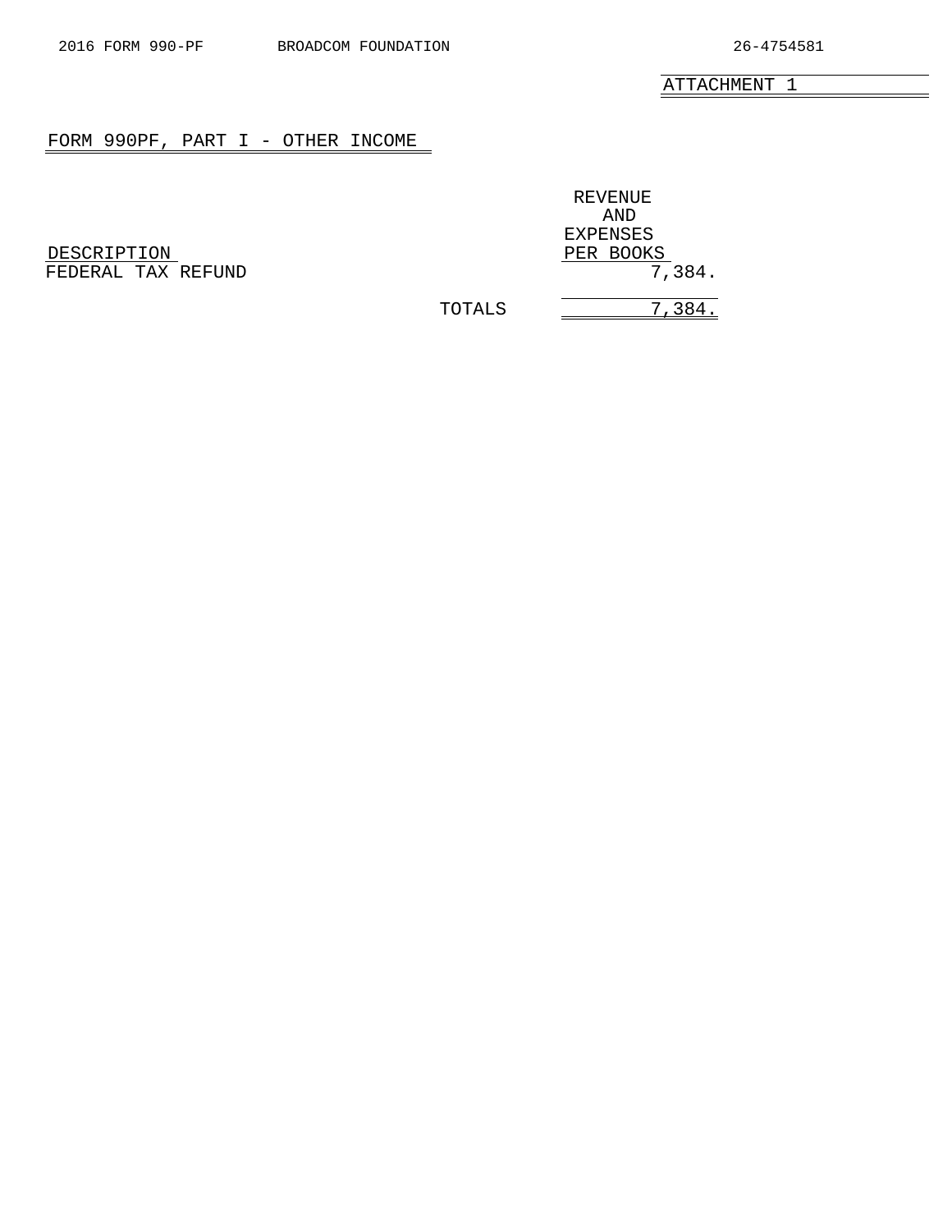ATTACHMENT 1

## FORM 990PF, PART I - OTHER INCOME

| DESCRIPTION | REVENUE AND EXPENSES PER BOOKS |
|---|---|
| FEDERAL TAX REFUND | 7,384. |
| TOTALS | 7,384. |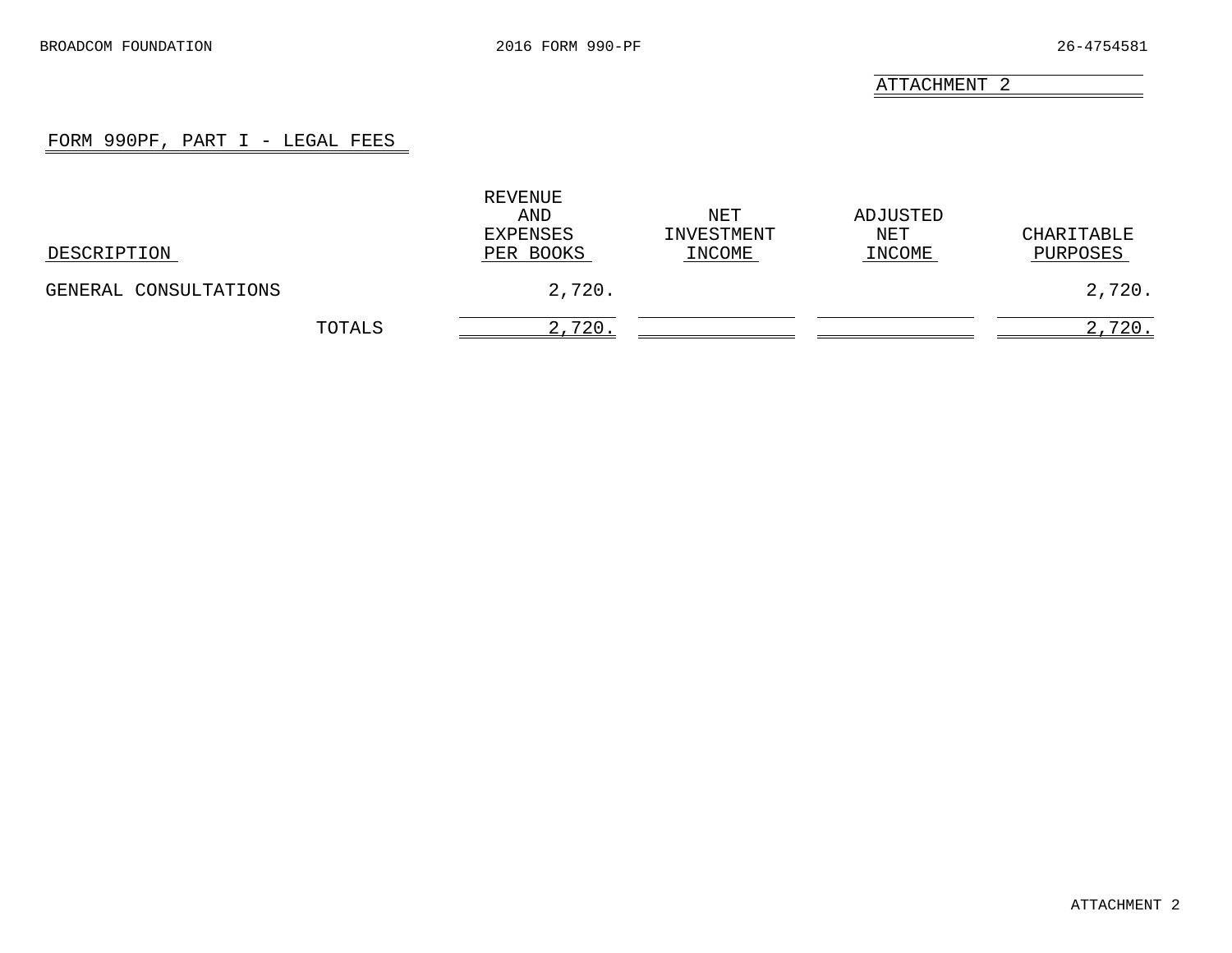ATTACHMENT 2

## FORM 990PF, PART I - LEGAL FEES

| DESCRIPTION | REVENUE AND EXPENSES PER BOOKS | NET INVESTMENT INCOME | ADJUSTED NET INCOME | CHARITABLE PURPOSES |
|---|---|---|---|---|
| GENERAL CONSULTATIONS | 2,720. | | | 2,720. |
| TOTALS | 2,720. | | | 2,720. |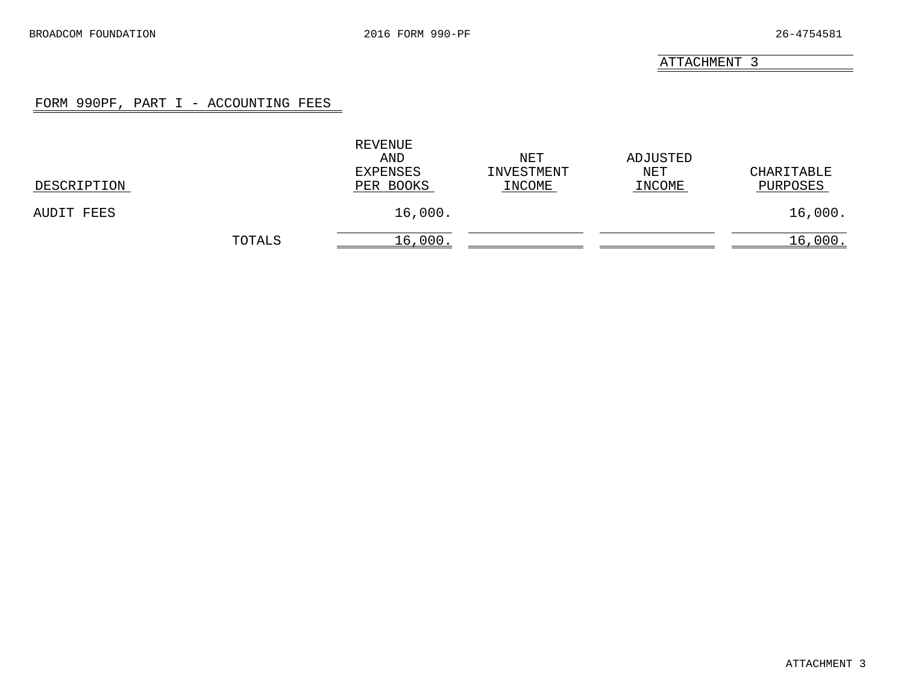ATTACHMENT 3

## FORM 990PF, PART I - ACCOUNTING FEES

| DESCRIPTION | REVENUE AND EXPENSES PER BOOKS | NET INVESTMENT INCOME | ADJUSTED NET INCOME | CHARITABLE PURPOSES |
|---|---|---|---|---|
| AUDIT FEES | 16,000. | | | 16,000. |
| TOTALS | 16,000. | | | 16,000. |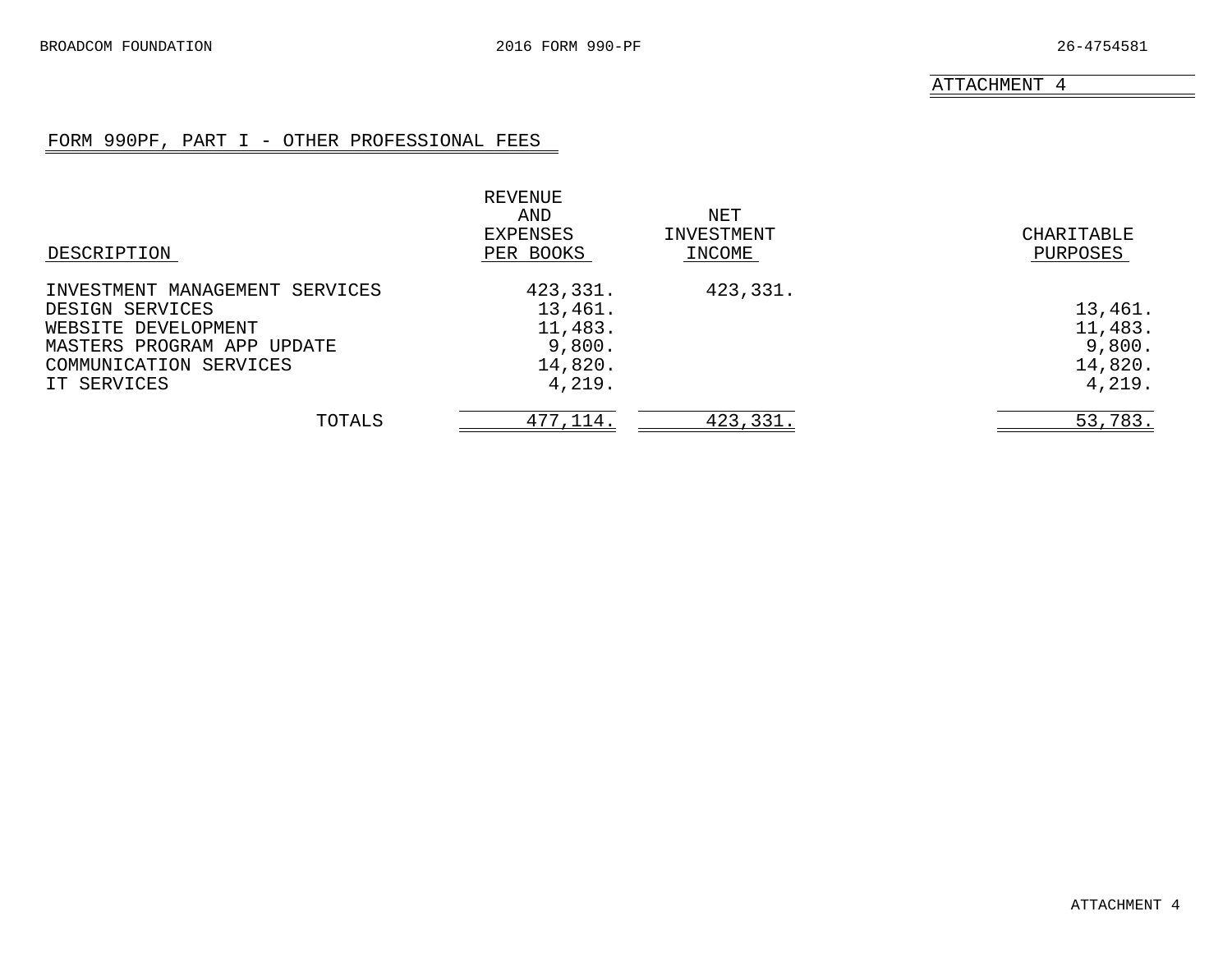ATTACHMENT 4

## FORM 990PF, PART I - OTHER PROFESSIONAL FEES

| DESCRIPTION | REVENUE AND EXPENSES PER BOOKS | NET INVESTMENT INCOME | CHARITABLE PURPOSES |
|---|---|---|---|
| INVESTMENT MANAGEMENT SERVICES | 423,331. | 423,331. | |
| DESIGN SERVICES | 13,461. | | 13,461. |
| WEBSITE DEVELOPMENT | 11,483. | | 11,483. |
| MASTERS PROGRAM APP UPDATE | 9,800. | | 9,800. |
| COMMUNICATION SERVICES | 14,820. | | 14,820. |
| IT SERVICES | 4,219. | | 4,219. |
| TOTALS | 477,114. | 423,331. | 53,783. |

ATTACHMENT 4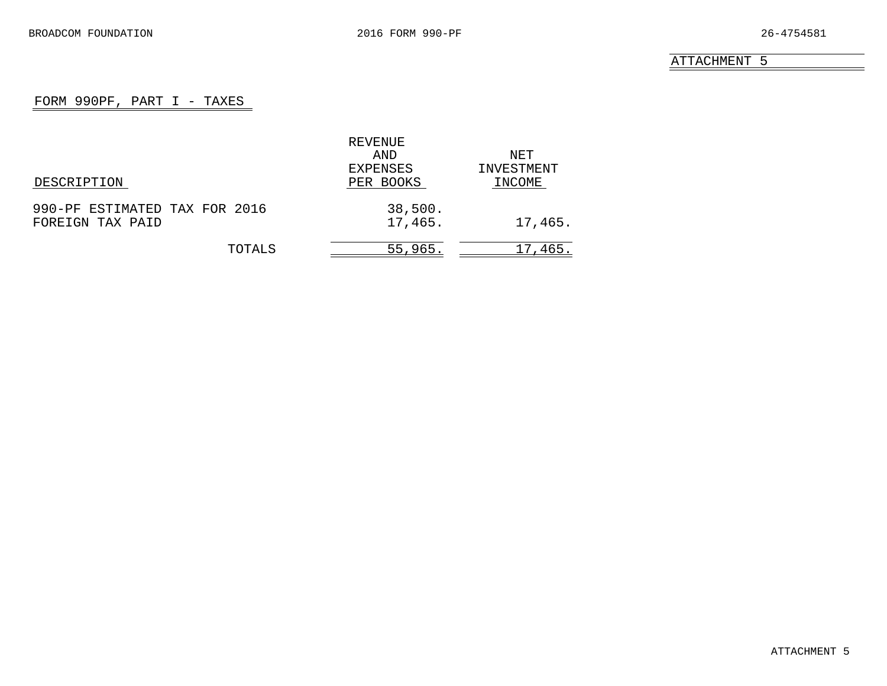## ATTACHMENT 5

### FORM 990PF, PART I - TAXES

| DESCRIPTION | REVENUE AND EXPENSES PER BOOKS | NET INVESTMENT INCOME |
|---|---|---|
| 990-PF ESTIMATED TAX FOR 2016 | 38,500. | |
| FOREIGN TAX PAID | 17,465. | 17,465. |
| TOTALS | 55,965. | 17,465. |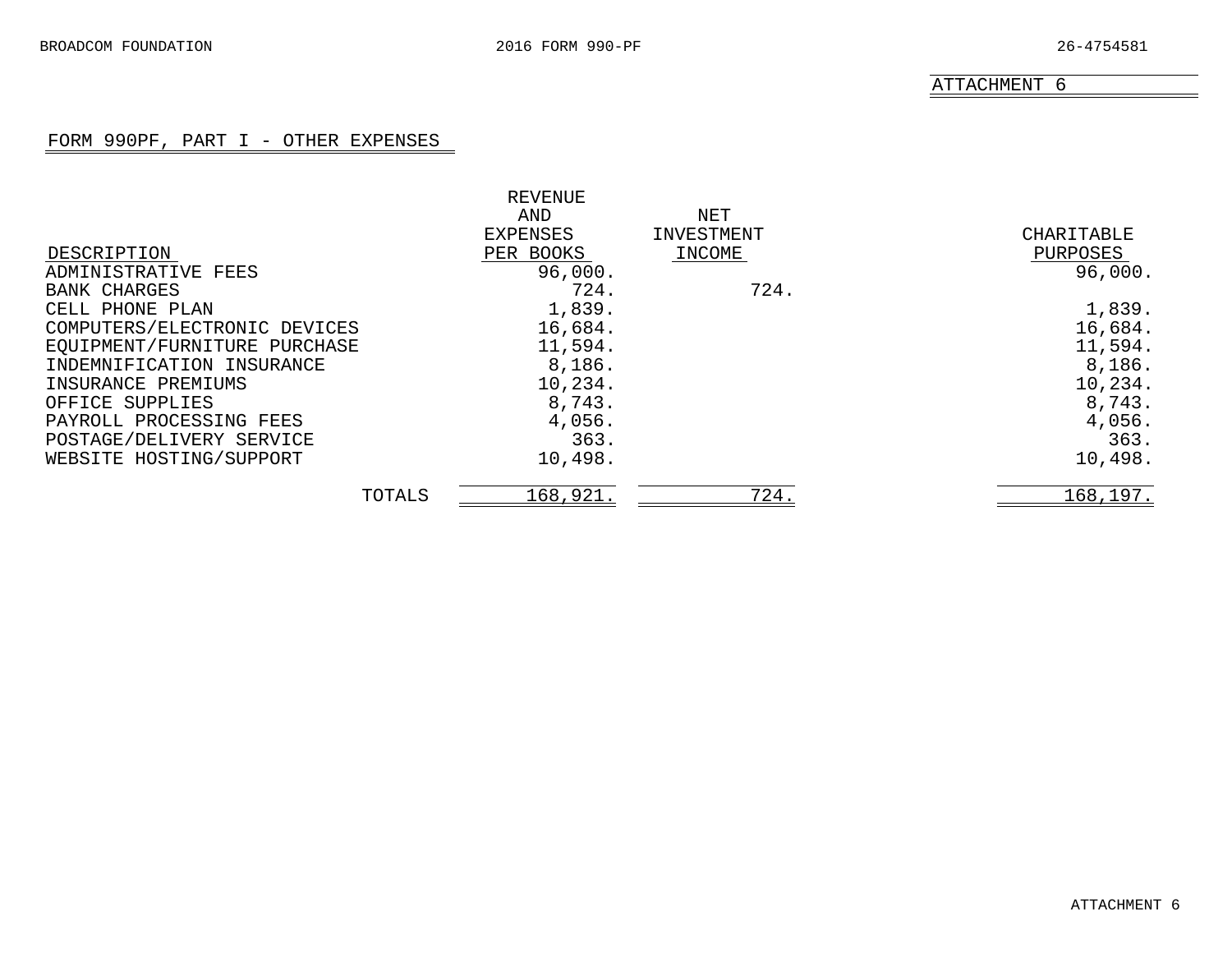ATTACHMENT 6

## FORM 990PF, PART I - OTHER EXPENSES

| DESCRIPTION | REVENUE AND EXPENSES PER BOOKS | NET INVESTMENT INCOME | CHARITABLE PURPOSES |
|---|---|---|---|
| ADMINISTRATIVE FEES | 96,000. | | 96,000. |
| BANK CHARGES | 724. | 724. | |
| CELL PHONE PLAN | 1,839. | | 1,839. |
| COMPUTERS/ELECTRONIC DEVICES | 16,684. | | 16,684. |
| EQUIPMENT/FURNITURE PURCHASE | 11,594. | | 11,594. |
| INDEMNIFICATION INSURANCE | 8,186. | | 8,186. |
| INSURANCE PREMIUMS | 10,234. | | 10,234. |
| OFFICE SUPPLIES | 8,743. | | 8,743. |
| PAYROLL PROCESSING FEES | 4,056. | | 4,056. |
| POSTAGE/DELIVERY SERVICE | 363. | | 363. |
| WEBSITE HOSTING/SUPPORT | 10,498. | | 10,498. |
| TOTALS | 168,921. | 724. | 168,197. |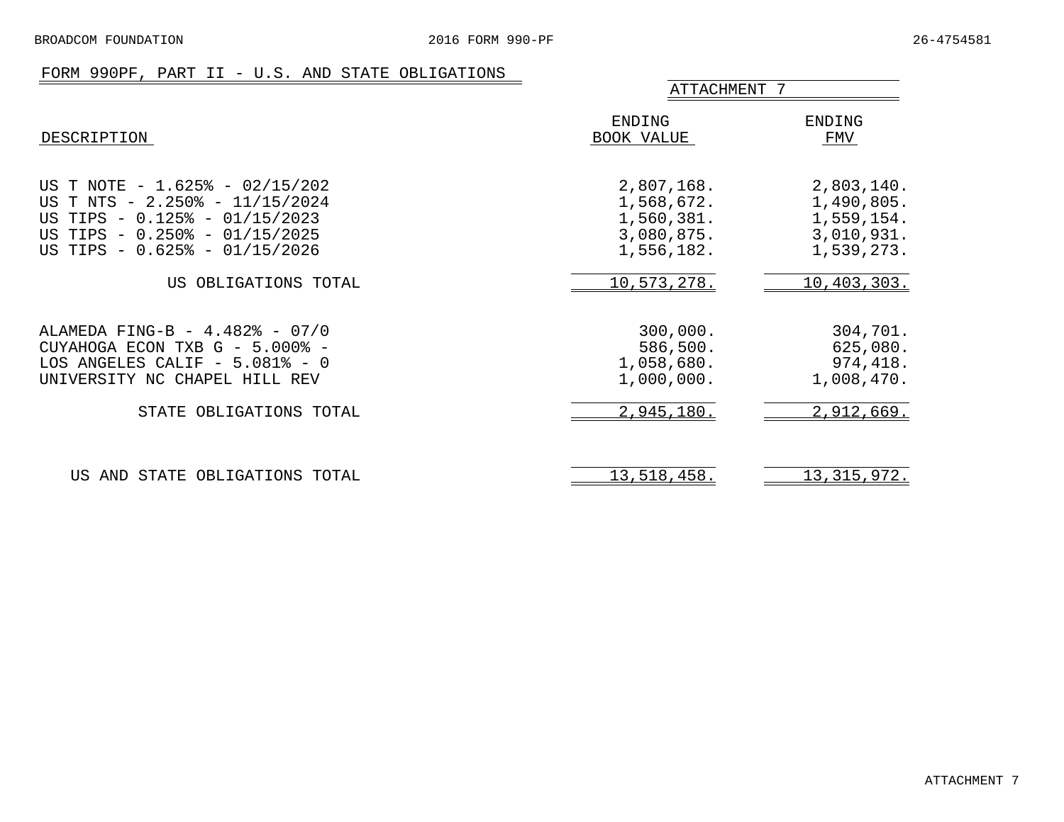## FORM 990PF, PART II - U.S. AND STATE OBLIGATIONS

ATTACHMENT 7

| DESCRIPTION | ENDING BOOK VALUE | ENDING FMV |
|---|---|---|
| US T NOTE - 1.625% - 02/15/202 | 2,807,168. | 2,803,140. |
| US T NTS - 2.250% - 11/15/2024 | 1,568,672. | 1,490,805. |
| US TIPS - 0.125% - 01/15/2023 | 1,560,381. | 1,559,154. |
| US TIPS - 0.250% - 01/15/2025 | 3,080,875. | 3,010,931. |
| US TIPS - 0.625% - 01/15/2026 | 1,556,182. | 1,539,273. |
| US OBLIGATIONS TOTAL | 10,573,278. | 10,403,303. |
| ALAMEDA FING-B - 4.482% - 07/0 | 300,000. | 304,701. |
| CUYAHOGA ECON TXB G - 5.000% - | 586,500. | 625,080. |
| LOS ANGELES CALIF - 5.081% - 0 | 1,058,680. | 974,418. |
| UNIVERSITY NC CHAPEL HILL REV | 1,000,000. | 1,008,470. |
| STATE OBLIGATIONS TOTAL | 2,945,180. | 2,912,669. |
| US AND STATE OBLIGATIONS TOTAL | 13,518,458. | 13,315,972. |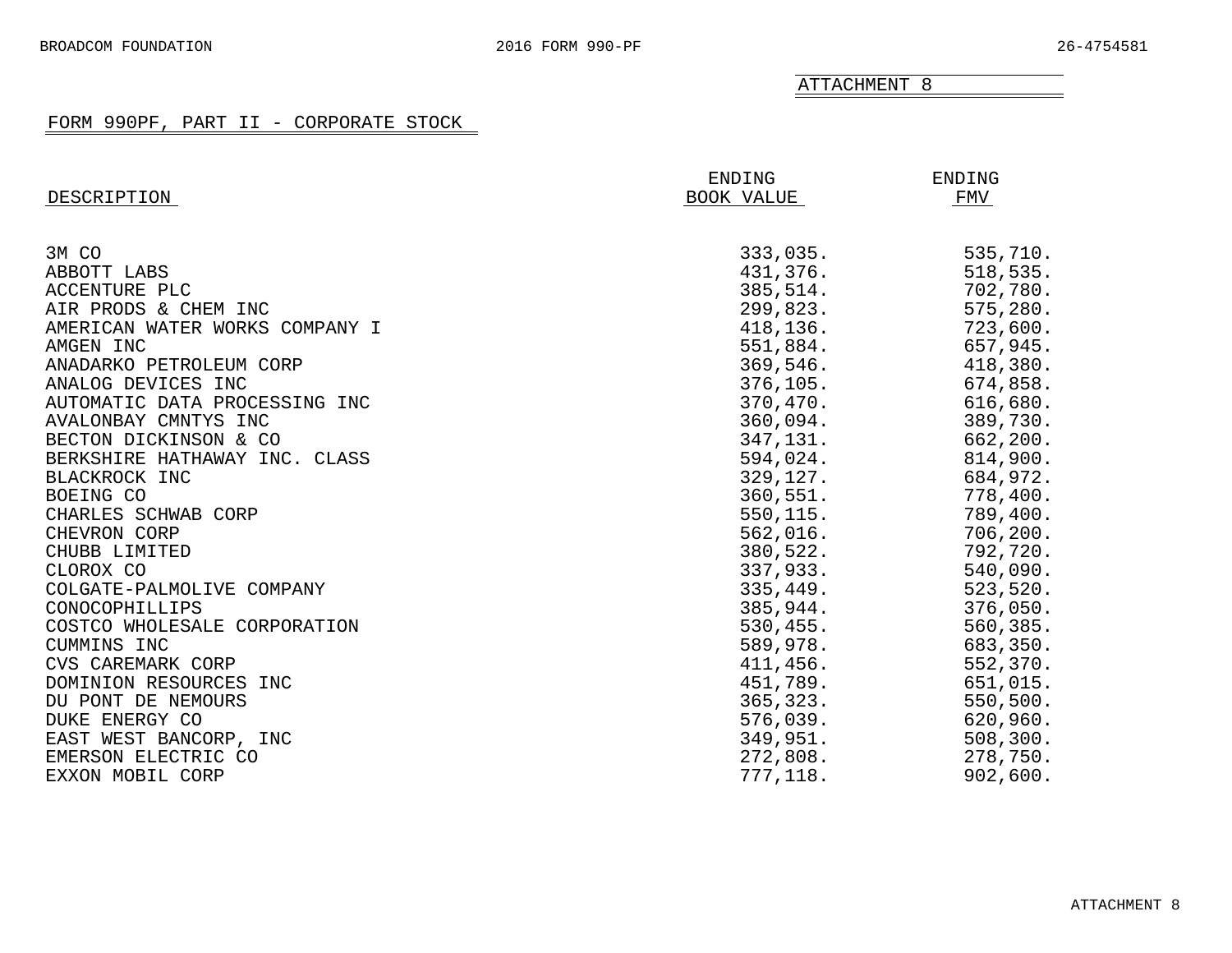ATTACHMENT 8

## FORM 990PF, PART II - CORPORATE STOCK

| DESCRIPTION | ENDING BOOK VALUE | ENDING FMV |
|---|---|---|
| 3M CO | 333,035. | 535,710. |
| ABBOTT LABS | 431,376. | 518,535. |
| ACCENTURE PLC | 385,514. | 702,780. |
| AIR PRODS & CHEM INC | 299,823. | 575,280. |
| AMERICAN WATER WORKS COMPANY I | 418,136. | 723,600. |
| AMGEN INC | 551,884. | 657,945. |
| ANADARKO PETROLEUM CORP | 369,546. | 418,380. |
| ANALOG DEVICES INC | 376,105. | 674,858. |
| AUTOMATIC DATA PROCESSING INC | 370,470. | 616,680. |
| AVALONBAY CMNTYS INC | 360,094. | 389,730. |
| BECTON DICKINSON & CO | 347,131. | 662,200. |
| BERKSHIRE HATHAWAY INC. CLASS | 594,024. | 814,900. |
| BLACKROCK INC | 329,127. | 684,972. |
| BOEING CO | 360,551. | 778,400. |
| CHARLES SCHWAB CORP | 550,115. | 789,400. |
| CHEVRON CORP | 562,016. | 706,200. |
| CHUBB LIMITED | 380,522. | 792,720. |
| CLOROX CO | 337,933. | 540,090. |
| COLGATE-PALMOLIVE COMPANY | 335,449. | 523,520. |
| CONOCOPHILLIPS | 385,944. | 376,050. |
| COSTCO WHOLESALE CORPORATION | 530,455. | 560,385. |
| CUMMINS INC | 589,978. | 683,350. |
| CVS CAREMARK CORP | 411,456. | 552,370. |
| DOMINION RESOURCES INC | 451,789. | 651,015. |
| DU PONT DE NEMOURS | 365,323. | 550,500. |
| DUKE ENERGY CO | 576,039. | 620,960. |
| EAST WEST BANCORP, INC | 349,951. | 508,300. |
| EMERSON ELECTRIC CO | 272,808. | 278,750. |
| EXXON MOBIL CORP | 777,118. | 902,600. |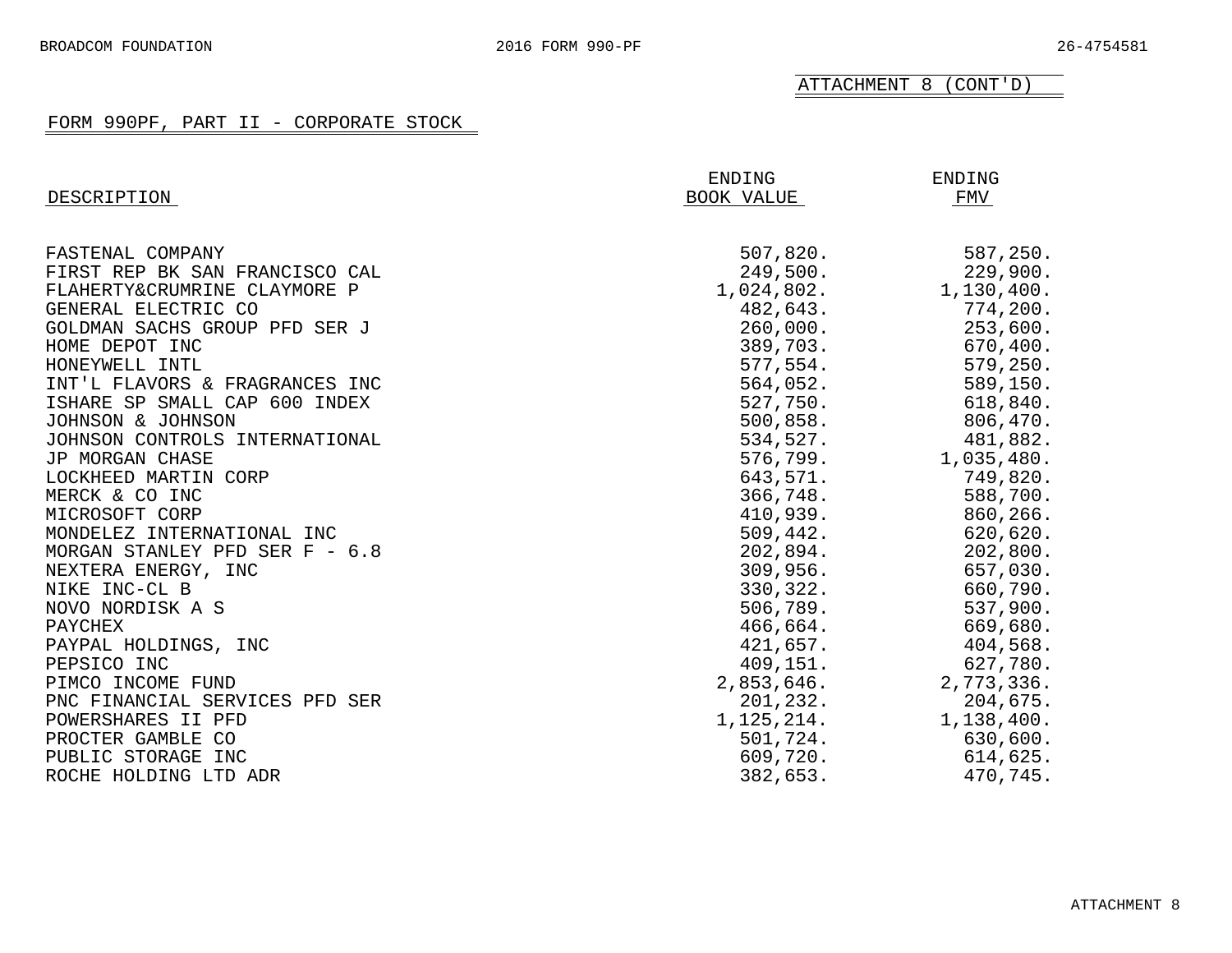ATTACHMENT 8 (CONT'D)

## FORM 990PF, PART II - CORPORATE STOCK

| DESCRIPTION | ENDING BOOK VALUE | ENDING FMV |
| --- | --- | --- |
| FASTENAL COMPANY | 507,820. | 587,250. |
| FIRST REP BK SAN FRANCISCO CAL | 249,500. | 229,900. |
| FLAHERTY&CRUMRINE CLAYMORE P | 1,024,802. | 1,130,400. |
| GENERAL ELECTRIC CO | 482,643. | 774,200. |
| GOLDMAN SACHS GROUP PFD SER J | 260,000. | 253,600. |
| HOME DEPOT INC | 389,703. | 670,400. |
| HONEYWELL INTL | 577,554. | 579,250. |
| INT'L FLAVORS & FRAGRANCES INC | 564,052. | 589,150. |
| ISHARE SP SMALL CAP 600 INDEX | 527,750. | 618,840. |
| JOHNSON & JOHNSON | 500,858. | 806,470. |
| JOHNSON CONTROLS INTERNATIONAL | 534,527. | 481,882. |
| JP MORGAN CHASE | 576,799. | 1,035,480. |
| LOCKHEED MARTIN CORP | 643,571. | 749,820. |
| MERCK & CO INC | 366,748. | 588,700. |
| MICROSOFT CORP | 410,939. | 860,266. |
| MONDELEZ INTERNATIONAL INC | 509,442. | 620,620. |
| MORGAN STANLEY PFD SER F - 6.8 | 202,894. | 202,800. |
| NEXTERA ENERGY, INC | 309,956. | 657,030. |
| NIKE INC-CL B | 330,322. | 660,790. |
| NOVO NORDISK A S | 506,789. | 537,900. |
| PAYCHEX | 466,664. | 669,680. |
| PAYPAL HOLDINGS, INC | 421,657. | 404,568. |
| PEPSICO INC | 409,151. | 627,780. |
| PIMCO INCOME FUND | 2,853,646. | 2,773,336. |
| PNC FINANCIAL SERVICES PFD SER | 201,232. | 204,675. |
| POWERSHARES II PFD | 1,125,214. | 1,138,400. |
| PROCTER GAMBLE CO | 501,724. | 630,600. |
| PUBLIC STORAGE INC | 609,720. | 614,625. |
| ROCHE HOLDING LTD ADR | 382,653. | 470,745. |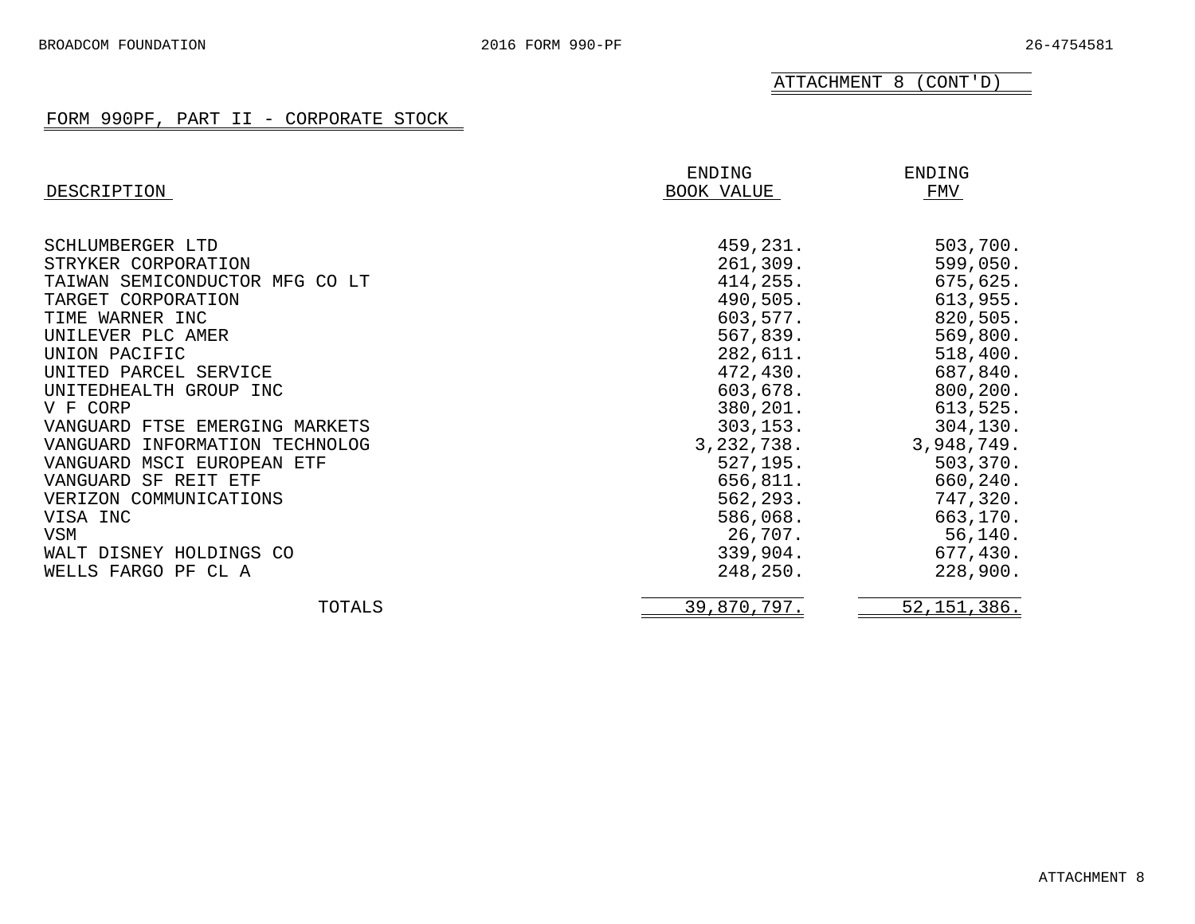ATTACHMENT 8 (CONT'D)

## FORM 990PF, PART II - CORPORATE STOCK

| DESCRIPTION | ENDING BOOK VALUE | ENDING FMV |
|---|---|---|
| SCHLUMBERGER LTD | 459,231. | 503,700. |
| STRYKER CORPORATION | 261,309. | 599,050. |
| TAIWAN SEMICONDUCTOR MFG CO LT | 414,255. | 675,625. |
| TARGET CORPORATION | 490,505. | 613,955. |
| TIME WARNER INC | 603,577. | 820,505. |
| UNILEVER PLC AMER | 567,839. | 569,800. |
| UNION PACIFIC | 282,611. | 518,400. |
| UNITED PARCEL SERVICE | 472,430. | 687,840. |
| UNITEDHEALTH GROUP INC | 603,678. | 800,200. |
| V F CORP | 380,201. | 613,525. |
| VANGUARD FTSE EMERGING MARKETS | 303,153. | 304,130. |
| VANGUARD INFORMATION TECHNOLOG | 3,232,738. | 3,948,749. |
| VANGUARD MSCI EUROPEAN ETF | 527,195. | 503,370. |
| VANGUARD SF REIT ETF | 656,811. | 660,240. |
| VERIZON COMMUNICATIONS | 562,293. | 747,320. |
| VISA INC | 586,068. | 663,170. |
| VSM | 26,707. | 56,140. |
| WALT DISNEY HOLDINGS CO | 339,904. | 677,430. |
| WELLS FARGO PF CL A | 248,250. | 228,900. |
| TOTALS | 39,870,797. | 52,151,386. |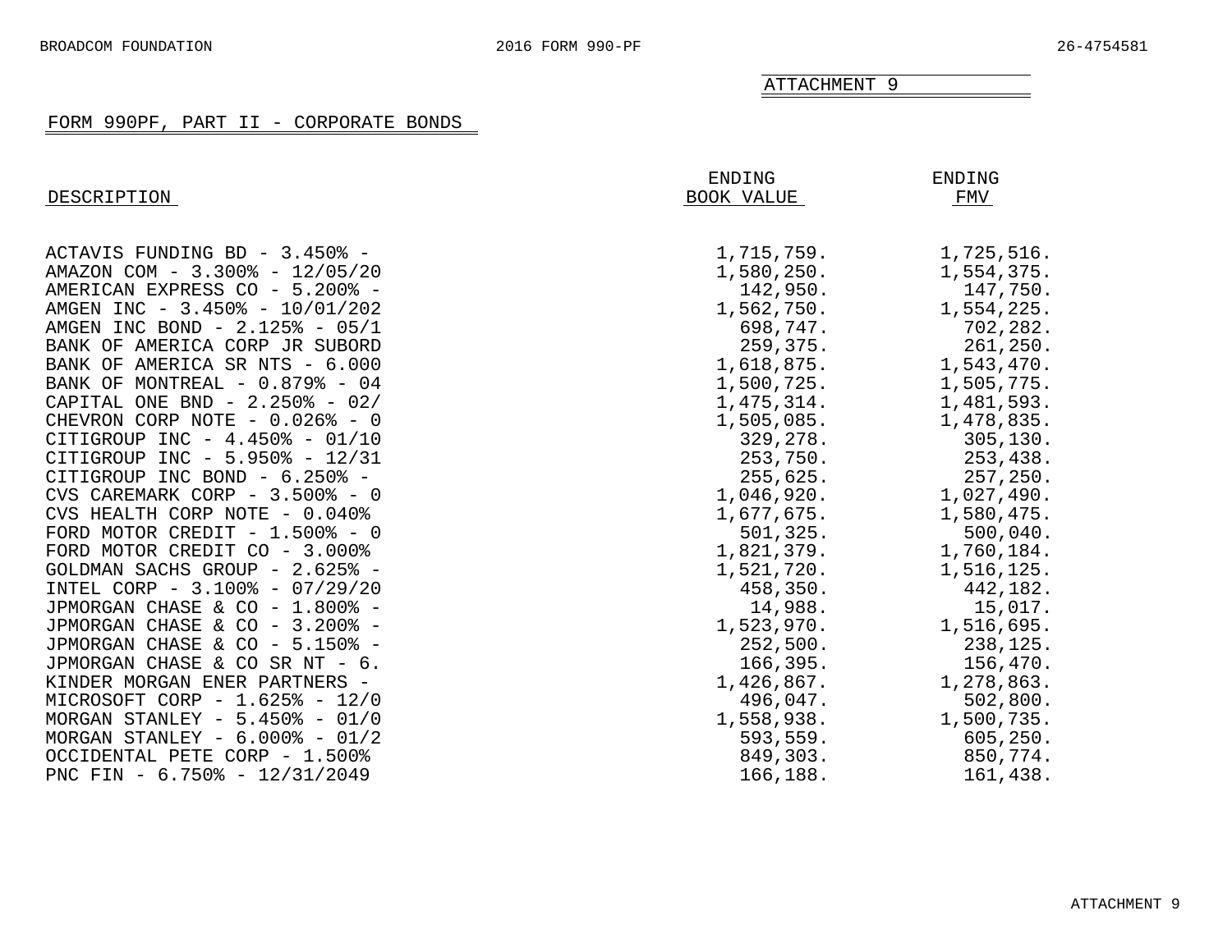ATTACHMENT 9

## FORM 990PF, PART II - CORPORATE BONDS

| DESCRIPTION | ENDING BOOK VALUE | ENDING FMV |
|---|---|---|
| ACTAVIS FUNDING BD - 3.450% - | 1,715,759. | 1,725,516. |
| AMAZON COM - 3.300% - 12/05/20 | 1,580,250. | 1,554,375. |
| AMERICAN EXPRESS CO - 5.200% - | 142,950. | 147,750. |
| AMGEN INC - 3.450% - 10/01/202 | 1,562,750. | 1,554,225. |
| AMGEN INC BOND - 2.125% - 05/1 | 698,747. | 702,282. |
| BANK OF AMERICA CORP JR SUBORD | 259,375. | 261,250. |
| BANK OF AMERICA SR NTS - 6.000 | 1,618,875. | 1,543,470. |
| BANK OF MONTREAL - 0.879% - 04 | 1,500,725. | 1,505,775. |
| CAPITAL ONE BND - 2.250% - 02/ | 1,475,314. | 1,481,593. |
| CHEVRON CORP NOTE - 0.026% - 0 | 1,505,085. | 1,478,835. |
| CITIGROUP INC - 4.450% - 01/10 | 329,278. | 305,130. |
| CITIGROUP INC - 5.950% - 12/31 | 253,750. | 253,438. |
| CITIGROUP INC BOND - 6.250% - | 255,625. | 257,250. |
| CVS CAREMARK CORP - 3.500% - 0 | 1,046,920. | 1,027,490. |
| CVS HEALTH CORP NOTE - 0.040% | 1,677,675. | 1,580,475. |
| FORD MOTOR CREDIT - 1.500% - 0 | 501,325. | 500,040. |
| FORD MOTOR CREDIT CO - 3.000% | 1,821,379. | 1,760,184. |
| GOLDMAN SACHS GROUP - 2.625% - | 1,521,720. | 1,516,125. |
| INTEL CORP - 3.100% - 07/29/20 | 458,350. | 442,182. |
| JPMORGAN CHASE & CO - 1.800% - | 14,988. | 15,017. |
| JPMORGAN CHASE & CO - 3.200% - | 1,523,970. | 1,516,695. |
| JPMORGAN CHASE & CO - 5.150% - | 252,500. | 238,125. |
| JPMORGAN CHASE & CO SR NT - 6. | 166,395. | 156,470. |
| KINDER MORGAN ENER PARTNERS - | 1,426,867. | 1,278,863. |
| MICROSOFT CORP - 1.625% - 12/0 | 496,047. | 502,800. |
| MORGAN STANLEY - 5.450% - 01/0 | 1,558,938. | 1,500,735. |
| MORGAN STANLEY - 6.000% - 01/2 | 593,559. | 605,250. |
| OCCIDENTAL PETE CORP - 1.500% | 849,303. | 850,774. |
| PNC FIN - 6.750% - 12/31/2049 | 166,188. | 161,438. |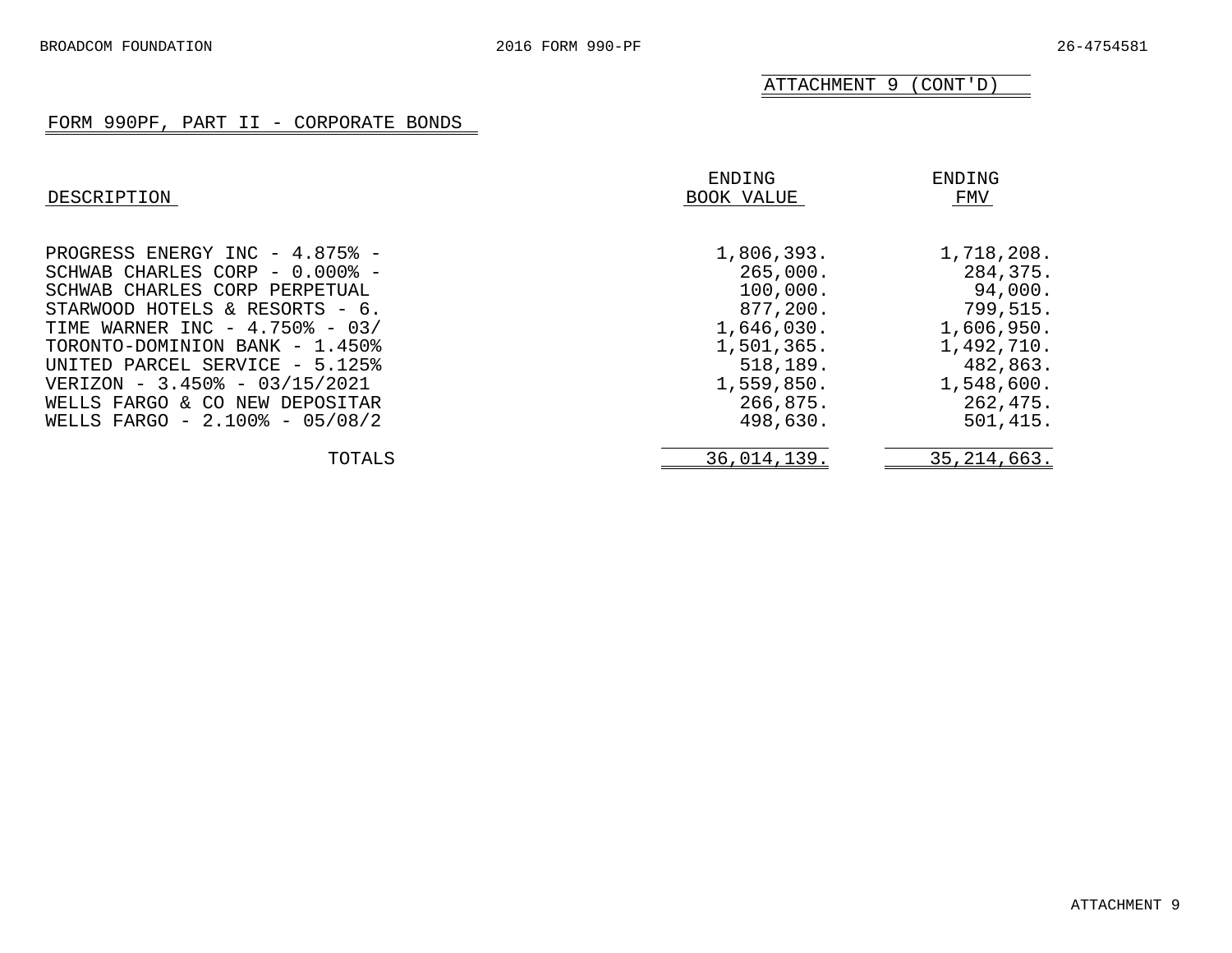ATTACHMENT 9 (CONT'D)

## FORM 990PF, PART II - CORPORATE BONDS

| DESCRIPTION | ENDING BOOK VALUE | ENDING FMV |
|---|---|---|
| PROGRESS ENERGY INC - 4.875% - | 1,806,393. | 1,718,208. |
| SCHWAB CHARLES CORP - 0.000% - | 265,000. | 284,375. |
| SCHWAB CHARLES CORP PERPETUAL | 100,000. | 94,000. |
| STARWOOD HOTELS & RESORTS - 6. | 877,200. | 799,515. |
| TIME WARNER INC - 4.750% - 03/ | 1,646,030. | 1,606,950. |
| TORONTO-DOMINION BANK - 1.450% | 1,501,365. | 1,492,710. |
| UNITED PARCEL SERVICE - 5.125% | 518,189. | 482,863. |
| VERIZON - 3.450% - 03/15/2021 | 1,559,850. | 1,548,600. |
| WELLS FARGO & CO NEW DEPOSITAR | 266,875. | 262,475. |
| WELLS FARGO - 2.100% - 05/08/2 | 498,630. | 501,415. |
| TOTALS | 36,014,139. | 35,214,663. |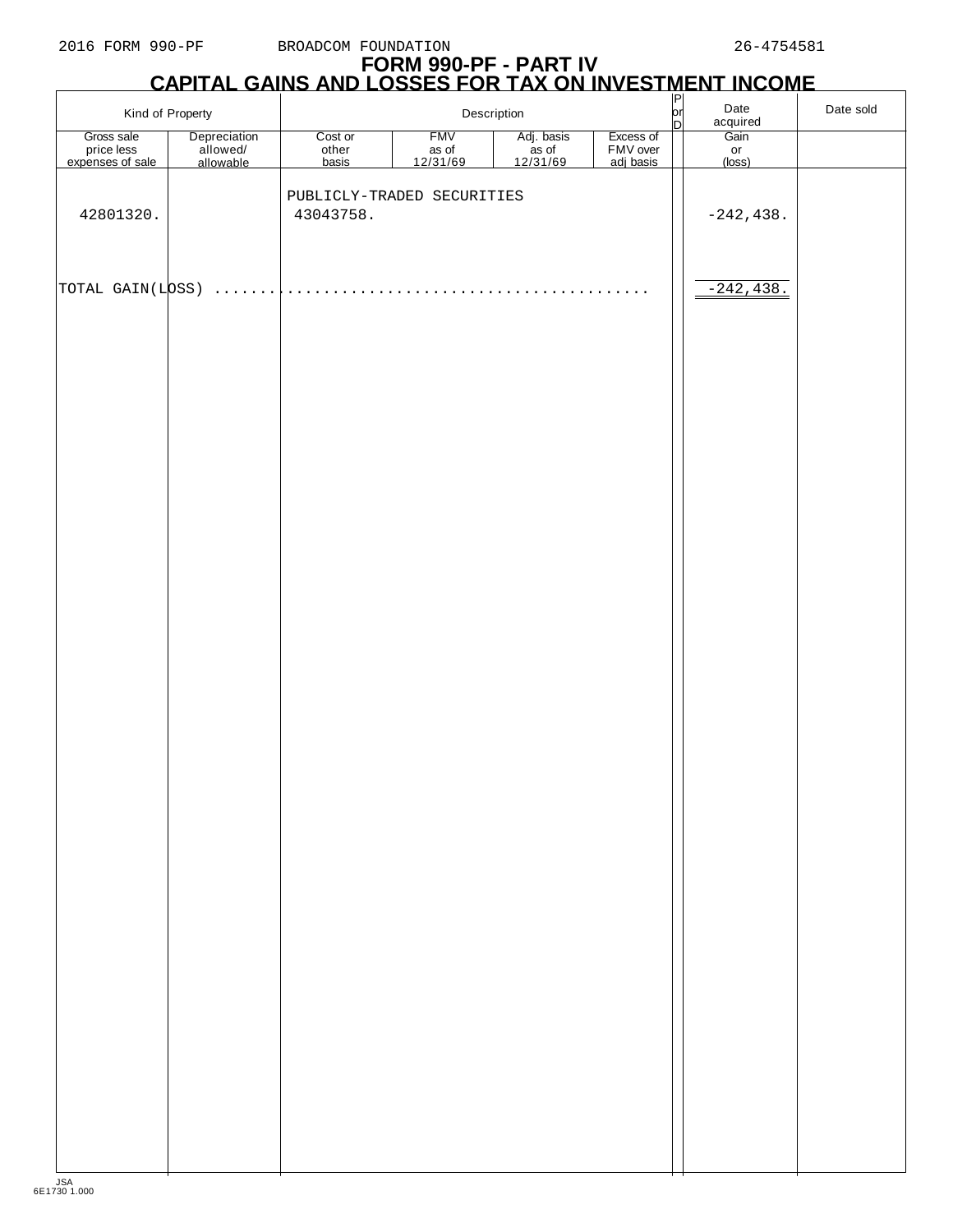2016 FORM 990-PF BROADCOM FOUNDATION 26-4754581

# FORM 990-PF - PART IV
## CAPITAL GAINS AND LOSSES FOR TAX ON INVESTMENT INCOME

| Kind of Property | | Description | | | | P or D | Date acquired | Date sold |
|---|---|---|---|---|---|---|---|---|
| Gross sale price less expenses of sale | Depreciation allowed/ allowable | Cost or other basis | FMV as of 12/31/69 | Adj. basis as of 12/31/69 | Excess of FMV over adj basis | | Gain or (loss) | |
| | | PUBLICLY-TRADED SECURITIES | | | | | | |
| 42801320. | | 43043758. | | | | | -242,438. | |
| TOTAL GAIN(LOSS) | | | | | | | -242,438. | |

JSA
6E1730 1.000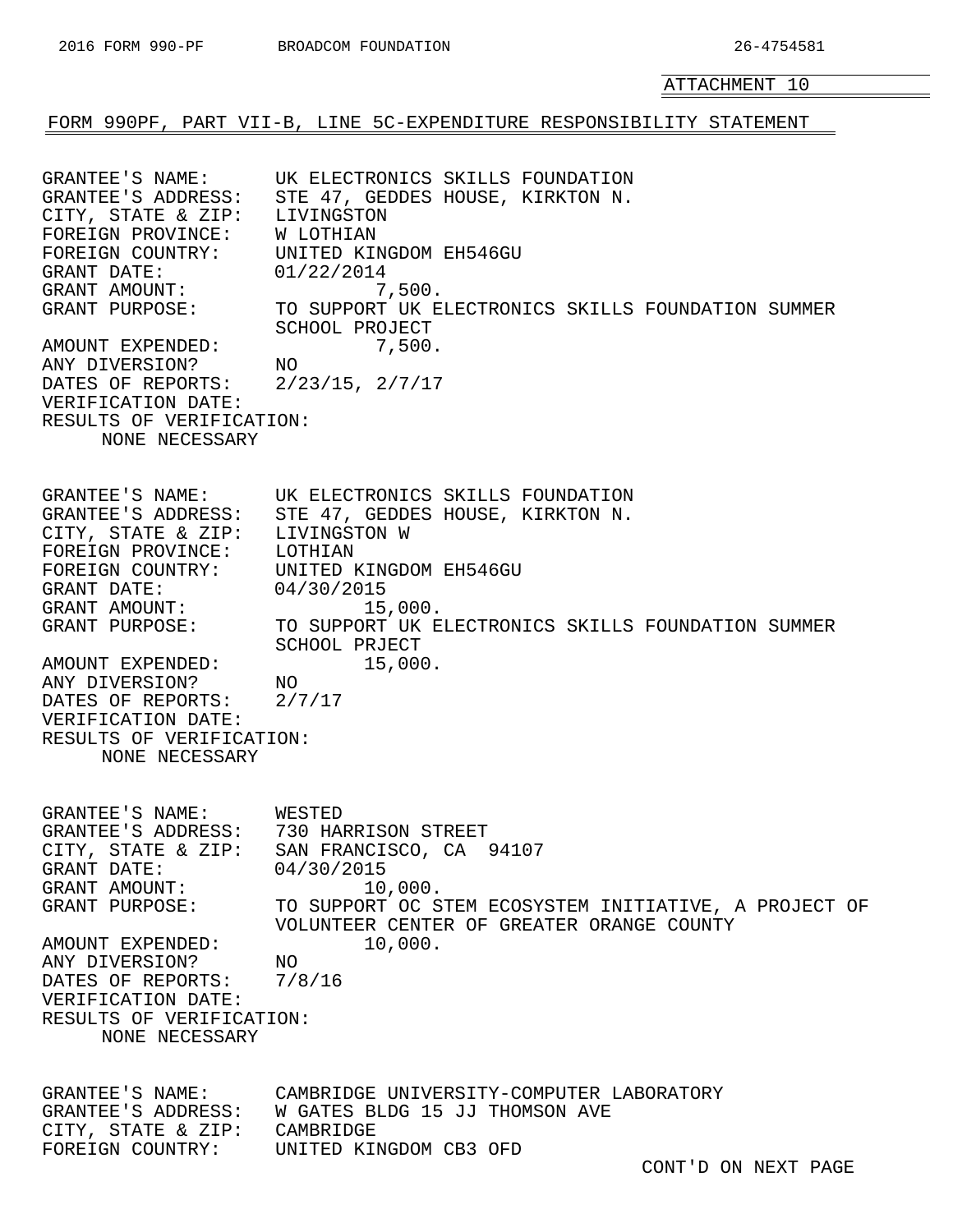ATTACHMENT 10

FORM 990PF, PART VII-B, LINE 5C-EXPENDITURE RESPONSIBILITY STATEMENT

GRANTEE'S NAME: UK ELECTRONICS SKILLS FOUNDATION
GRANTEE'S ADDRESS: STE 47, GEDDES HOUSE, KIRKTON N.
CITY, STATE & ZIP: LIVINGSTON
FOREIGN PROVINCE: W LOTHIAN
FOREIGN COUNTRY: UNITED KINGDOM EH546GU
GRANT DATE: 01/22/2014
GRANT AMOUNT: 7,500.
GRANT PURPOSE: TO SUPPORT UK ELECTRONICS SKILLS FOUNDATION SUMMER SCHOOL PROJECT
AMOUNT EXPENDED: 7,500.
ANY DIVERSION? NO
DATES OF REPORTS: 2/23/15, 2/7/17
VERIFICATION DATE:
RESULTS OF VERIFICATION:
NONE NECESSARY

GRANTEE'S NAME: UK ELECTRONICS SKILLS FOUNDATION
GRANTEE'S ADDRESS: STE 47, GEDDES HOUSE, KIRKTON N.
CITY, STATE & ZIP: LIVINGSTON W
FOREIGN PROVINCE: LOTHIAN
FOREIGN COUNTRY: UNITED KINGDOM EH546GU
GRANT DATE: 04/30/2015
GRANT AMOUNT: 15,000.
GRANT PURPOSE: TO SUPPORT UK ELECTRONICS SKILLS FOUNDATION SUMMER SCHOOL PRJECT
AMOUNT EXPENDED: 15,000.
ANY DIVERSION? NO
DATES OF REPORTS: 2/7/17
VERIFICATION DATE:
RESULTS OF VERIFICATION:
NONE NECESSARY

GRANTEE'S NAME: WESTED
GRANTEE'S ADDRESS: 730 HARRISON STREET
CITY, STATE & ZIP: SAN FRANCISCO, CA 94107
GRANT DATE: 04/30/2015
GRANT AMOUNT: 10,000.
GRANT PURPOSE: TO SUPPORT OC STEM ECOSYSTEM INITIATIVE, A PROJECT OF VOLUNTEER CENTER OF GREATER ORANGE COUNTY
AMOUNT EXPENDED: 10,000.
ANY DIVERSION? NO
DATES OF REPORTS: 7/8/16
VERIFICATION DATE:
RESULTS OF VERIFICATION:
NONE NECESSARY

GRANTEE'S NAME: CAMBRIDGE UNIVERSITY-COMPUTER LABORATORY
GRANTEE'S ADDRESS: W GATES BLDG 15 JJ THOMSON AVE
CITY, STATE & ZIP: CAMBRIDGE
FOREIGN COUNTRY: UNITED KINGDOM CB3 OFD

CONT'D ON NEXT PAGE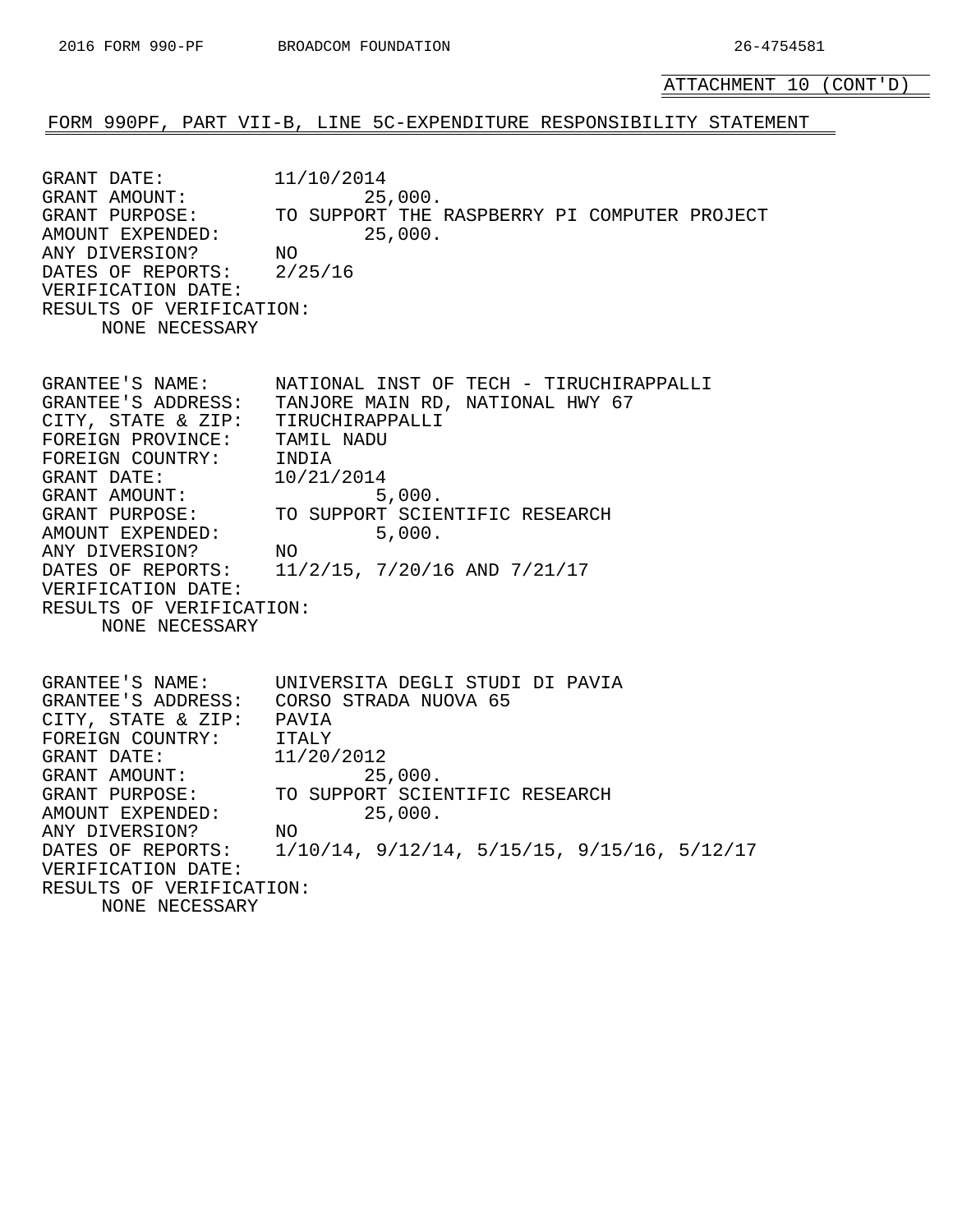ATTACHMENT 10 (CONT'D)

FORM 990PF, PART VII-B, LINE 5C-EXPENDITURE RESPONSIBILITY STATEMENT

GRANT DATE: 11/10/2014
GRANT AMOUNT: 25,000.
GRANT PURPOSE: TO SUPPORT THE RASPBERRY PI COMPUTER PROJECT
AMOUNT EXPENDED: 25,000.
ANY DIVERSION? NO
DATES OF REPORTS: 2/25/16
VERIFICATION DATE:
RESULTS OF VERIFICATION:
NONE NECESSARY

GRANTEE'S NAME: NATIONAL INST OF TECH - TIRUCHIRAPPALLI
GRANTEE'S ADDRESS: TANJORE MAIN RD, NATIONAL HWY 67
CITY, STATE & ZIP: TIRUCHIRAPPALLI
FOREIGN PROVINCE: TAMIL NADU
FOREIGN COUNTRY: INDIA
GRANT DATE: 10/21/2014
GRANT AMOUNT: 5,000.
GRANT PURPOSE: TO SUPPORT SCIENTIFIC RESEARCH
AMOUNT EXPENDED: 5,000.
ANY DIVERSION? NO
DATES OF REPORTS: 11/2/15, 7/20/16 AND 7/21/17
VERIFICATION DATE:
RESULTS OF VERIFICATION:
NONE NECESSARY

GRANTEE'S NAME: UNIVERSITA DEGLI STUDI DI PAVIA
GRANTEE'S ADDRESS: CORSO STRADA NUOVA 65
CITY, STATE & ZIP: PAVIA
FOREIGN COUNTRY: ITALY
GRANT DATE: 11/20/2012
GRANT AMOUNT: 25,000.
GRANT PURPOSE: TO SUPPORT SCIENTIFIC RESEARCH
AMOUNT EXPENDED: 25,000.
ANY DIVERSION? NO
DATES OF REPORTS: 1/10/14, 9/12/14, 5/15/15, 9/15/16, 5/12/17
VERIFICATION DATE:
RESULTS OF VERIFICATION:
NONE NECESSARY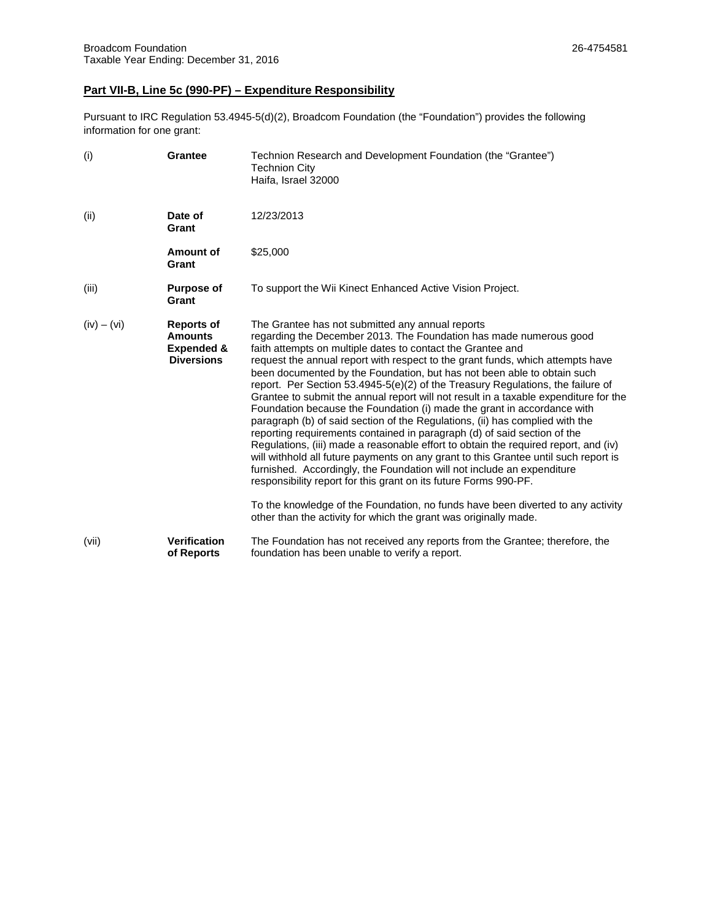Broadcom Foundation 26-4754581
Taxable Year Ending: December 31, 2016

**Part VII-B, Line 5c (990-PF) – Expenditure Responsibility**

Pursuant to IRC Regulation 53.4945-5(d)(2), Broadcom Foundation (the "Foundation") provides the following information for one grant:

| | | |
|---|---|---|
| (i) | **Grantee** | Technion Research and Development Foundation (the "Grantee")<br>Technion City<br>Haifa, Israel 32000 |
| (ii) | **Date of Grant** | 12/23/2013 |
| | **Amount of Grant** | $25,000 |
| (iii) | **Purpose of Grant** | To support the Wii Kinect Enhanced Active Vision Project. |
| (iv) – (vi) | **Reports of Amounts Expended & Diversions** | The Grantee has not submitted any annual reports regarding the December 2013. The Foundation has made numerous good faith attempts on multiple dates to contact the Grantee and request the annual report with respect to the grant funds, which attempts have been documented by the Foundation, but has not been able to obtain such report. Per Section 53.4945-5(e)(2) of the Treasury Regulations, the failure of Grantee to submit the annual report will not result in a taxable expenditure for the Foundation because the Foundation (i) made the grant in accordance with paragraph (b) of said section of the Regulations, (ii) has complied with the reporting requirements contained in paragraph (d) of said section of the Regulations, (iii) made a reasonable effort to obtain the required report, and (iv) will withhold all future payments on any grant to this Grantee until such report is furnished. Accordingly, the Foundation will not include an expenditure responsibility report for this grant on its future Forms 990-PF.<br><br>To the knowledge of the Foundation, no funds have been diverted to any activity other than the activity for which the grant was originally made. |
| (vii) | **Verification of Reports** | The Foundation has not received any reports from the Grantee; therefore, the foundation has been unable to verify a report. |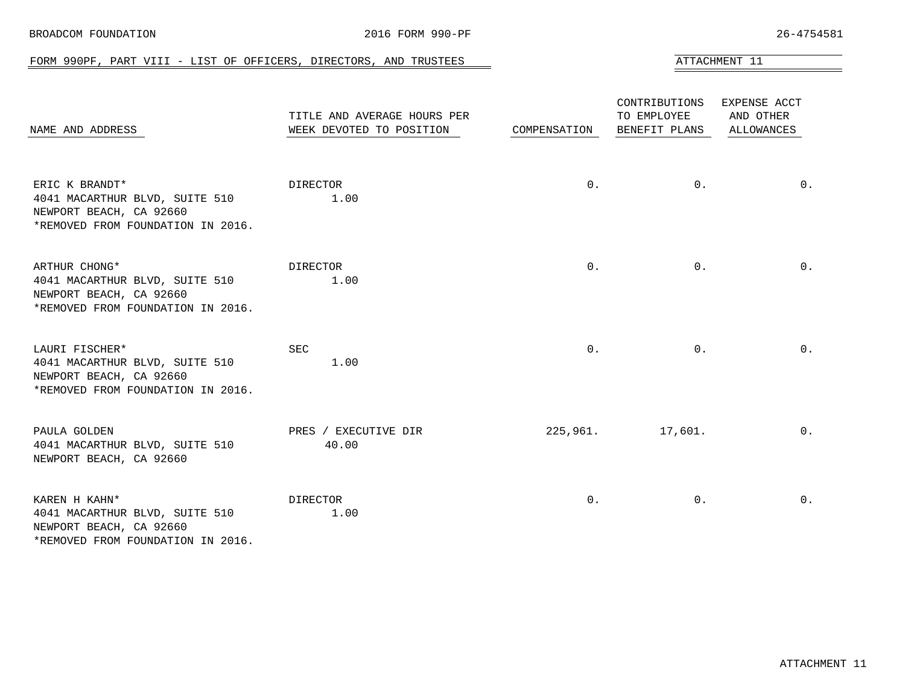BROADCOM FOUNDATION | 2016 FORM 990-PF | 26-4754581

## FORM 990PF, PART VIII - LIST OF OFFICERS, DIRECTORS, AND TRUSTEES

ATTACHMENT 11

| NAME AND ADDRESS | TITLE AND AVERAGE HOURS PER WEEK DEVOTED TO POSITION | COMPENSATION | CONTRIBUTIONS TO EMPLOYEE BENEFIT PLANS | EXPENSE ACCT AND OTHER ALLOWANCES |
|---|---|---|---|---|
| ERIC K BRANDT*<br>4041 MACARTHUR BLVD, SUITE 510<br>NEWPORT BEACH, CA 92660<br>*REMOVED FROM FOUNDATION IN 2016. | DIRECTOR<br>1.00 | 0. | 0. | 0. |
| ARTHUR CHONG*<br>4041 MACARTHUR BLVD, SUITE 510<br>NEWPORT BEACH, CA 92660<br>*REMOVED FROM FOUNDATION IN 2016. | DIRECTOR<br>1.00 | 0. | 0. | 0. |
| LAURI FISCHER*<br>4041 MACARTHUR BLVD, SUITE 510<br>NEWPORT BEACH, CA 92660<br>*REMOVED FROM FOUNDATION IN 2016. | SEC<br>1.00 | 0. | 0. | 0. |
| PAULA GOLDEN<br>4041 MACARTHUR BLVD, SUITE 510<br>NEWPORT BEACH, CA 92660 | PRES / EXECUTIVE DIR<br>40.00 | 225,961. | 17,601. | 0. |
| KAREN H KAHN*<br>4041 MACARTHUR BLVD, SUITE 510<br>NEWPORT BEACH, CA 92660<br>*REMOVED FROM FOUNDATION IN 2016. | DIRECTOR<br>1.00 | 0. | 0. | 0. |

ATTACHMENT 11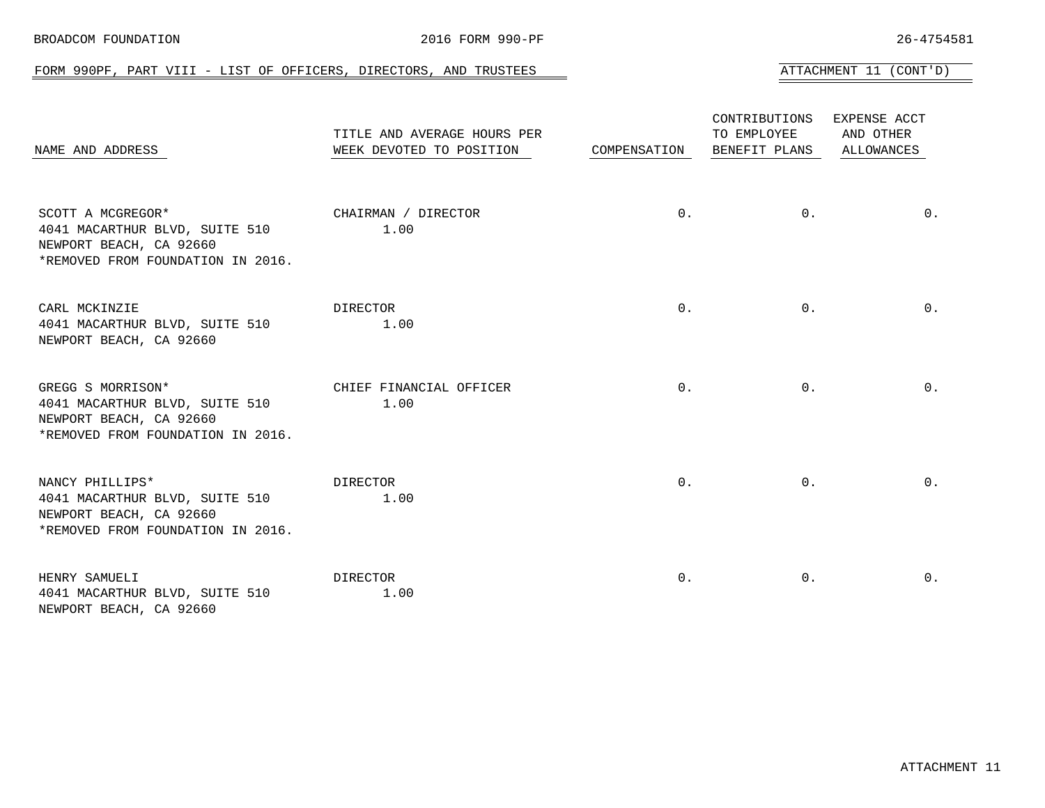BROADCOM FOUNDATION | 2016 FORM 990-PF | 26-4754581

FORM 990PF, PART VIII - LIST OF OFFICERS, DIRECTORS, AND TRUSTEES

ATTACHMENT 11 (CONT'D)

| NAME AND ADDRESS | TITLE AND AVERAGE HOURS PER WEEK DEVOTED TO POSITION | COMPENSATION | CONTRIBUTIONS TO EMPLOYEE BENEFIT PLANS | EXPENSE ACCT AND OTHER ALLOWANCES |
|---|---|---|---|---|
| SCOTT A MCGREGOR*<br>4041 MACARTHUR BLVD, SUITE 510<br>NEWPORT BEACH, CA 92660<br>*REMOVED FROM FOUNDATION IN 2016. | CHAIRMAN / DIRECTOR<br>1.00 | 0. | 0. | 0. |
| CARL MCKINZIE<br>4041 MACARTHUR BLVD, SUITE 510<br>NEWPORT BEACH, CA 92660 | DIRECTOR<br>1.00 | 0. | 0. | 0. |
| GREGG S MORRISON*<br>4041 MACARTHUR BLVD, SUITE 510<br>NEWPORT BEACH, CA 92660<br>*REMOVED FROM FOUNDATION IN 2016. | CHIEF FINANCIAL OFFICER<br>1.00 | 0. | 0. | 0. |
| NANCY PHILLIPS*<br>4041 MACARTHUR BLVD, SUITE 510<br>NEWPORT BEACH, CA 92660<br>*REMOVED FROM FOUNDATION IN 2016. | DIRECTOR<br>1.00 | 0. | 0. | 0. |
| HENRY SAMUELI<br>4041 MACARTHUR BLVD, SUITE 510<br>NEWPORT BEACH, CA 92660 | DIRECTOR<br>1.00 | 0. | 0. | 0. |

ATTACHMENT 11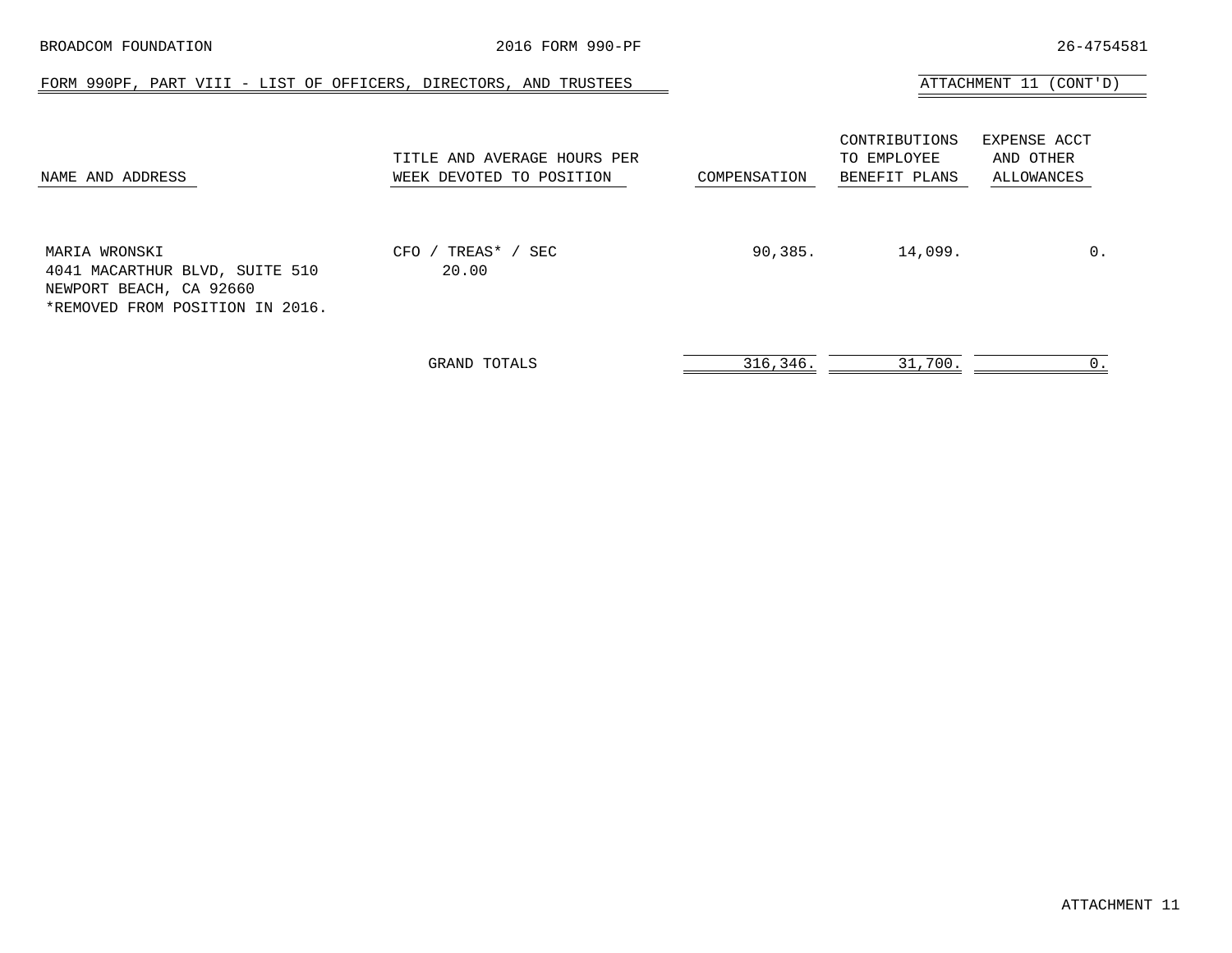FORM 990PF, PART VIII - LIST OF OFFICERS, DIRECTORS, AND TRUSTEES

ATTACHMENT 11 (CONT'D)

| NAME AND ADDRESS | TITLE AND AVERAGE HOURS PER WEEK DEVOTED TO POSITION | COMPENSATION | CONTRIBUTIONS TO EMPLOYEE BENEFIT PLANS | EXPENSE ACCT AND OTHER ALLOWANCES |
|---|---|---|---|---|
| MARIA WRONSKI<br>4041 MACARTHUR BLVD, SUITE 510<br>NEWPORT BEACH, CA 92660<br>*REMOVED FROM POSITION IN 2016. | CFO / TREAS* / SEC<br>20.00 | 90,385. | 14,099. | 0. |
| | GRAND TOTALS | 316,346. | 31,700. | 0. |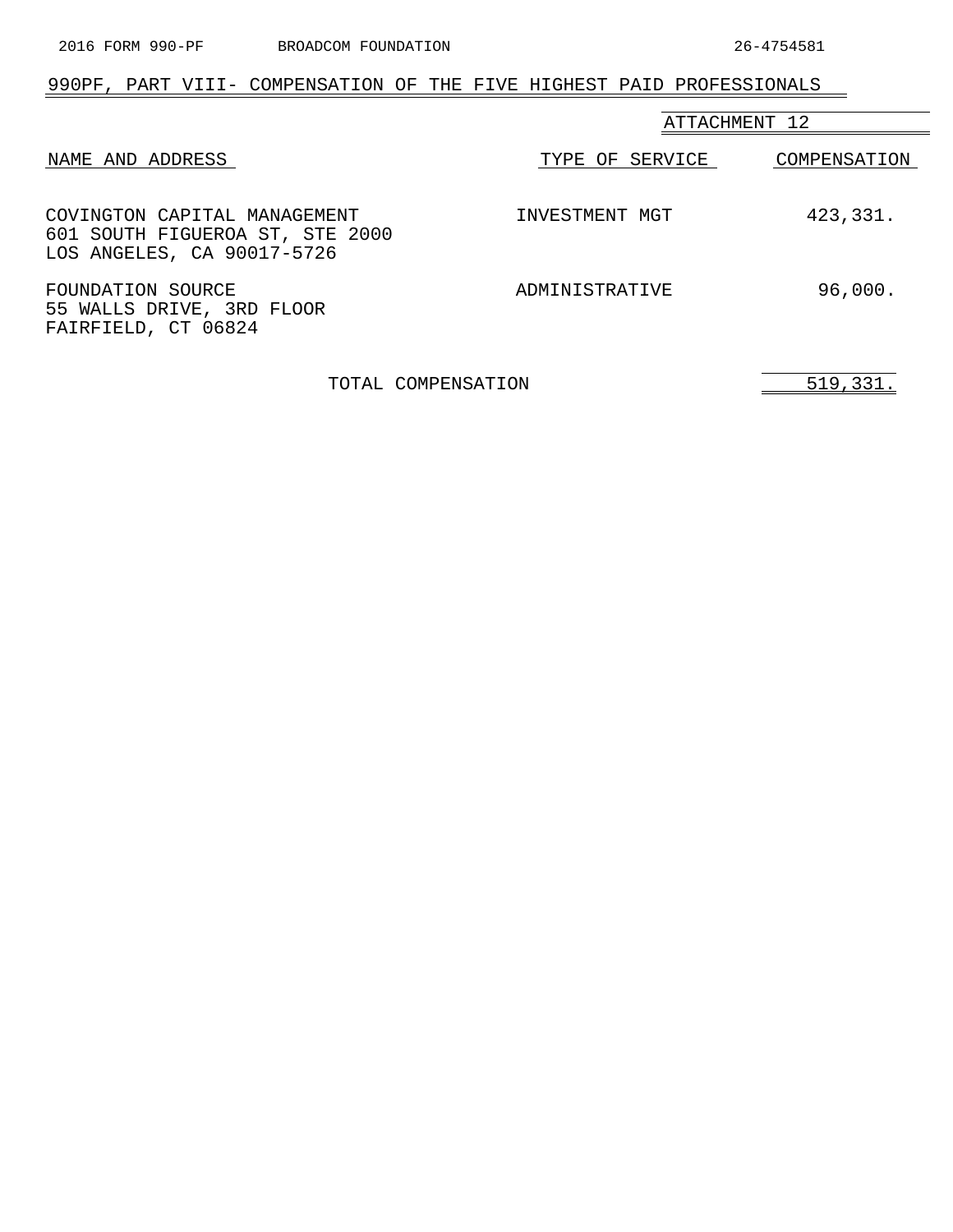## 990PF, PART VIII- COMPENSATION OF THE FIVE HIGHEST PAID PROFESSIONALS

ATTACHMENT 12

| NAME AND ADDRESS | TYPE OF SERVICE | COMPENSATION |
|---|---|---|
| COVINGTON CAPITAL MANAGEMENT<br>601 SOUTH FIGUEROA ST, STE 2000<br>LOS ANGELES, CA 90017-5726 | INVESTMENT MGT | 423,331. |
| FOUNDATION SOURCE<br>55 WALLS DRIVE, 3RD FLOOR<br>FAIRFIELD, CT 06824 | ADMINISTRATIVE | 96,000. |
| TOTAL COMPENSATION | | 519,331. |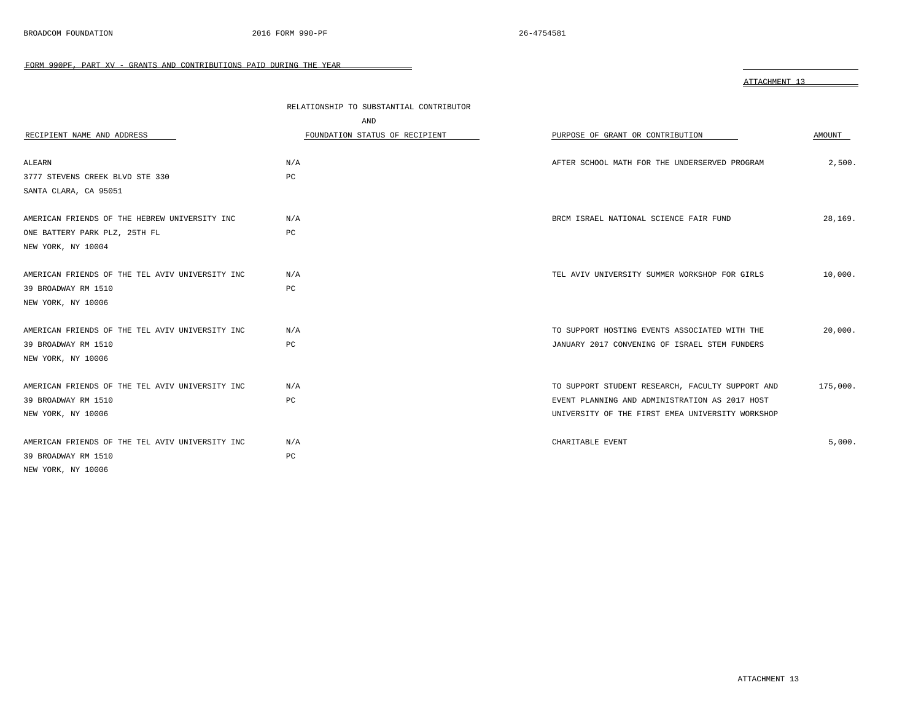## FORM 990PF, PART XV - GRANTS AND CONTRIBUTIONS PAID DURING THE YEAR

ATTACHMENT 13

| RECIPIENT NAME AND ADDRESS | RELATIONSHIP TO SUBSTANTIAL CONTRIBUTOR AND FOUNDATION STATUS OF RECIPIENT | PURPOSE OF GRANT OR CONTRIBUTION | AMOUNT |
|---|---|---|---|
| ALEARN<br>3777 STEVENS CREEK BLVD STE 330<br>SANTA CLARA, CA 95051 | N/A<br>PC | AFTER SCHOOL MATH FOR THE UNDERSERVED PROGRAM | 2,500. |
| AMERICAN FRIENDS OF THE HEBREW UNIVERSITY INC<br>ONE BATTERY PARK PLZ, 25TH FL<br>NEW YORK, NY 10004 | N/A<br>PC | BRCM ISRAEL NATIONAL SCIENCE FAIR FUND | 28,169. |
| AMERICAN FRIENDS OF THE TEL AVIV UNIVERSITY INC<br>39 BROADWAY RM 1510<br>NEW YORK, NY 10006 | N/A<br>PC | TEL AVIV UNIVERSITY SUMMER WORKSHOP FOR GIRLS | 10,000. |
| AMERICAN FRIENDS OF THE TEL AVIV UNIVERSITY INC<br>39 BROADWAY RM 1510<br>NEW YORK, NY 10006 | N/A<br>PC | TO SUPPORT HOSTING EVENTS ASSOCIATED WITH THE JANUARY 2017 CONVENING OF ISRAEL STEM FUNDERS | 20,000. |
| AMERICAN FRIENDS OF THE TEL AVIV UNIVERSITY INC<br>39 BROADWAY RM 1510<br>NEW YORK, NY 10006 | N/A<br>PC | TO SUPPORT STUDENT RESEARCH, FACULTY SUPPORT AND EVENT PLANNING AND ADMINISTRATION AS 2017 HOST UNIVERSITY OF THE FIRST EMEA UNIVERSITY WORKSHOP | 175,000. |
| AMERICAN FRIENDS OF THE TEL AVIV UNIVERSITY INC<br>39 BROADWAY RM 1510<br>NEW YORK, NY 10006 | N/A<br>PC | CHARITABLE EVENT | 5,000. |

ATTACHMENT 13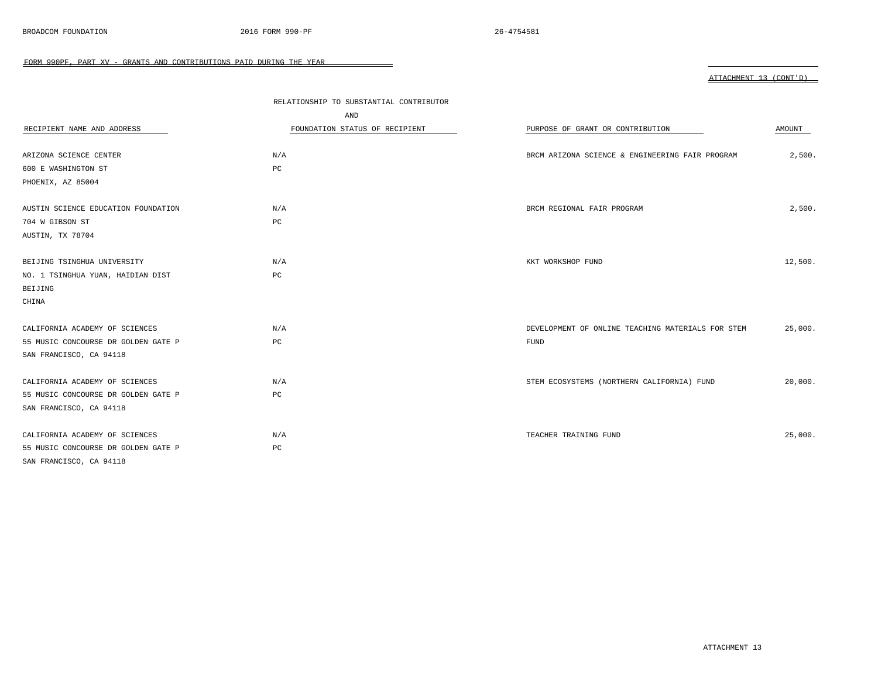FORM 990PF, PART XV - GRANTS AND CONTRIBUTIONS PAID DURING THE YEAR

ATTACHMENT 13 (CONT'D)

| RECIPIENT NAME AND ADDRESS | RELATIONSHIP TO SUBSTANTIAL CONTRIBUTOR AND FOUNDATION STATUS OF RECIPIENT | PURPOSE OF GRANT OR CONTRIBUTION | AMOUNT |
|---|---|---|---|
| ARIZONA SCIENCE CENTER<br>600 E WASHINGTON ST<br>PHOENIX, AZ 85004 | N/A<br>PC | BRCM ARIZONA SCIENCE & ENGINEERING FAIR PROGRAM | 2,500. |
| AUSTIN SCIENCE EDUCATION FOUNDATION<br>704 W GIBSON ST<br>AUSTIN, TX 78704 | N/A<br>PC | BRCM REGIONAL FAIR PROGRAM | 2,500. |
| BEIJING TSINGHUA UNIVERSITY<br>NO. 1 TSINGHUA YUAN, HAIDIAN DIST<br>BEIJING<br>CHINA | N/A<br>PC | KKT WORKSHOP FUND | 12,500. |
| CALIFORNIA ACADEMY OF SCIENCES<br>55 MUSIC CONCOURSE DR GOLDEN GATE P<br>SAN FRANCISCO, CA 94118 | N/A<br>PC | DEVELOPMENT OF ONLINE TEACHING MATERIALS FOR STEM FUND | 25,000. |
| CALIFORNIA ACADEMY OF SCIENCES<br>55 MUSIC CONCOURSE DR GOLDEN GATE P<br>SAN FRANCISCO, CA 94118 | N/A<br>PC | STEM ECOSYSTEMS (NORTHERN CALIFORNIA) FUND | 20,000. |
| CALIFORNIA ACADEMY OF SCIENCES<br>55 MUSIC CONCOURSE DR GOLDEN GATE P<br>SAN FRANCISCO, CA 94118 | N/A<br>PC | TEACHER TRAINING FUND | 25,000. |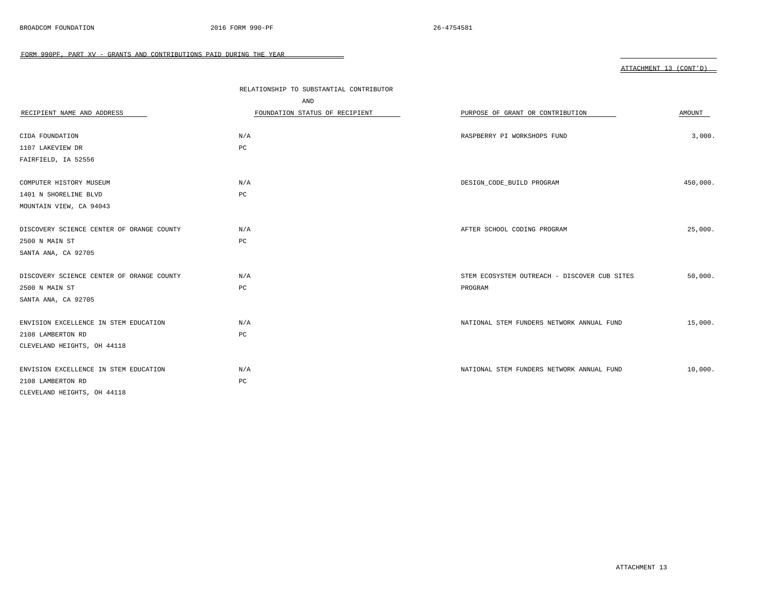## FORM 990PF, PART XV - GRANTS AND CONTRIBUTIONS PAID DURING THE YEAR

ATTACHMENT 13 (CONT'D)

| RECIPIENT NAME AND ADDRESS | RELATIONSHIP TO SUBSTANTIAL CONTRIBUTOR AND FOUNDATION STATUS OF RECIPIENT | PURPOSE OF GRANT OR CONTRIBUTION | AMOUNT |
|---|---|---|---|
| CIDA FOUNDATION<br>1107 LAKEVIEW DR<br>FAIRFIELD, IA 52556 | N/A<br>PC | RASPBERRY PI WORKSHOPS FUND | 3,000. |
| COMPUTER HISTORY MUSEUM<br>1401 N SHORELINE BLVD<br>MOUNTAIN VIEW, CA 94043 | N/A<br>PC | DESIGN_CODE_BUILD PROGRAM | 450,000. |
| DISCOVERY SCIENCE CENTER OF ORANGE COUNTY<br>2500 N MAIN ST<br>SANTA ANA, CA 92705 | N/A<br>PC | AFTER SCHOOL CODING PROGRAM | 25,000. |
| DISCOVERY SCIENCE CENTER OF ORANGE COUNTY<br>2500 N MAIN ST<br>SANTA ANA, CA 92705 | N/A<br>PC | STEM ECOSYSTEM OUTREACH - DISCOVER CUB SITES PROGRAM | 50,000. |
| ENVISION EXCELLENCE IN STEM EDUCATION<br>2108 LAMBERTON RD<br>CLEVELAND HEIGHTS, OH 44118 | N/A<br>PC | NATIONAL STEM FUNDERS NETWORK ANNUAL FUND | 15,000. |
| ENVISION EXCELLENCE IN STEM EDUCATION<br>2108 LAMBERTON RD<br>CLEVELAND HEIGHTS, OH 44118 | N/A<br>PC | NATIONAL STEM FUNDERS NETWORK ANNUAL FUND | 10,000. |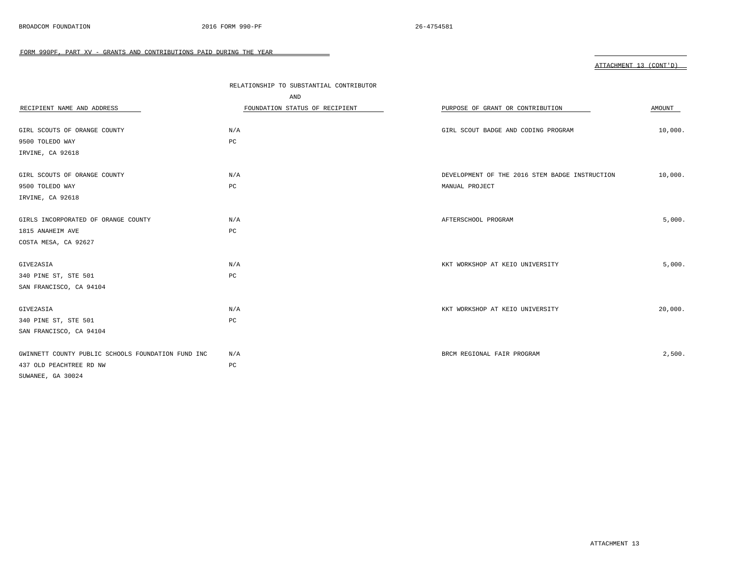BROADCOM FOUNDATION 2016 FORM 990-PF 26-4754581

FORM 990PF, PART XV - GRANTS AND CONTRIBUTIONS PAID DURING THE YEAR

ATTACHMENT 13 (CONT'D)

| RECIPIENT NAME AND ADDRESS | RELATIONSHIP TO SUBSTANTIAL CONTRIBUTOR AND FOUNDATION STATUS OF RECIPIENT | PURPOSE OF GRANT OR CONTRIBUTION | AMOUNT |
|---|---|---|---|
| GIRL SCOUTS OF ORANGE COUNTY<br>9500 TOLEDO WAY<br>IRVINE, CA 92618 | N/A<br>PC | GIRL SCOUT BADGE AND CODING PROGRAM | 10,000. |
| GIRL SCOUTS OF ORANGE COUNTY<br>9500 TOLEDO WAY<br>IRVINE, CA 92618 | N/A<br>PC | DEVELOPMENT OF THE 2016 STEM BADGE INSTRUCTION MANUAL PROJECT | 10,000. |
| GIRLS INCORPORATED OF ORANGE COUNTY<br>1815 ANAHEIM AVE<br>COSTA MESA, CA 92627 | N/A<br>PC | AFTERSCHOOL PROGRAM | 5,000. |
| GIVE2ASIA<br>340 PINE ST, STE 501<br>SAN FRANCISCO, CA 94104 | N/A<br>PC | KKT WORKSHOP AT KEIO UNIVERSITY | 5,000. |
| GIVE2ASIA<br>340 PINE ST, STE 501<br>SAN FRANCISCO, CA 94104 | N/A<br>PC | KKT WORKSHOP AT KEIO UNIVERSITY | 20,000. |
| GWINNETT COUNTY PUBLIC SCHOOLS FOUNDATION FUND INC<br>437 OLD PEACHTREE RD NW<br>SUWANEE, GA 30024 | N/A<br>PC | BRCM REGIONAL FAIR PROGRAM | 2,500. |

ATTACHMENT 13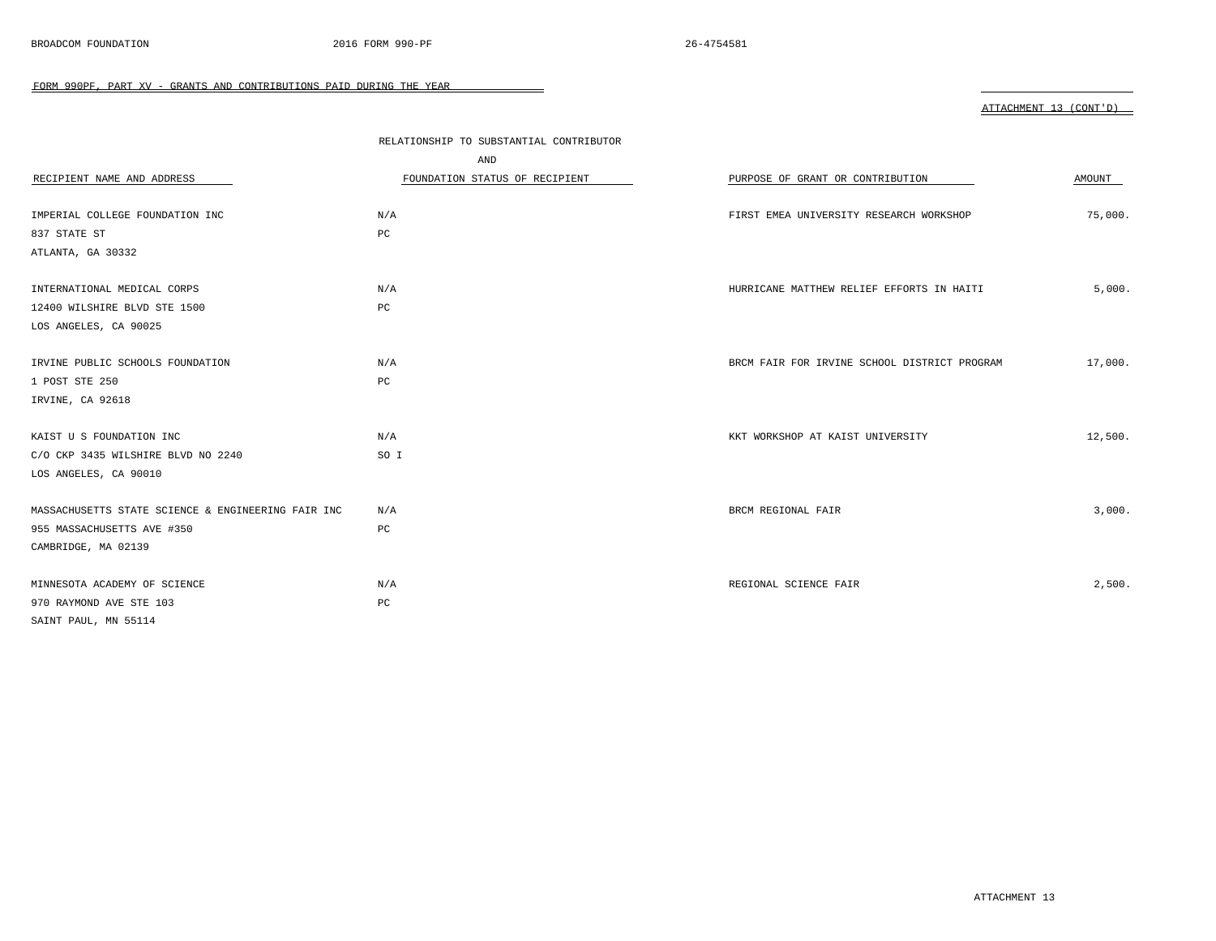FORM 990PF, PART XV - GRANTS AND CONTRIBUTIONS PAID DURING THE YEAR

ATTACHMENT 13 (CONT'D)

| RECIPIENT NAME AND ADDRESS | RELATIONSHIP TO SUBSTANTIAL CONTRIBUTOR AND FOUNDATION STATUS OF RECIPIENT | PURPOSE OF GRANT OR CONTRIBUTION | AMOUNT |
|---|---|---|---|
| IMPERIAL COLLEGE FOUNDATION INC<br>837 STATE ST<br>ATLANTA, GA 30332 | N/A<br>PC | FIRST EMEA UNIVERSITY RESEARCH WORKSHOP | 75,000. |
| INTERNATIONAL MEDICAL CORPS<br>12400 WILSHIRE BLVD STE 1500<br>LOS ANGELES, CA 90025 | N/A<br>PC | HURRICANE MATTHEW RELIEF EFFORTS IN HAITI | 5,000. |
| IRVINE PUBLIC SCHOOLS FOUNDATION<br>1 POST STE 250<br>IRVINE, CA 92618 | N/A<br>PC | BRCM FAIR FOR IRVINE SCHOOL DISTRICT PROGRAM | 17,000. |
| KAIST U S FOUNDATION INC<br>C/O CKP 3435 WILSHIRE BLVD NO 2240<br>LOS ANGELES, CA 90010 | N/A<br>SO I | KKT WORKSHOP AT KAIST UNIVERSITY | 12,500. |
| MASSACHUSETTS STATE SCIENCE & ENGINEERING FAIR INC<br>955 MASSACHUSETTS AVE #350<br>CAMBRIDGE, MA 02139 | N/A<br>PC | BRCM REGIONAL FAIR | 3,000. |
| MINNESOTA ACADEMY OF SCIENCE<br>970 RAYMOND AVE STE 103<br>SAINT PAUL, MN 55114 | N/A<br>PC | REGIONAL SCIENCE FAIR | 2,500. |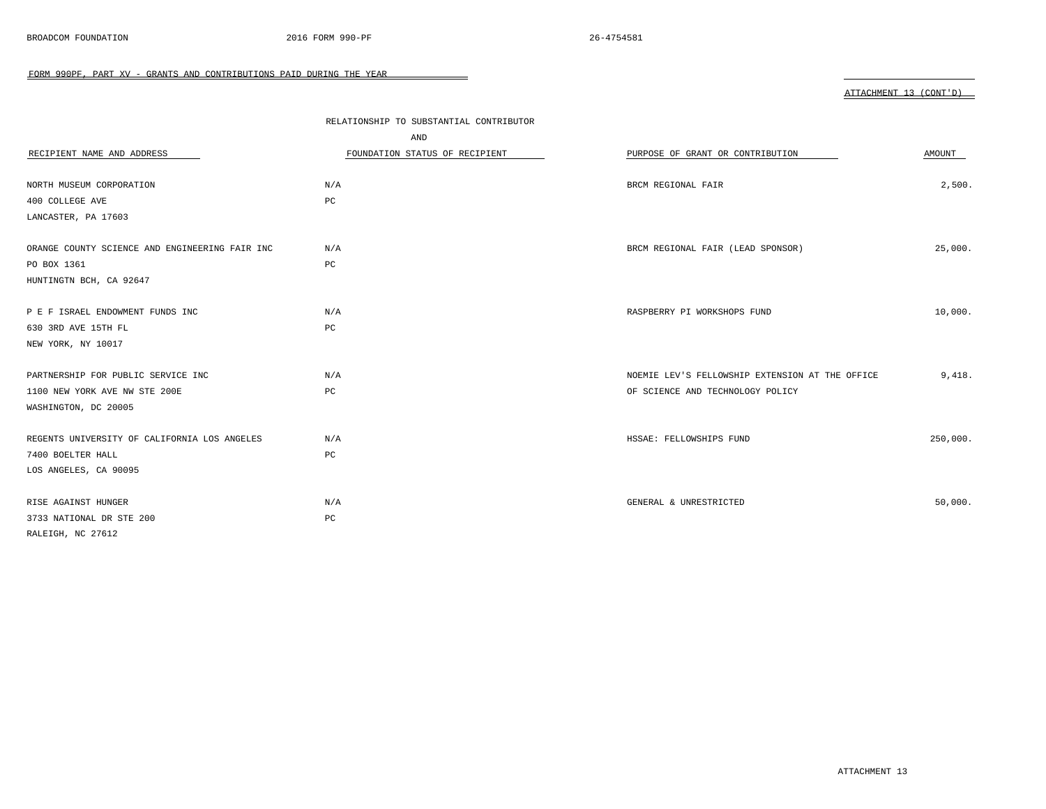FORM 990PF, PART XV - GRANTS AND CONTRIBUTIONS PAID DURING THE YEAR

ATTACHMENT 13 (CONT'D)

| RECIPIENT NAME AND ADDRESS | RELATIONSHIP TO SUBSTANTIAL CONTRIBUTOR AND FOUNDATION STATUS OF RECIPIENT | PURPOSE OF GRANT OR CONTRIBUTION | AMOUNT |
|---|---|---|---|
| NORTH MUSEUM CORPORATION<br>400 COLLEGE AVE<br>LANCASTER, PA 17603 | N/A<br>PC | BRCM REGIONAL FAIR | 2,500. |
| ORANGE COUNTY SCIENCE AND ENGINEERING FAIR INC<br>PO BOX 1361<br>HUNTINGTN BCH, CA 92647 | N/A<br>PC | BRCM REGIONAL FAIR (LEAD SPONSOR) | 25,000. |
| P E F ISRAEL ENDOWMENT FUNDS INC<br>630 3RD AVE 15TH FL<br>NEW YORK, NY 10017 | N/A<br>PC | RASPBERRY PI WORKSHOPS FUND | 10,000. |
| PARTNERSHIP FOR PUBLIC SERVICE INC<br>1100 NEW YORK AVE NW STE 200E<br>WASHINGTON, DC 20005 | N/A<br>PC | NOEMIE LEV'S FELLOWSHIP EXTENSION AT THE OFFICE OF SCIENCE AND TECHNOLOGY POLICY | 9,418. |
| REGENTS UNIVERSITY OF CALIFORNIA LOS ANGELES<br>7400 BOELTER HALL<br>LOS ANGELES, CA 90095 | N/A<br>PC | HSSAE: FELLOWSHIPS FUND | 250,000. |
| RISE AGAINST HUNGER<br>3733 NATIONAL DR STE 200<br>RALEIGH, NC 27612 | N/A<br>PC | GENERAL & UNRESTRICTED | 50,000. |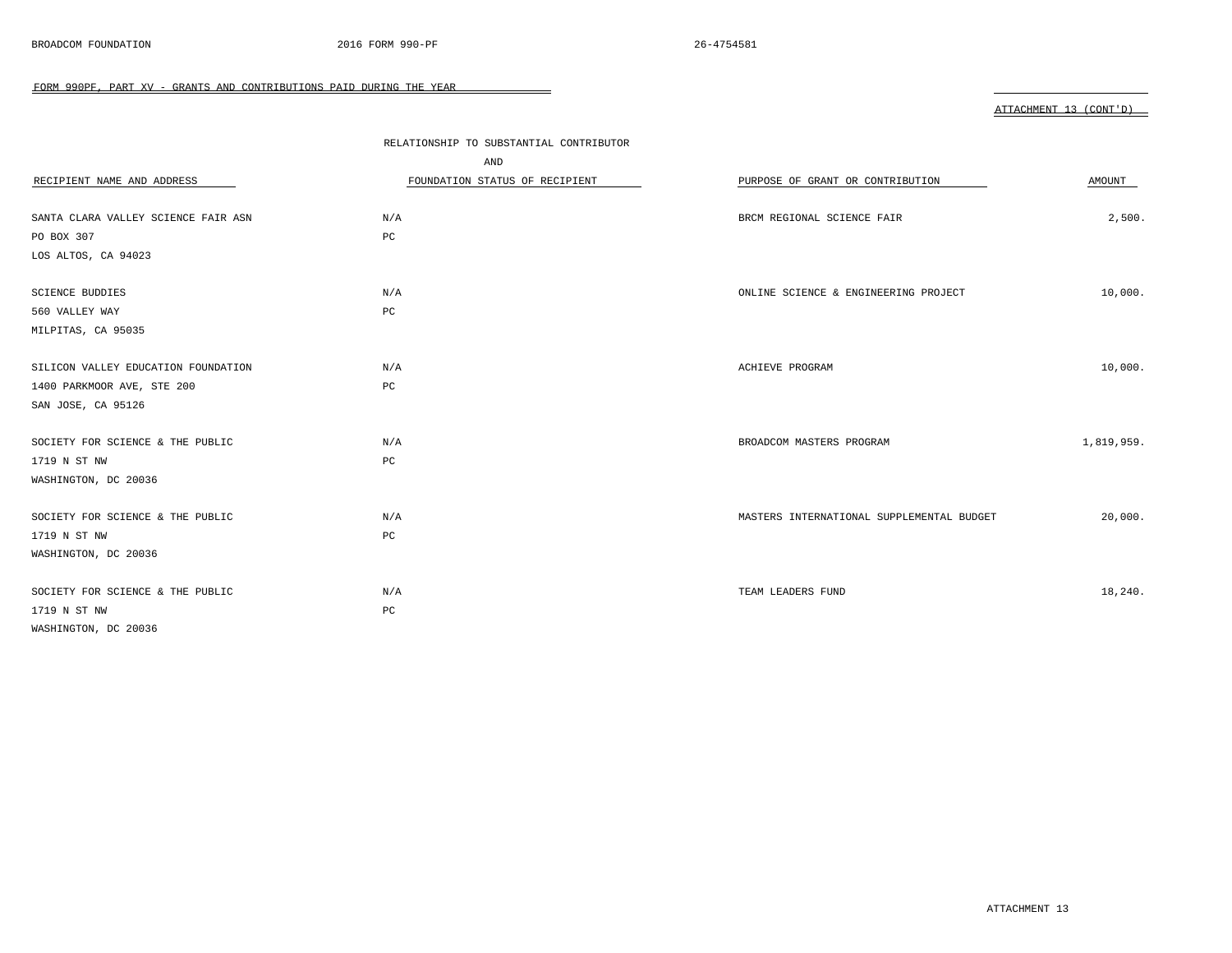FORM 990PF, PART XV - GRANTS AND CONTRIBUTIONS PAID DURING THE YEAR

ATTACHMENT 13 (CONT'D)

| RECIPIENT NAME AND ADDRESS | RELATIONSHIP TO SUBSTANTIAL CONTRIBUTOR AND FOUNDATION STATUS OF RECIPIENT | PURPOSE OF GRANT OR CONTRIBUTION | AMOUNT |
|---|---|---|---|
| SANTA CLARA VALLEY SCIENCE FAIR ASN<br>PO BOX 307<br>LOS ALTOS, CA 94023 | N/A<br>PC | BRCM REGIONAL SCIENCE FAIR | 2,500. |
| SCIENCE BUDDIES<br>560 VALLEY WAY<br>MILPITAS, CA 95035 | N/A<br>PC | ONLINE SCIENCE & ENGINEERING PROJECT | 10,000. |
| SILICON VALLEY EDUCATION FOUNDATION<br>1400 PARKMOOR AVE, STE 200<br>SAN JOSE, CA 95126 | N/A<br>PC | ACHIEVE PROGRAM | 10,000. |
| SOCIETY FOR SCIENCE & THE PUBLIC<br>1719 N ST NW<br>WASHINGTON, DC 20036 | N/A<br>PC | BROADCOM MASTERS PROGRAM | 1,819,959. |
| SOCIETY FOR SCIENCE & THE PUBLIC<br>1719 N ST NW<br>WASHINGTON, DC 20036 | N/A<br>PC | MASTERS INTERNATIONAL SUPPLEMENTAL BUDGET | 20,000. |
| SOCIETY FOR SCIENCE & THE PUBLIC<br>1719 N ST NW<br>WASHINGTON, DC 20036 | N/A<br>PC | TEAM LEADERS FUND | 18,240. |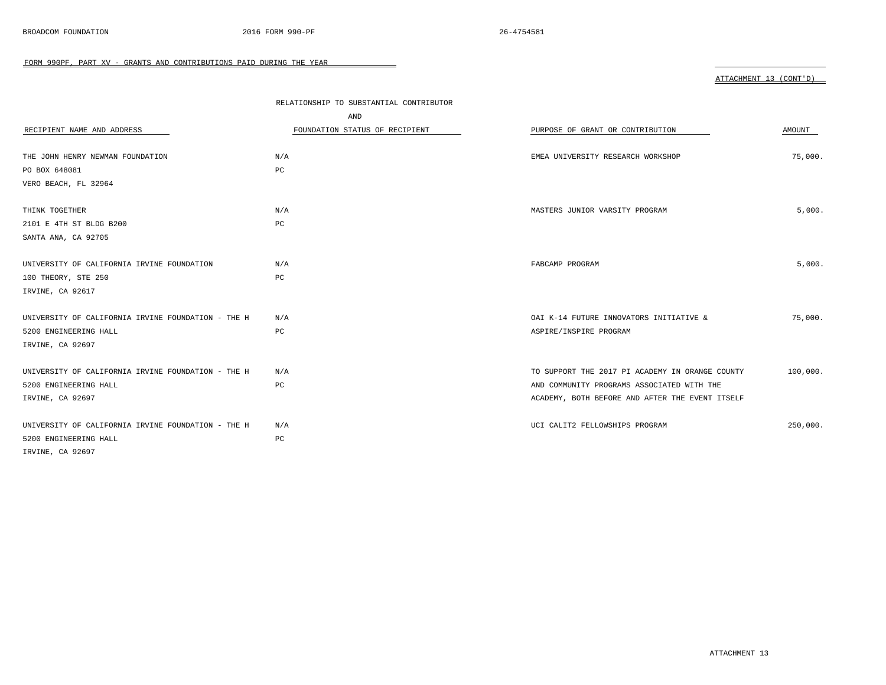FORM 990PF, PART XV - GRANTS AND CONTRIBUTIONS PAID DURING THE YEAR

ATTACHMENT 13 (CONT'D)

| RECIPIENT NAME AND ADDRESS | RELATIONSHIP TO SUBSTANTIAL CONTRIBUTOR AND FOUNDATION STATUS OF RECIPIENT | PURPOSE OF GRANT OR CONTRIBUTION | AMOUNT |
|---|---|---|---|
| THE JOHN HENRY NEWMAN FOUNDATION<br>PO BOX 648081<br>VERO BEACH, FL 32964 | N/A<br>PC | EMEA UNIVERSITY RESEARCH WORKSHOP | 75,000. |
| THINK TOGETHER<br>2101 E 4TH ST BLDG B200<br>SANTA ANA, CA 92705 | N/A<br>PC | MASTERS JUNIOR VARSITY PROGRAM | 5,000. |
| UNIVERSITY OF CALIFORNIA IRVINE FOUNDATION<br>100 THEORY, STE 250<br>IRVINE, CA 92617 | N/A<br>PC | FABCAMP PROGRAM | 5,000. |
| UNIVERSITY OF CALIFORNIA IRVINE FOUNDATION - THE H<br>5200 ENGINEERING HALL<br>IRVINE, CA 92697 | N/A<br>PC | OAI K-14 FUTURE INNOVATORS INITIATIVE & ASPIRE/INSPIRE PROGRAM | 75,000. |
| UNIVERSITY OF CALIFORNIA IRVINE FOUNDATION - THE H<br>5200 ENGINEERING HALL<br>IRVINE, CA 92697 | N/A<br>PC | TO SUPPORT THE 2017 PI ACADEMY IN ORANGE COUNTY AND COMMUNITY PROGRAMS ASSOCIATED WITH THE ACADEMY, BOTH BEFORE AND AFTER THE EVENT ITSELF | 100,000. |
| UNIVERSITY OF CALIFORNIA IRVINE FOUNDATION - THE H<br>5200 ENGINEERING HALL<br>IRVINE, CA 92697 | N/A<br>PC | UCI CALIT2 FELLOWSHIPS PROGRAM | 250,000. |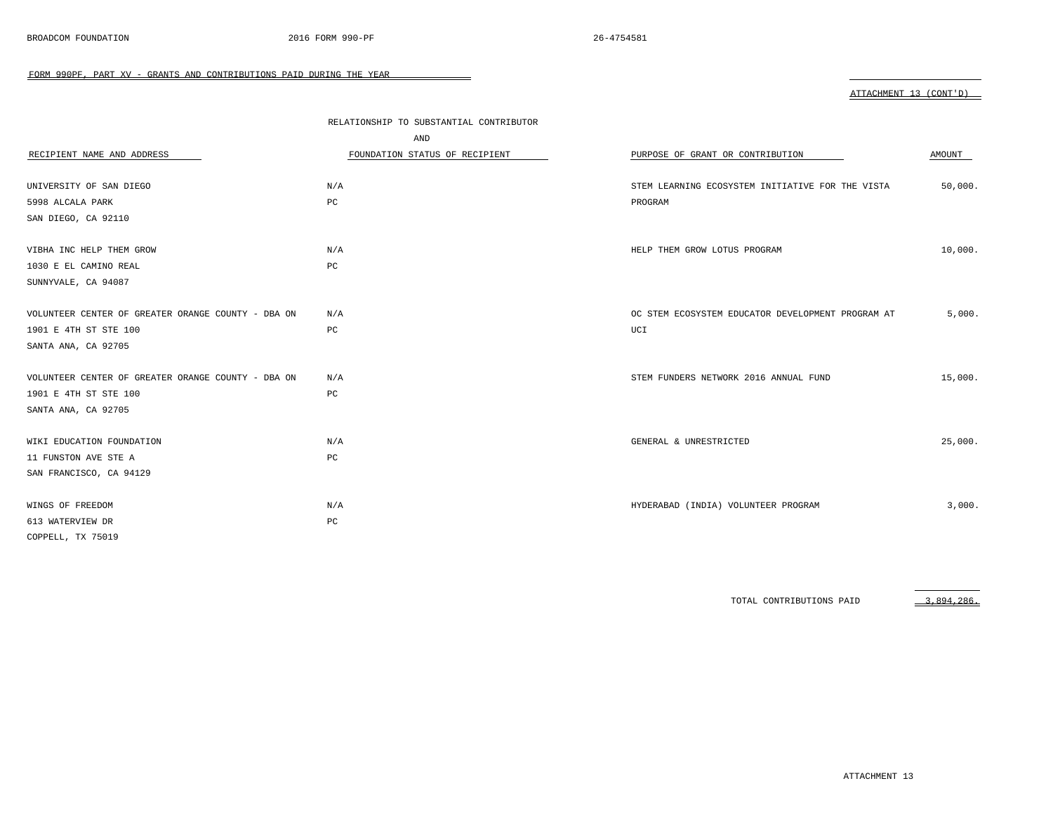BROADCOM FOUNDATION 2016 FORM 990-PF 26-4754581

FORM 990PF, PART XV - GRANTS AND CONTRIBUTIONS PAID DURING THE YEAR

ATTACHMENT 13 (CONT'D)

| RECIPIENT NAME AND ADDRESS | RELATIONSHIP TO SUBSTANTIAL CONTRIBUTOR AND FOUNDATION STATUS OF RECIPIENT | PURPOSE OF GRANT OR CONTRIBUTION | AMOUNT |
|---|---|---|---|
| UNIVERSITY OF SAN DIEGO<br>5998 ALCALA PARK<br>SAN DIEGO, CA 92110 | N/A<br>PC | STEM LEARNING ECOSYSTEM INITIATIVE FOR THE VISTA PROGRAM | 50,000. |
| VIBHA INC HELP THEM GROW<br>1030 E EL CAMINO REAL<br>SUNNYVALE, CA 94087 | N/A<br>PC | HELP THEM GROW LOTUS PROGRAM | 10,000. |
| VOLUNTEER CENTER OF GREATER ORANGE COUNTY - DBA ON<br>1901 E 4TH ST STE 100<br>SANTA ANA, CA 92705 | N/A<br>PC | OC STEM ECOSYSTEM EDUCATOR DEVELOPMENT PROGRAM AT UCI | 5,000. |
| VOLUNTEER CENTER OF GREATER ORANGE COUNTY - DBA ON<br>1901 E 4TH ST STE 100<br>SANTA ANA, CA 92705 | N/A<br>PC | STEM FUNDERS NETWORK 2016 ANNUAL FUND | 15,000. |
| WIKI EDUCATION FOUNDATION<br>11 FUNSTON AVE STE A<br>SAN FRANCISCO, CA 94129 | N/A<br>PC | GENERAL & UNRESTRICTED | 25,000. |
| WINGS OF FREEDOM<br>613 WATERVIEW DR<br>COPPELL, TX 75019 | N/A<br>PC | HYDERABAD (INDIA) VOLUNTEER PROGRAM | 3,000. |
| | | TOTAL CONTRIBUTIONS PAID | 3,894,286. |

ATTACHMENT 13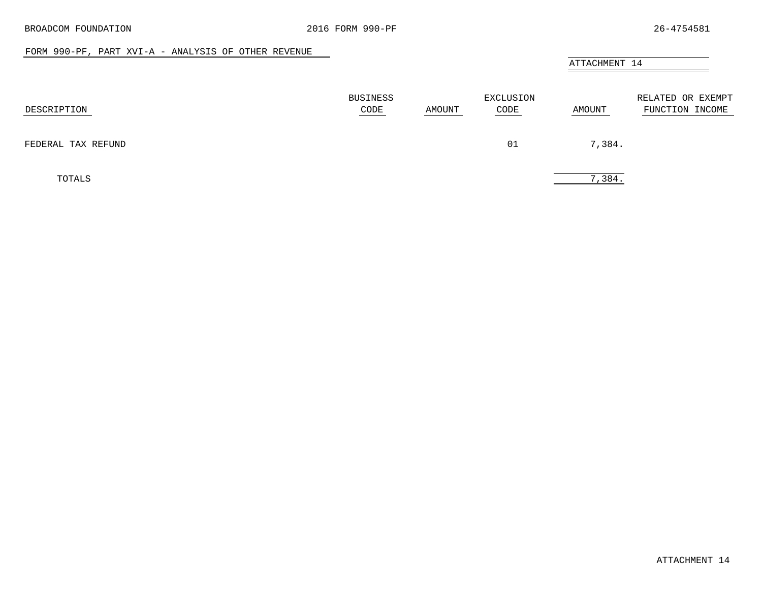## FORM 990-PF, PART XVI-A - ANALYSIS OF OTHER REVENUE

ATTACHMENT 14

| DESCRIPTION | BUSINESS CODE | AMOUNT | EXCLUSION CODE | AMOUNT | RELATED OR EXEMPT FUNCTION INCOME |
|---|---|---|---|---|---|
| FEDERAL TAX REFUND | | | 01 | 7,384. | |
| TOTALS | | | | 7,384. | |